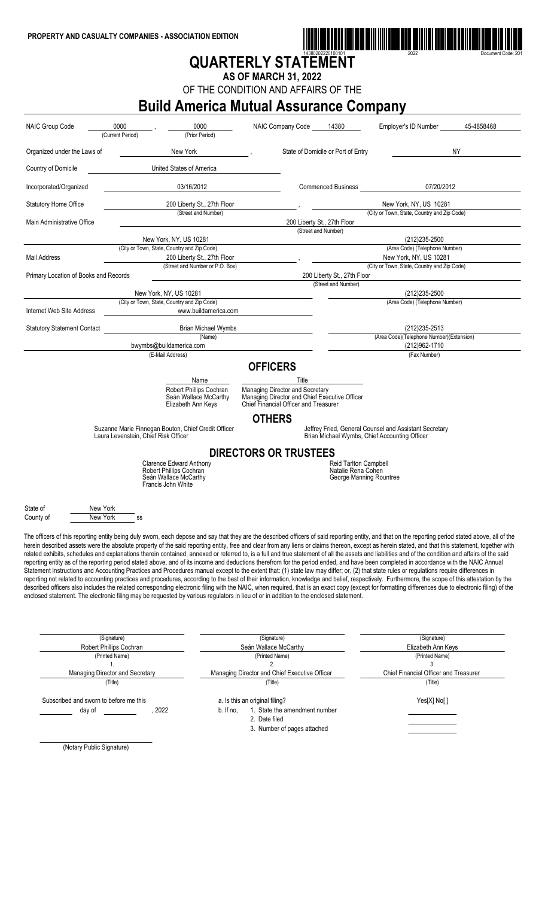**PROPERTY AND CASUALTY COMPANIES - ASSOCIATION EDITION**

14380202220100101 2022 Document Code: 201

# QUARTERLY STATEMENT

## AS OF MARCH 31, 2022

OF THE CONDITION AND AFFAIRS OF THE

# Build America Mutual Assurance Company

| | | | |
|---|---|---|---|
| NAIC Group Code | 0000 (Current Period), 0000 (Prior Period) | NAIC Company Code 14380 | Employer's ID Number 45-4858468 |
| Organized under the Laws of | New York | State of Domicile or Port of Entry | NY |
| Country of Domicile | United States of America | | |
| Incorporated/Organized | 03/16/2012 | Commenced Business | 07/20/2012 |
| Statutory Home Office | 200 Liberty St., 27th Floor (Street and Number) | | New York, NY, US 10281 (City or Town, State, Country and Zip Code) |
| Main Administrative Office | 200 Liberty St., 27th Floor (Street and Number) | | |
| | New York, NY, US 10281 (City or Town, State, Country and Zip Code) | | (212)235-2500 (Area Code) (Telephone Number) |
| Mail Address | 200 Liberty St., 27th Floor (Street and Number or P.O. Box) | | New York, NY, US 10281 (City or Town, State, Country and Zip Code) |
| Primary Location of Books and Records | 200 Liberty St., 27th Floor (Street and Number) | | |
| | New York, NY, US 10281 (City or Town, State, Country and Zip Code) | | (212)235-2500 (Area Code) (Telephone Number) |
| Internet Web Site Address | www.buildamerica.com | | |
| Statutory Statement Contact | Brian Michael Wymbs (Name) | | (212)235-2513 (Area Code)(Telephone Number)(Extension) |
| | bwymbs@buildamerica.com (E-Mail Address) | | (212)962-1710 (Fax Number) |

## OFFICERS

| Name | Title |
|---|---|
| Robert Phillips Cochran | Managing Director and Secretary |
| Seán Wallace McCarthy | Managing Director and Chief Executive Officer |
| Elizabeth Ann Keys | Chief Financial Officer and Treasurer |

## OTHERS

Suzanne Marie Finnegan Bouton, Chief Credit Officer
Laura Levenstein, Chief Risk Officer
Jeffrey Fried, General Counsel and Assistant Secretary
Brian Michael Wymbs, Chief Accounting Officer

## DIRECTORS OR TRUSTEES

Clarence Edward Anthony
Robert Phillips Cochran
Seán Wallace McCarthy
Francis John White
Reid Tarlton Campbell
Natalie Rena Cohen
George Manning Rountree

State of New York
County of New York ss

The officers of this reporting entity being duly sworn, each depose and say that they are the described officers of said reporting entity, and that on the reporting period stated above, all of the herein described assets were the absolute property of the said reporting entity, free and clear from any liens or claims thereon, except as herein stated, and that this statement, together with related exhibits, schedules and explanations therein contained, annexed or referred to, is a full and true statement of all the assets and liabilities and of the condition and affairs of the said reporting entity as of the reporting period stated above, and of its income and deductions therefrom for the period ended, and have been completed in accordance with the NAIC Annual Statement Instructions and Accounting Practices and Procedures manual except to the extent that: (1) state law may differ; or, (2) that state rules or regulations require differences in reporting not related to accounting practices and procedures, according to the best of their information, knowledge and belief, respectively. Furthermore, the scope of this attestation by the described officers also includes the related corresponding electronic filing with the NAIC, when required, that is an exact copy (except for formatting differences due to electronic filing) of the enclosed statement. The electronic filing may be requested by various regulators in lieu of or in addition to the enclosed statement.

| (Signature) | (Signature) | (Signature) |
|---|---|---|
| Robert Phillips Cochran | Seán Wallace McCarthy | Elizabeth Ann Keys |
| (Printed Name) | (Printed Name) | (Printed Name) |
| 1. | 2. | 3. |
| Managing Director and Secretary | Managing Director and Chief Executive Officer | Chief Financial Officer and Treasurer |
| (Title) | (Title) | (Title) |

Subscribed and sworn to before me this
\_\_\_\_\_ day of \_\_\_\_\_, 2022

a. Is this an original filing? Yes[X] No[ ]
b. If no,
1. State the amendment number
2. Date filed
3. Number of pages attached

(Notary Public Signature)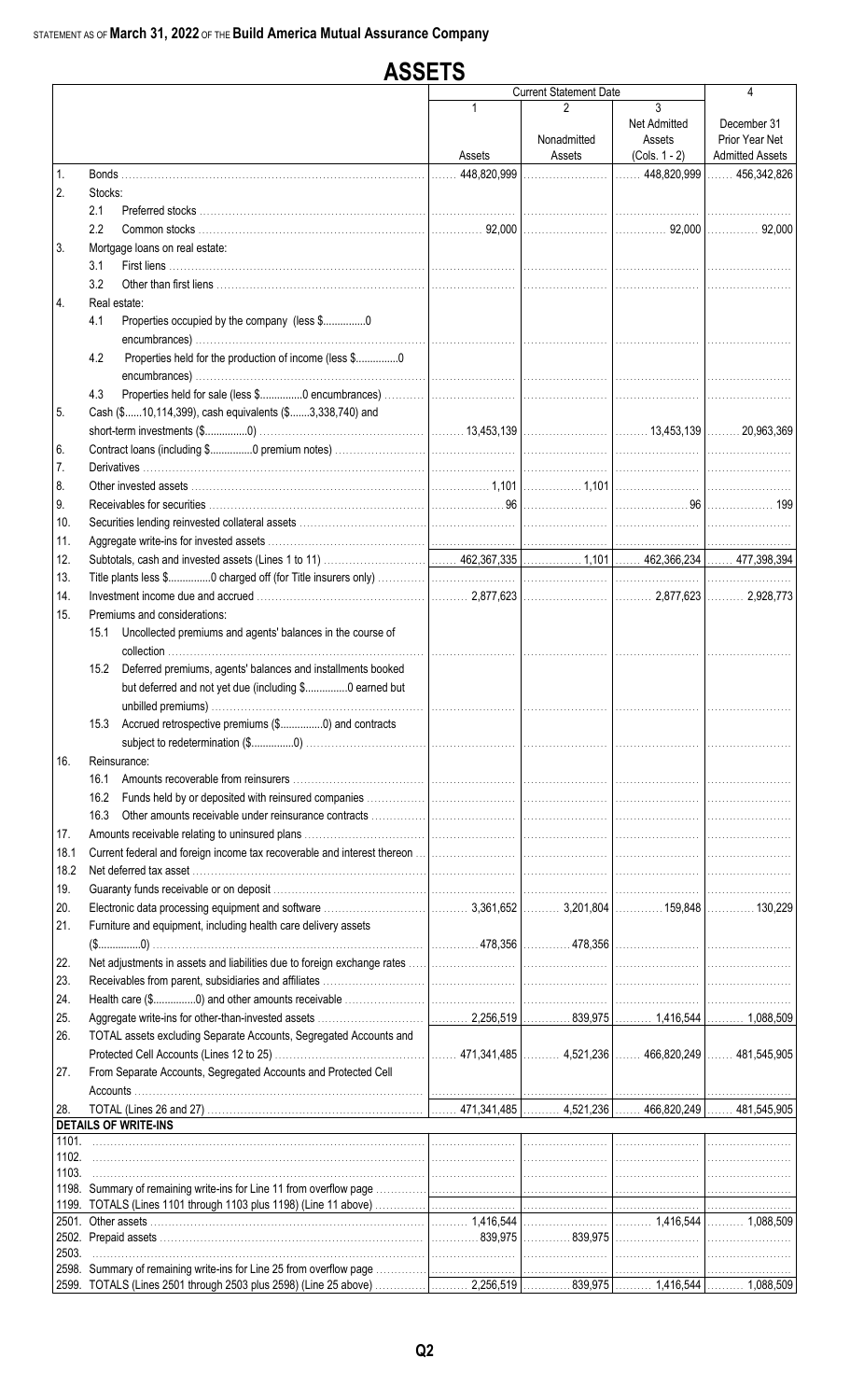STATEMENT AS OF **March 31, 2022** OF THE **Build America Mutual Assurance Company**

# ASSETS

| | | Current Statement Date | | | 4 |
|---|---|---|---|---|---|
| | | 1 | 2 | 3 | |
| | | Assets | Nonadmitted Assets | Net Admitted Assets (Cols. 1 - 2) | December 31 Prior Year Net Admitted Assets |
| 1. | Bonds | 448,820,999 | | 448,820,999 | 456,342,826 |
| 2. | Stocks: | | | | |
| | 2.1 Preferred stocks | | | | |
| | 2.2 Common stocks | 92,000 | | 92,000 | 92,000 |
| 3. | Mortgage loans on real estate: | | | | |
| | 3.1 First liens | | | | |
| | 3.2 Other than first liens | | | | |
| 4. | Real estate: | | | | |
| | 4.1 Properties occupied by the company (less $...............0 encumbrances) | | | | |
| | 4.2 Properties held for the production of income (less $...............0 encumbrances) | | | | |
| | 4.3 Properties held for sale (less $...............0 encumbrances) | | | | |
| 5. | Cash ($......10,114,399), cash equivalents ($.......3,338,740) and short-term investments ($...............0) | 13,453,139 | | 13,453,139 | 20,963,369 |
| 6. | Contract loans (including $...............0 premium notes) | | | | |
| 7. | Derivatives | | | | |
| 8. | Other invested assets | 1,101 | 1,101 | | |
| 9. | Receivables for securities | 96 | | 96 | 199 |
| 10. | Securities lending reinvested collateral assets | | | | |
| 11. | Aggregate write-ins for invested assets | | | | |
| 12. | Subtotals, cash and invested assets (Lines 1 to 11) | 462,367,335 | 1,101 | 462,366,234 | 477,398,394 |
| 13. | Title plants less $...............0 charged off (for Title insurers only) | | | | |
| 14. | Investment income due and accrued | 2,877,623 | | 2,877,623 | 2,928,773 |
| 15. | Premiums and considerations: | | | | |
| | 15.1 Uncollected premiums and agents' balances in the course of collection | | | | |
| | 15.2 Deferred premiums, agents' balances and installments booked but deferred and not yet due (including $...............0 earned but unbilled premiums) | | | | |
| | 15.3 Accrued retrospective premiums ($...............0) and contracts subject to redetermination ($...............0) | | | | |
| 16. | Reinsurance: | | | | |
| | 16.1 Amounts recoverable from reinsurers | | | | |
| | 16.2 Funds held by or deposited with reinsured companies | | | | |
| | 16.3 Other amounts receivable under reinsurance contracts | | | | |
| 17. | Amounts receivable relating to uninsured plans | | | | |
| 18.1 | Current federal and foreign income tax recoverable and interest thereon | | | | |
| 18.2 | Net deferred tax asset | | | | |
| 19. | Guaranty funds receivable or on deposit | | | | |
| 20. | Electronic data processing equipment and software | 3,361,652 | 3,201,804 | 159,848 | 130,229 |
| 21. | Furniture and equipment, including health care delivery assets ($...............0) | 478,356 | 478,356 | | |
| 22. | Net adjustments in assets and liabilities due to foreign exchange rates | | | | |
| 23. | Receivables from parent, subsidiaries and affiliates | | | | |
| 24. | Health care ($...............0) and other amounts receivable | | | | |
| 25. | Aggregate write-ins for other-than-invested assets | 2,256,519 | 839,975 | 1,416,544 | 1,088,509 |
| 26. | TOTAL assets excluding Separate Accounts, Segregated Accounts and Protected Cell Accounts (Lines 12 to 25) | 471,341,485 | 4,521,236 | 466,820,249 | 481,545,905 |
| 27. | From Separate Accounts, Segregated Accounts and Protected Cell Accounts | | | | |
| 28. | TOTAL (Lines 26 and 27) | 471,341,485 | 4,521,236 | 466,820,249 | 481,545,905 |
| | **DETAILS OF WRITE-INS** | | | | |
| 1101. | | | | | |
| 1102. | | | | | |
| 1103. | | | | | |
| 1198. | Summary of remaining write-ins for Line 11 from overflow page | | | | |
| 1199. | TOTALS (Lines 1101 through 1103 plus 1198) (Line 11 above) | | | | |
| 2501. | Other assets | 1,416,544 | | 1,416,544 | 1,088,509 |
| 2502. | Prepaid assets | 839,975 | 839,975 | | |
| 2503. | | | | | |
| 2598. | Summary of remaining write-ins for Line 25 from overflow page | | | | |
| 2599. | TOTALS (Lines 2501 through 2503 plus 2598) (Line 25 above) | 2,256,519 | 839,975 | 1,416,544 | 1,088,509 |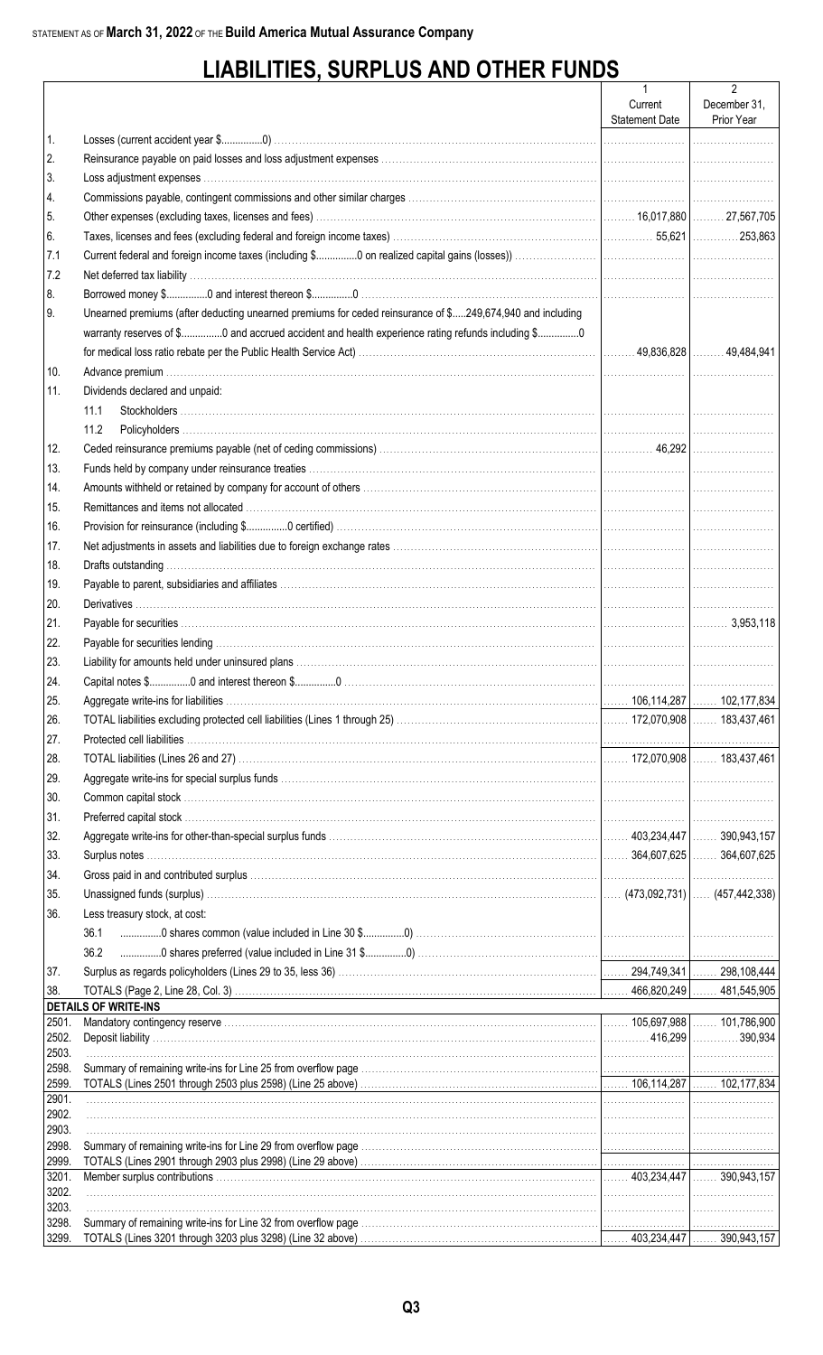STATEMENT AS OF **March 31, 2022** OF THE **Build America Mutual Assurance Company**

# LIABILITIES, SURPLUS AND OTHER FUNDS

| | | 1<br>Current Statement Date | 2<br>December 31, Prior Year |
|---|---|---|---|
| 1. | Losses (current accident year $..............0) | | |
| 2. | Reinsurance payable on paid losses and loss adjustment expenses | | |
| 3. | Loss adjustment expenses | | |
| 4. | Commissions payable, contingent commissions and other similar charges | | |
| 5. | Other expenses (excluding taxes, licenses and fees) | 16,017,880 | 27,567,705 |
| 6. | Taxes, licenses and fees (excluding federal and foreign income taxes) | 55,621 | 253,863 |
| 7.1 | Current federal and foreign income taxes (including $..............0 on realized capital gains (losses)) | | |
| 7.2 | Net deferred tax liability | | |
| 8. | Borrowed money $..............0 and interest thereon $..............0 | | |
| 9. | Unearned premiums (after deducting unearned premiums for ceded reinsurance of $.....249,674,940 and including warranty reserves of $..............0 and accrued accident and health experience rating refunds including $..............0 for medical loss ratio rebate per the Public Health Service Act) | 49,836,828 | 49,484,941 |
| 10. | Advance premium | | |
| 11. | Dividends declared and unpaid: | | |
| | 11.1 Stockholders | | |
| | 11.2 Policyholders | | |
| 12. | Ceded reinsurance premiums payable (net of ceding commissions) | 46,292 | |
| 13. | Funds held by company under reinsurance treaties | | |
| 14. | Amounts withheld or retained by company for account of others | | |
| 15. | Remittances and items not allocated | | |
| 16. | Provision for reinsurance (including $..............0 certified) | | |
| 17. | Net adjustments in assets and liabilities due to foreign exchange rates | | |
| 18. | Drafts outstanding | | |
| 19. | Payable to parent, subsidiaries and affiliates | | |
| 20. | Derivatives | | |
| 21. | Payable for securities | | 3,953,118 |
| 22. | Payable for securities lending | | |
| 23. | Liability for amounts held under uninsured plans | | |
| 24. | Capital notes $..............0 and interest thereon $..............0 | | |
| 25. | Aggregate write-ins for liabilities | 106,114,287 | 102,177,834 |
| 26. | TOTAL liabilities excluding protected cell liabilities (Lines 1 through 25) | 172,070,908 | 183,437,461 |
| 27. | Protected cell liabilities | | |
| 28. | TOTAL liabilities (Lines 26 and 27) | 172,070,908 | 183,437,461 |
| 29. | Aggregate write-ins for special surplus funds | | |
| 30. | Common capital stock | | |
| 31. | Preferred capital stock | | |
| 32. | Aggregate write-ins for other-than-special surplus funds | 403,234,447 | 390,943,157 |
| 33. | Surplus notes | 364,607,625 | 364,607,625 |
| 34. | Gross paid in and contributed surplus | | |
| 35. | Unassigned funds (surplus) | (473,092,731) | (457,442,338) |
| 36. | Less treasury stock, at cost: | | |
| | 36.1 ..............0 shares common (value included in Line 30 $..............0) | | |
| | 36.2 ..............0 shares preferred (value included in Line 31 $..............0) | | |
| 37. | Surplus as regards policyholders (Lines 29 to 35, less 36) | 294,749,341 | 298,108,444 |
| 38. | TOTALS (Page 2, Line 28, Col. 3) | 466,820,249 | 481,545,905 |
| | **DETAILS OF WRITE-INS** | | |
| 2501. | Mandatory contingency reserve | 105,697,988 | 101,786,900 |
| 2502. | Deposit liability | 416,299 | 390,934 |
| 2503. | | | |
| 2598. | Summary of remaining write-ins for Line 25 from overflow page | | |
| 2599. | TOTALS (Lines 2501 through 2503 plus 2598) (Line 25 above) | 106,114,287 | 102,177,834 |
| 2901. | | | |
| 2902. | | | |
| 2903. | | | |
| 2998. | Summary of remaining write-ins for Line 29 from overflow page | | |
| 2999. | TOTALS (Lines 2901 through 2903 plus 2998) (Line 29 above) | | |
| 3201. | Member surplus contributions | 403,234,447 | 390,943,157 |
| 3202. | | | |
| 3203. | | | |
| 3298. | Summary of remaining write-ins for Line 32 from overflow page | | |
| 3299. | TOTALS (Lines 3201 through 3203 plus 3298) (Line 32 above) | 403,234,447 | 390,943,157 |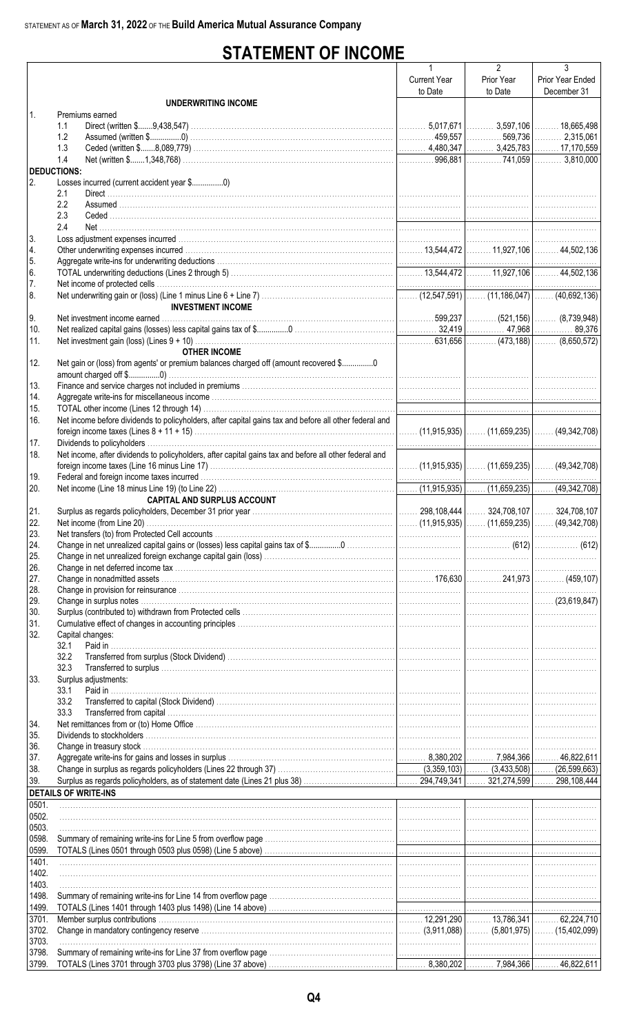STATEMENT AS OF **March 31, 2022** OF THE **Build America Mutual Assurance Company**

# STATEMENT OF INCOME

| | | 1<br>Current Year to Date | 2<br>Prior Year to Date | 3<br>Prior Year Ended December 31 |
|---|---|---|---|---|
| | **UNDERWRITING INCOME** | | | |
| 1. | Premiums earned | | | |
| | 1.1 Direct (written $.......9,438,547) | 5,017,671 | 3,597,106 | 18,665,498 |
| | 1.2 Assumed (written $...............0) | 459,557 | 569,736 | 2,315,061 |
| | 1.3 Ceded (written $.......8,089,779) | 4,480,347 | 3,425,783 | 17,170,559 |
| | 1.4 Net (written $.......1,348,768) | 996,881 | 741,059 | 3,810,000 |
| **DEDUCTIONS:** | | | | |
| 2. | Losses incurred (current accident year $...............0) | | | |
| | 2.1 Direct | | | |
| | 2.2 Assumed | | | |
| | 2.3 Ceded | | | |
| | 2.4 Net | | | |
| 3. | Loss adjustment expenses incurred | | | |
| 4. | Other underwriting expenses incurred | 13,544,472 | 11,927,106 | 44,502,136 |
| 5. | Aggregate write-ins for underwriting deductions | | | |
| 6. | TOTAL underwriting deductions (Lines 2 through 5) | 13,544,472 | 11,927,106 | 44,502,136 |
| 7. | Net income of protected cells | | | |
| 8. | Net underwriting gain or (loss) (Line 1 minus Line 6 + Line 7) | (12,547,591) | (11,186,047) | (40,692,136) |
| | **INVESTMENT INCOME** | | | |
| 9. | Net investment income earned | 599,237 | (521,156) | (8,739,948) |
| 10. | Net realized capital gains (losses) less capital gains tax of $...............0 | 32,419 | 47,968 | 89,376 |
| 11. | Net investment gain (loss) (Lines 9 + 10) | 631,656 | (473,188) | (8,650,572) |
| | **OTHER INCOME** | | | |
| 12. | Net gain or (loss) from agents' or premium balances charged off (amount recovered $...............0 amount charged off $...............0) | | | |
| 13. | Finance and service charges not included in premiums | | | |
| 14. | Aggregate write-ins for miscellaneous income | | | |
| 15. | TOTAL other income (Lines 12 through 14) | | | |
| 16. | Net income before dividends to policyholders, after capital gains tax and before all other federal and foreign income taxes (Lines 8 + 11 + 15) | (11,915,935) | (11,659,235) | (49,342,708) |
| 17. | Dividends to policyholders | | | |
| 18. | Net income, after dividends to policyholders, after capital gains tax and before all other federal and foreign income taxes (Line 16 minus Line 17) | (11,915,935) | (11,659,235) | (49,342,708) |
| 19. | Federal and foreign income taxes incurred | | | |
| 20. | Net income (Line 18 minus Line 19) (to Line 22) | (11,915,935) | (11,659,235) | (49,342,708) |
| | **CAPITAL AND SURPLUS ACCOUNT** | | | |
| 21. | Surplus as regards policyholders, December 31 prior year | 298,108,444 | 324,708,107 | 324,708,107 |
| 22. | Net income (from Line 20) | (11,915,935) | (11,659,235) | (49,342,708) |
| 23. | Net transfers (to) from Protected Cell accounts | | | |
| 24. | Change in net unrealized capital gains or (losses) less capital gains tax of $...............0 | | (612) | (612) |
| 25. | Change in net unrealized foreign exchange capital gain (loss) | | | |
| 26. | Change in net deferred income tax | | | |
| 27. | Change in nonadmitted assets | 176,630 | 241,973 | (459,107) |
| 28. | Change in provision for reinsurance | | | |
| 29. | Change in surplus notes | | | (23,619,847) |
| 30. | Surplus (contributed to) withdrawn from Protected cells | | | |
| 31. | Cumulative effect of changes in accounting principles | | | |
| 32. | Capital changes: | | | |
| | 32.1 Paid in | | | |
| | 32.2 Transferred from surplus (Stock Dividend) | | | |
| | 32.3 Transferred to surplus | | | |
| 33. | Surplus adjustments: | | | |
| | 33.1 Paid in | | | |
| | 33.2 Transferred to capital (Stock Dividend) | | | |
| | 33.3 Transferred from capital | | | |
| 34. | Net remittances from or (to) Home Office | | | |
| 35. | Dividends to stockholders | | | |
| 36. | Change in treasury stock | | | |
| 37. | Aggregate write-ins for gains and losses in surplus | 8,380,202 | 7,984,366 | 46,822,611 |
| 38. | Change in surplus as regards policyholders (Lines 22 through 37) | (3,359,103) | (3,433,508) | (26,599,663) |
| 39. | Surplus as regards policyholders, as of statement date (Lines 21 plus 38) | 294,749,341 | 321,274,599 | 298,108,444 |
| | **DETAILS OF WRITE-INS** | | | |
| 0501. | | | | |
| 0502. | | | | |
| 0503. | | | | |
| 0598. | Summary of remaining write-ins for Line 5 from overflow page | | | |
| 0599. | TOTALS (Lines 0501 through 0503 plus 0598) (Line 5 above) | | | |
| 1401. | | | | |
| 1402. | | | | |
| 1403. | | | | |
| 1498. | Summary of remaining write-ins for Line 14 from overflow page | | | |
| 1499. | TOTALS (Lines 1401 through 1403 plus 1498) (Line 14 above) | | | |
| 3701. | Member surplus contributions | 12,291,290 | 13,786,341 | 62,224,710 |
| 3702. | Change in mandatory contingency reserve | (3,911,088) | (5,801,975) | (15,402,099) |
| 3703. | | | | |
| 3798. | Summary of remaining write-ins for Line 37 from overflow page | | | |
| 3799. | TOTALS (Lines 3701 through 3703 plus 3798) (Line 37 above) | 8,380,202 | 7,984,366 | 46,822,611 |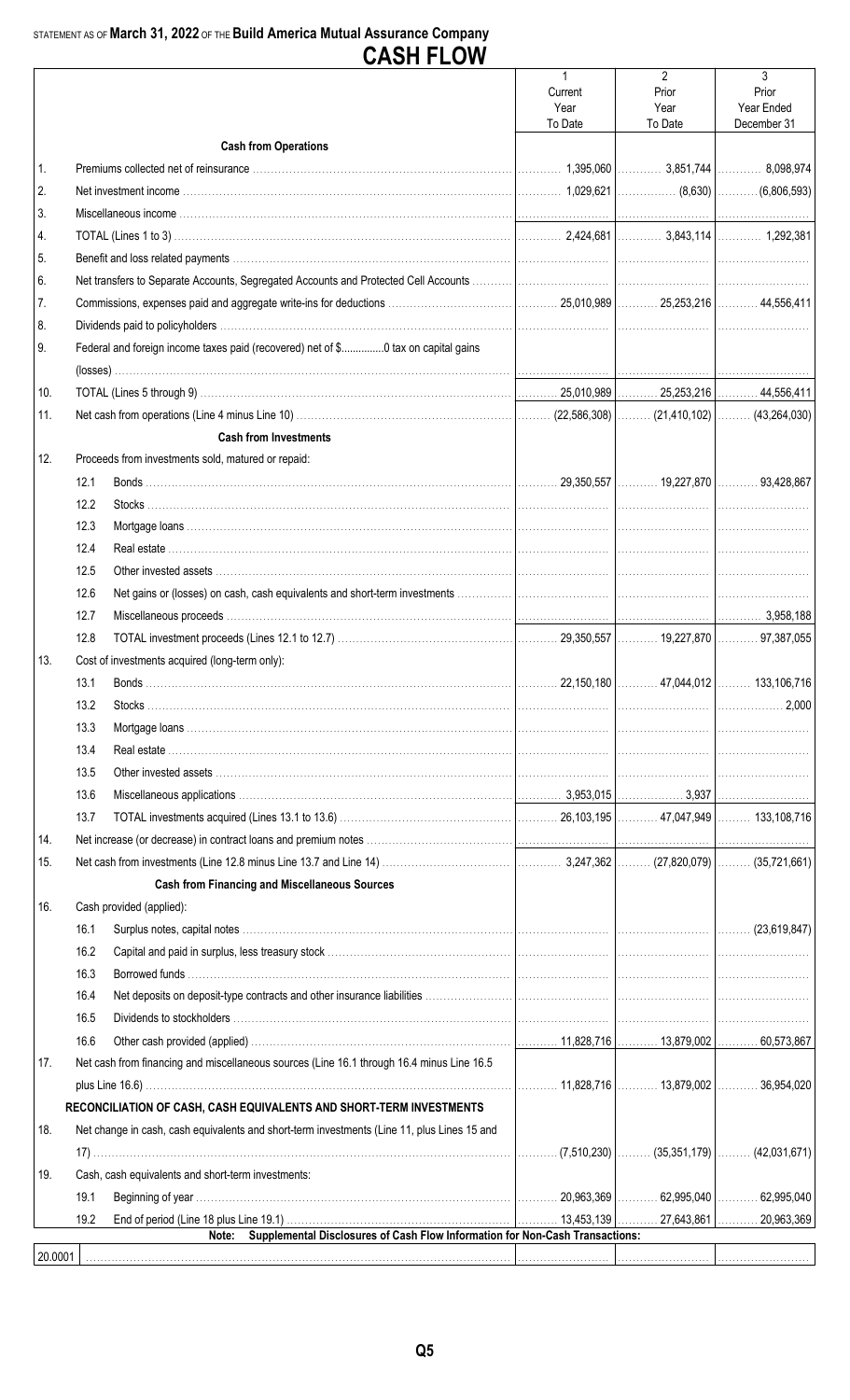STATEMENT AS OF **March 31, 2022** OF THE **Build America Mutual Assurance Company**

# CASH FLOW

| | | 1<br>Current Year To Date | 2<br>Prior Year To Date | 3<br>Prior Year Ended December 31 |
|---|---|---|---|---|
| | **Cash from Operations** | | | |
| 1. | Premiums collected net of reinsurance | 1,395,060 | 3,851,744 | 8,098,974 |
| 2. | Net investment income | 1,029,621 | (8,630) | (6,806,593) |
| 3. | Miscellaneous income | | | |
| 4. | TOTAL (Lines 1 to 3) | 2,424,681 | 3,843,114 | 1,292,381 |
| 5. | Benefit and loss related payments | | | |
| 6. | Net transfers to Separate Accounts, Segregated Accounts and Protected Cell Accounts | | | |
| 7. | Commissions, expenses paid and aggregate write-ins for deductions | 25,010,989 | 25,253,216 | 44,556,411 |
| 8. | Dividends paid to policyholders | | | |
| 9. | Federal and foreign income taxes paid (recovered) net of $..............0 tax on capital gains (losses) | | | |
| 10. | TOTAL (Lines 5 through 9) | 25,010,989 | 25,253,216 | 44,556,411 |
| 11. | Net cash from operations (Line 4 minus Line 10) | (22,586,308) | (21,410,102) | (43,264,030) |
| | **Cash from Investments** | | | |
| 12. | Proceeds from investments sold, matured or repaid: | | | |
| | 12.1 Bonds | 29,350,557 | 19,227,870 | 93,428,867 |
| | 12.2 Stocks | | | |
| | 12.3 Mortgage loans | | | |
| | 12.4 Real estate | | | |
| | 12.5 Other invested assets | | | |
| | 12.6 Net gains or (losses) on cash, cash equivalents and short-term investments | | | |
| | 12.7 Miscellaneous proceeds | | | 3,958,188 |
| | 12.8 TOTAL investment proceeds (Lines 12.1 to 12.7) | 29,350,557 | 19,227,870 | 97,387,055 |
| 13. | Cost of investments acquired (long-term only): | | | |
| | 13.1 Bonds | 22,150,180 | 47,044,012 | 133,106,716 |
| | 13.2 Stocks | | | 2,000 |
| | 13.3 Mortgage loans | | | |
| | 13.4 Real estate | | | |
| | 13.5 Other invested assets | | | |
| | 13.6 Miscellaneous applications | 3,953,015 | 3,937 | |
| | 13.7 TOTAL investments acquired (Lines 13.1 to 13.6) | 26,103,195 | 47,047,949 | 133,108,716 |
| 14. | Net increase (or decrease) in contract loans and premium notes | | | |
| 15. | Net cash from investments (Line 12.8 minus Line 13.7 and Line 14) | 3,247,362 | (27,820,079) | (35,721,661) |
| | **Cash from Financing and Miscellaneous Sources** | | | |
| 16. | Cash provided (applied): | | | |
| | 16.1 Surplus notes, capital notes | | | (23,619,847) |
| | 16.2 Capital and paid in surplus, less treasury stock | | | |
| | 16.3 Borrowed funds | | | |
| | 16.4 Net deposits on deposit-type contracts and other insurance liabilities | | | |
| | 16.5 Dividends to stockholders | | | |
| | 16.6 Other cash provided (applied) | 11,828,716 | 13,879,002 | 60,573,867 |
| 17. | Net cash from financing and miscellaneous sources (Line 16.1 through 16.4 minus Line 16.5 plus Line 16.6) | 11,828,716 | 13,879,002 | 36,954,020 |
| | **RECONCILIATION OF CASH, CASH EQUIVALENTS AND SHORT-TERM INVESTMENTS** | | | |
| 18. | Net change in cash, cash equivalents and short-term investments (Line 11, plus Lines 15 and 17) | (7,510,230) | (35,351,179) | (42,031,671) |
| 19. | Cash, cash equivalents and short-term investments: | | | |
| | 19.1 Beginning of year | 20,963,369 | 62,995,040 | 62,995,040 |
| | 19.2 End of period (Line 18 plus Line 19.1) | 13,453,139 | 27,643,861 | 20,963,369 |

**Note: Supplemental Disclosures of Cash Flow Information for Non-Cash Transactions:**

| | | | | |
|---|---|---|---|---|
| 20.0001 | | | | |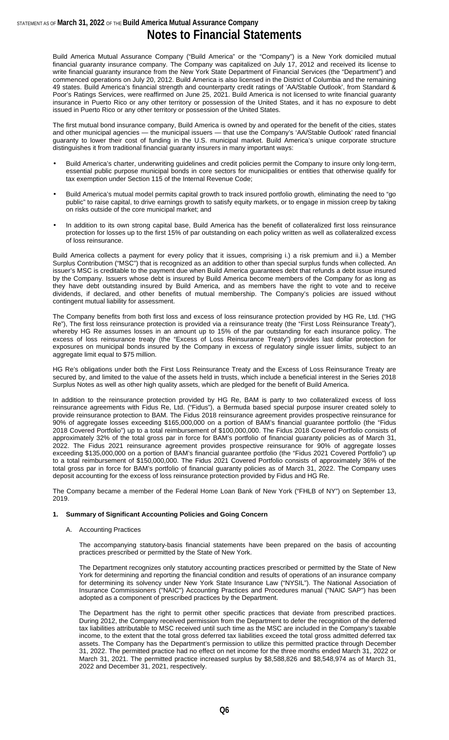# Notes to Financial Statements

Build America Mutual Assurance Company ("Build America" or the "Company") is a New York domiciled mutual financial guaranty insurance company. The Company was capitalized on July 17, 2012 and received its license to write financial guaranty insurance from the New York State Department of Financial Services (the "Department") and commenced operations on July 20, 2012. Build America is also licensed in the District of Columbia and the remaining 49 states. Build America's financial strength and counterparty credit ratings of 'AA/Stable Outlook', from Standard & Poor's Ratings Services, were reaffirmed on June 25, 2021. Build America is not licensed to write financial guaranty insurance in Puerto Rico or any other territory or possession of the United States, and it has no exposure to debt issued in Puerto Rico or any other territory or possession of the United States.

The first mutual bond insurance company, Build America is owned by and operated for the benefit of the cities, states and other municipal agencies — the municipal issuers — that use the Company's 'AA/Stable Outlook' rated financial guaranty to lower their cost of funding in the U.S. municipal market. Build America's unique corporate structure distinguishes it from traditional financial guaranty insurers in many important ways:

- Build America's charter, underwriting guidelines and credit policies permit the Company to insure only long-term, essential public purpose municipal bonds in core sectors for municipalities or entities that otherwise qualify for tax exemption under Section 115 of the Internal Revenue Code;
- Build America's mutual model permits capital growth to track insured portfolio growth, eliminating the need to "go public" to raise capital, to drive earnings growth to satisfy equity markets, or to engage in mission creep by taking on risks outside of the core municipal market; and
- In addition to its own strong capital base, Build America has the benefit of collateralized first loss reinsurance protection for losses up to the first 15% of par outstanding on each policy written as well as collateralized excess of loss reinsurance.

Build America collects a payment for every policy that it issues, comprising i.) a risk premium and ii.) a Member Surplus Contribution ("MSC") that is recognized as an addition to other than special surplus funds when collected. An issuer's MSC is creditable to the payment due when Build America guarantees debt that refunds a debt issue insured by the Company. Issuers whose debt is insured by Build America become members of the Company for as long as they have debt outstanding insured by Build America, and as members have the right to vote and to receive dividends, if declared, and other benefits of mutual membership. The Company's policies are issued without contingent mutual liability for assessment.

The Company benefits from both first loss and excess of loss reinsurance protection provided by HG Re, Ltd. ("HG Re"), The first loss reinsurance protection is provided via a reinsurance treaty (the "First Loss Reinsurance Treaty"), whereby HG Re assumes losses in an amount up to 15% of the par outstanding for each insurance policy. The excess of loss reinsurance treaty (the "Excess of Loss Reinsurance Treaty") provides last dollar protection for exposures on municipal bonds insured by the Company in excess of regulatory single issuer limits, subject to an aggregate limit equal to $75 million.

HG Re's obligations under both the First Loss Reinsurance Treaty and the Excess of Loss Reinsurance Treaty are secured by, and limited to the value of the assets held in trusts, which include a beneficial interest in the Series 2018 Surplus Notes as well as other high quality assets, which are pledged for the benefit of Build America.

In addition to the reinsurance protection provided by HG Re, BAM is party to two collateralized excess of loss reinsurance agreements with Fidus Re, Ltd. ("Fidus"), a Bermuda based special purpose insurer created solely to provide reinsurance protection to BAM. The Fidus 2018 reinsurance agreement provides prospective reinsurance for 90% of aggregate losses exceeding $165,000,000 on a portion of BAM's financial guarantee portfolio (the "Fidus 2018 Covered Portfolio") up to a total reimbursement of $100,000,000. The Fidus 2018 Covered Portfolio consists of approximately 32% of the total gross par in force for BAM's portfolio of financial guaranty policies as of March 31, 2022. The Fidus 2021 reinsurance agreement provides prospective reinsurance for 90% of aggregate losses exceeding $135,000,000 on a portion of BAM's financial guarantee portfolio (the "Fidus 2021 Covered Portfolio") up to a total reimbursement of $150,000,000. The Fidus 2021 Covered Portfolio consists of approximately 36% of the total gross par in force for BAM's portfolio of financial guaranty policies as of March 31, 2022. The Company uses deposit accounting for the excess of loss reinsurance protection provided by Fidus and HG Re.

The Company became a member of the Federal Home Loan Bank of New York ("FHLB of NY") on September 13, 2019.

## 1. Summary of Significant Accounting Policies and Going Concern

### A. Accounting Practices

The accompanying statutory-basis financial statements have been prepared on the basis of accounting practices prescribed or permitted by the State of New York.

The Department recognizes only statutory accounting practices prescribed or permitted by the State of New York for determining and reporting the financial condition and results of operations of an insurance company for determining its solvency under New York State Insurance Law ("NYSIL"). The National Association of Insurance Commissioners ("NAIC") Accounting Practices and Procedures manual ("NAIC SAP") has been adopted as a component of prescribed practices by the Department.

The Department has the right to permit other specific practices that deviate from prescribed practices. During 2012, the Company received permission from the Department to defer the recognition of the deferred tax liabilities attributable to MSC received until such time as the MSC are included in the Company's taxable income, to the extent that the total gross deferred tax liabilities exceed the total gross admitted deferred tax assets. The Company has the Department's permission to utilize this permitted practice through December 31, 2022. The permitted practice had no effect on net income for the three months ended March 31, 2022 or March 31, 2021. The permitted practice increased surplus by $8,588,826 and $8,548,974 as of March 31, 2022 and December 31, 2021, respectively.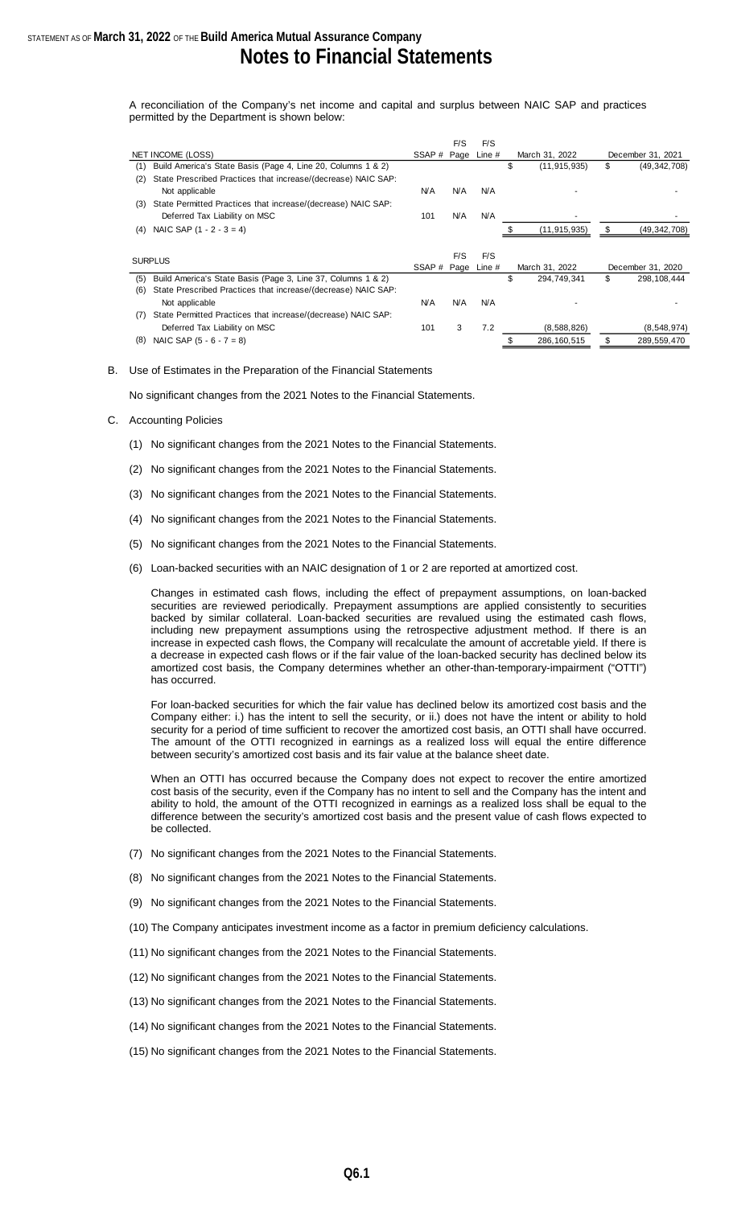A reconciliation of the Company's net income and capital and surplus between NAIC SAP and practices permitted by the Department is shown below:

| NET INCOME (LOSS) | SSAP # | F/S Page | F/S Line # | March 31, 2022 | December 31, 2021 |
|---|---|---|---|---|---|
| (1) Build America's State Basis (Page 4, Line 20, Columns 1 & 2) | | | | $ (11,915,935) | $ (49,342,708) |
| (2) State Prescribed Practices that increase/(decrease) NAIC SAP: Not applicable | N/A | N/A | N/A | - | - |
| (3) State Permitted Practices that increase/(decrease) NAIC SAP: Deferred Tax Liability on MSC | 101 | N/A | N/A | - | - |
| (4) NAIC SAP (1 - 2 - 3 = 4) | | | | $ (11,915,935) | $ (49,342,708) |

| SURPLUS | SSAP # | F/S Page | F/S Line # | March 31, 2022 | December 31, 2020 |
|---|---|---|---|---|---|
| (5) Build America's State Basis (Page 3, Line 37, Columns 1 & 2) | | | | $ 294,749,341 | $ 298,108,444 |
| (6) State Prescribed Practices that increase/(decrease) NAIC SAP: Not applicable | N/A | N/A | N/A | - | - |
| (7) State Permitted Practices that increase/(decrease) NAIC SAP: Deferred Tax Liability on MSC | 101 | 3 | 7.2 | (8,588,826) | (8,548,974) |
| (8) NAIC SAP (5 - 6 - 7 = 8) | | | | $ 286,160,515 | $ 289,559,470 |

B. Use of Estimates in the Preparation of the Financial Statements

No significant changes from the 2021 Notes to the Financial Statements.

C. Accounting Policies

(1) No significant changes from the 2021 Notes to the Financial Statements.

(2) No significant changes from the 2021 Notes to the Financial Statements.

(3) No significant changes from the 2021 Notes to the Financial Statements.

(4) No significant changes from the 2021 Notes to the Financial Statements.

(5) No significant changes from the 2021 Notes to the Financial Statements.

(6) Loan-backed securities with an NAIC designation of 1 or 2 are reported at amortized cost.

Changes in estimated cash flows, including the effect of prepayment assumptions, on loan-backed securities are reviewed periodically. Prepayment assumptions are applied consistently to securities backed by similar collateral. Loan-backed securities are revalued using the estimated cash flows, including new prepayment assumptions using the retrospective adjustment method. If there is an increase in expected cash flows, the Company will recalculate the amount of accretable yield. If there is a decrease in expected cash flows or if the fair value of the loan-backed security has declined below its amortized cost basis, the Company determines whether an other-than-temporary-impairment ("OTTI") has occurred.

For loan-backed securities for which the fair value has declined below its amortized cost basis and the Company either: i.) has the intent to sell the security, or ii.) does not have the intent or ability to hold security for a period of time sufficient to recover the amortized cost basis, an OTTI shall have occurred. The amount of the OTTI recognized in earnings as a realized loss will equal the entire difference between security's amortized cost basis and its fair value at the balance sheet date.

When an OTTI has occurred because the Company does not expect to recover the entire amortized cost basis of the security, even if the Company has no intent to sell and the Company has the intent and ability to hold, the amount of the OTTI recognized in earnings as a realized loss shall be equal to the difference between the security's amortized cost basis and the present value of cash flows expected to be collected.

(7) No significant changes from the 2021 Notes to the Financial Statements.

(8) No significant changes from the 2021 Notes to the Financial Statements.

(9) No significant changes from the 2021 Notes to the Financial Statements.

(10) The Company anticipates investment income as a factor in premium deficiency calculations.

(11) No significant changes from the 2021 Notes to the Financial Statements.

(12) No significant changes from the 2021 Notes to the Financial Statements.

(13) No significant changes from the 2021 Notes to the Financial Statements.

(14) No significant changes from the 2021 Notes to the Financial Statements.

(15) No significant changes from the 2021 Notes to the Financial Statements.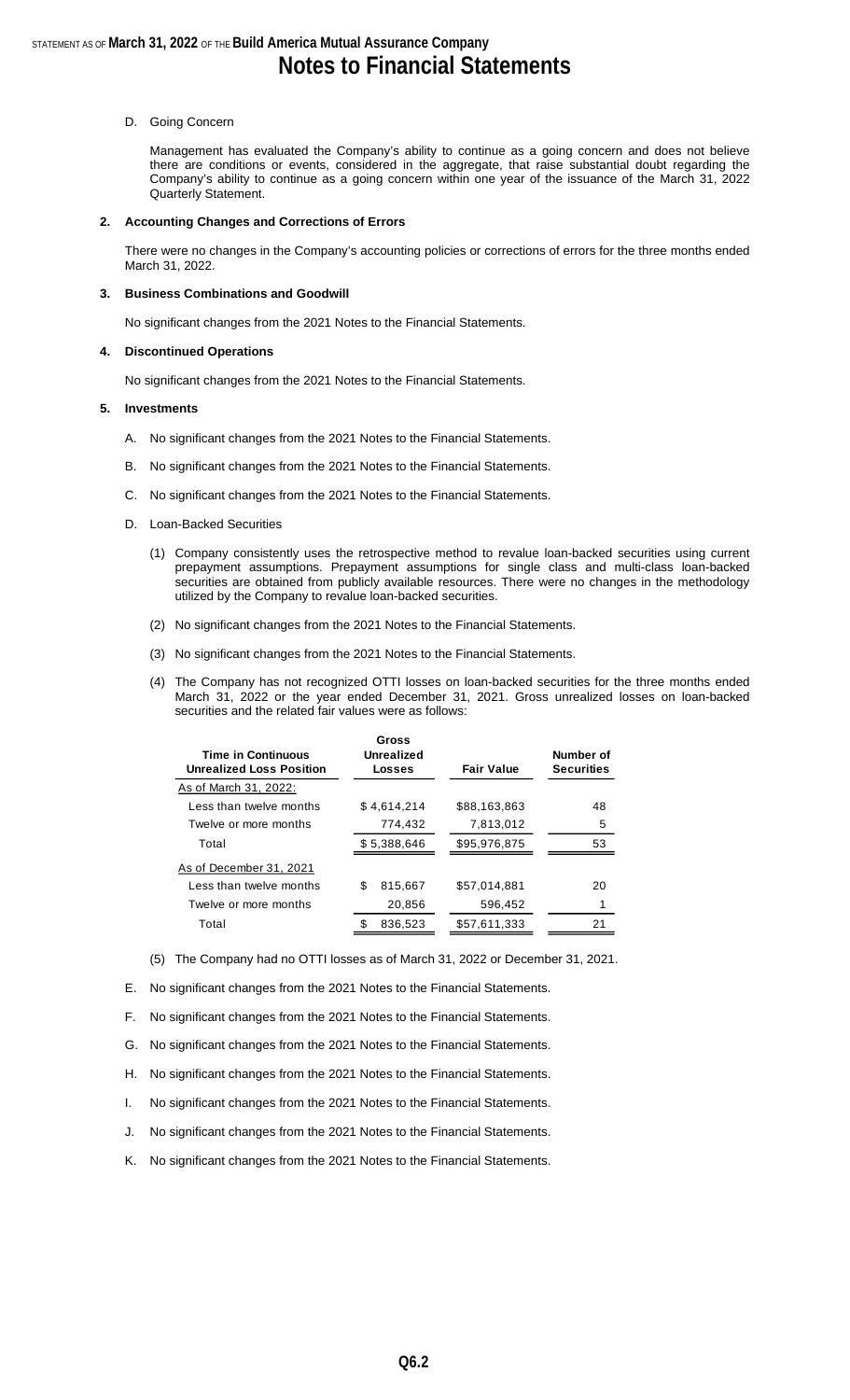D. Going Concern

Management has evaluated the Company's ability to continue as a going concern and does not believe there are conditions or events, considered in the aggregate, that raise substantial doubt regarding the Company's ability to continue as a going concern within one year of the issuance of the March 31, 2022 Quarterly Statement.

**2. Accounting Changes and Corrections of Errors**

There were no changes in the Company's accounting policies or corrections of errors for the three months ended March 31, 2022.

**3. Business Combinations and Goodwill**

No significant changes from the 2021 Notes to the Financial Statements.

**4. Discontinued Operations**

No significant changes from the 2021 Notes to the Financial Statements.

**5. Investments**

A. No significant changes from the 2021 Notes to the Financial Statements.

B. No significant changes from the 2021 Notes to the Financial Statements.

C. No significant changes from the 2021 Notes to the Financial Statements.

D. Loan-Backed Securities

(1) Company consistently uses the retrospective method to revalue loan-backed securities using current prepayment assumptions. Prepayment assumptions for single class and multi-class loan-backed securities are obtained from publicly available resources. There were no changes in the methodology utilized by the Company to revalue loan-backed securities.

(2) No significant changes from the 2021 Notes to the Financial Statements.

(3) No significant changes from the 2021 Notes to the Financial Statements.

(4) The Company has not recognized OTTI losses on loan-backed securities for the three months ended March 31, 2022 or the year ended December 31, 2021. Gross unrealized losses on loan-backed securities and the related fair values were as follows:

| Time in Continuous Unrealized Loss Position | Gross Unrealized Losses | Fair Value | Number of Securities |
|---|---|---|---|
| As of March 31, 2022: | | | |
| Less than twelve months | $ 4,614,214 | $88,163,863 | 48 |
| Twelve or more months | 774,432 | 7,813,012 | 5 |
| Total | $ 5,388,646 | $95,976,875 | 53 |
| As of December 31, 2021 | | | |
| Less than twelve months | $ 815,667 | $57,014,881 | 20 |
| Twelve or more months | 20,856 | 596,452 | 1 |
| Total | $ 836,523 | $57,611,333 | 21 |

(5) The Company had no OTTI losses as of March 31, 2022 or December 31, 2021.

E. No significant changes from the 2021 Notes to the Financial Statements.

F. No significant changes from the 2021 Notes to the Financial Statements.

G. No significant changes from the 2021 Notes to the Financial Statements.

H. No significant changes from the 2021 Notes to the Financial Statements.

I. No significant changes from the 2021 Notes to the Financial Statements.

J. No significant changes from the 2021 Notes to the Financial Statements.

K. No significant changes from the 2021 Notes to the Financial Statements.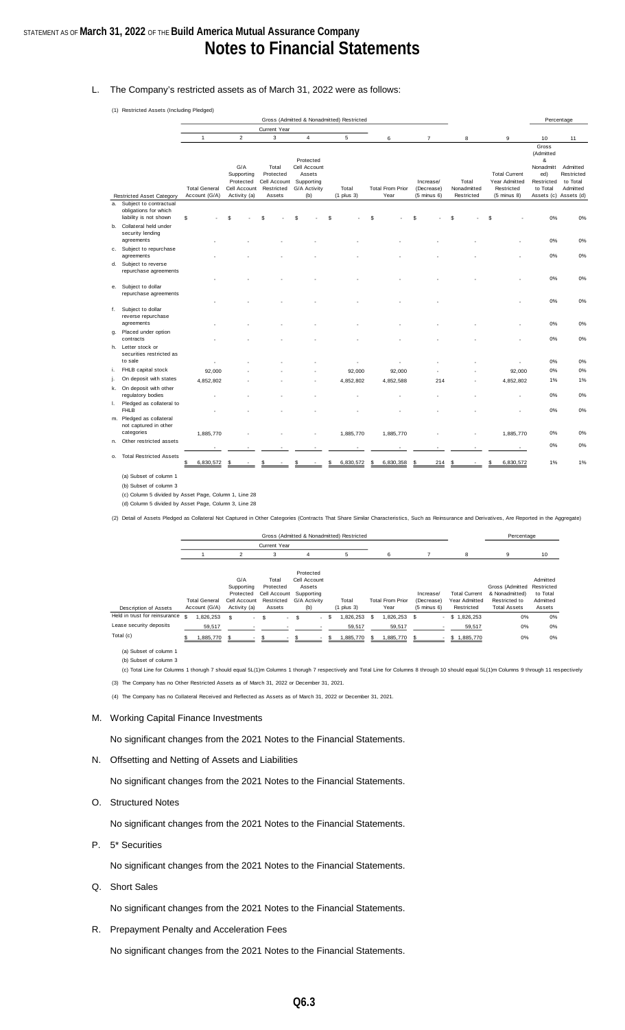L. The Company's restricted assets as of March 31, 2022 were as follows:

(1) Restricted Assets (Including Pledged)

| Restricted Asset Category | Gross (Admitted & Nonadmitted) Restricted | | | | | | | | | Percentage | |
|---|---|---|---|---|---|---|---|---|---|---|---|
| | Current Year | | | | | | | | | | |
| | 1 | 2 | 3 | 4 | 5 | 6 | 7 | 8 | 9 | 10 | 11 |
| | Total General Account (G/A) | G/A Supporting Protected Cell Account Activity (a) | Total Protected Cell Account Restricted Assets | Protected Cell Account Assets Supporting G/A Activity (b) | Total (1 plus 3) | Total From Prior Year | Increase/ (Decrease) (5 minus 6) | Total Nonadmitted Restricted | Total Current Year Admitted Restricted (5 minus 8) | Gross (Admitted & Nonadmitted) Restricted to Total Assets (c) | Admitted Restricted to Total Admitted Assets (d) |
| a. Subject to contractual obligations for which liability is not shown | $ - | $ - | $ - | $ - | $ - | $ - | $ - | $ - | $ - | 0% | 0% |
| b. Collateral held under security lending agreements | - | - | - | - | - | - | - | - | - | 0% | 0% |
| c. Subject to repurchase agreements | - | - | - | - | - | - | - | - | - | 0% | 0% |
| d. Subject to reverse repurchase agreements | - | - | - | - | - | - | - | - | - | 0% | 0% |
| e. Subject to dollar repurchase agreements | - | - | - | - | - | - | - | - | - | 0% | 0% |
| f. Subject to dollar reverse repurchase agreements | - | - | - | - | - | - | - | - | - | 0% | 0% |
| g. Placed under option contracts | - | - | - | - | - | - | - | - | - | 0% | 0% |
| h. Letter stock or securities restricted as to sale | - | - | - | - | - | - | - | - | - | 0% | 0% |
| i. FHLB capital stock | 92,000 | - | - | - | 92,000 | 92,000 | - | - | 92,000 | 0% | 0% |
| j. On deposit with states | 4,852,802 | - | - | - | 4,852,802 | 4,852,588 | 214 | - | 4,852,802 | 1% | 1% |
| k. On deposit with other regulatory bodies | - | - | - | - | - | - | - | - | - | 0% | 0% |
| l. Pledged as collateral to FHLB | - | - | - | - | - | - | - | - | - | 0% | 0% |
| m. Pledged as collateral not captured in other categories | 1,885,770 | - | - | - | 1,885,770 | 1,885,770 | - | - | 1,885,770 | 0% | 0% |
| n. Other restricted assets | - | - | - | - | - | - | - | - | - | 0% | 0% |
| o. Total Restricted Assets | $ 6,830,572 | $ - | $ - | $ - | $ 6,830,572 | $ 6,830,358 | $ 214 | $ - | $ 6,830,572 | 1% | 1% |

(a) Subset of column 1

(b) Subset of column 3

(c) Column 5 divided by Asset Page, Column 1, Line 28

(d) Column 5 divided by Asset Page, Column 3, Line 28

(2) Detail of Assets Pledged as Collateral Not Captured in Other Categories (Contracts That Share Similar Characteristics, Such as Reinsurance and Derivatives, Are Reported in the Aggregate)

| Description of Assets | Gross (Admitted & Nonadmitted) Restricted | | | | | | | | Percentage | |
|---|---|---|---|---|---|---|---|---|---|---|
| | Current Year | | | | | | | | | |
| | 1 | 2 | 3 | 4 | 5 | 6 | 7 | 8 | 9 | 10 |
| | Total General Account (G/A) | G/A Supporting Protected Cell Account Activity (a) | Total Protected Cell Account Restricted Assets | Protected Cell Account Assets Supporting G/A Activity (b) | Total (1 plus 3) | Total From Prior Year | Increase/ (Decrease) (5 minus 6) | Total Current Year Admitted Restricted | Gross (Admitted & Nonadmitted) Restricted to Total Assets | Admitted Restricted to Total Admitted Assets |
| Held in trust for reinsurance | $ 1,826,253 | $ - | $ - | $ - | $ 1,826,253 | $ 1,826,253 | $ - | $ 1,826,253 | 0% | 0% |
| Lease security deposits | 59,517 | - | - | - | 59,517 | 59,517 | - | 59,517 | 0% | 0% |
| Total (c) | $ 1,885,770 | $ - | $ - | $ - | $ 1,885,770 | $ 1,885,770 | $ - | $ 1,885,770 | 0% | 0% |

(a) Subset of column 1

(b) Subset of column 3

(c) Total Line for Columns 1 thorugh 7 should equal 5L(1)m Columns 1 thorugh 7 respectively and Total Line for Columns 8 through 10 should equal 5L(1)m Columns 9 through 11 respectively

(3) The Company has no Other Restricted Assets as of March 31, 2022 or December 31, 2021.

(4) The Company has no Collateral Received and Reflected as Assets as of March 31, 2022 or December 31, 2021.

M. Working Capital Finance Investments

No significant changes from the 2021 Notes to the Financial Statements.

N. Offsetting and Netting of Assets and Liabilities

No significant changes from the 2021 Notes to the Financial Statements.

O. Structured Notes

No significant changes from the 2021 Notes to the Financial Statements.

P. 5* Securities

No significant changes from the 2021 Notes to the Financial Statements.

Q. Short Sales

No significant changes from the 2021 Notes to the Financial Statements.

R. Prepayment Penalty and Acceleration Fees

No significant changes from the 2021 Notes to the Financial Statements.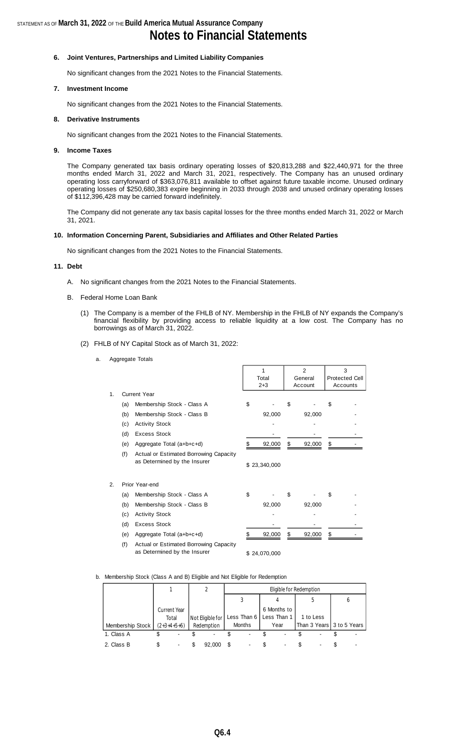STATEMENT AS OF **March 31, 2022** OF THE **Build America Mutual Assurance Company**

# Notes to Financial Statements

### 6. Joint Ventures, Partnerships and Limited Liability Companies

No significant changes from the 2021 Notes to the Financial Statements.

### 7. Investment Income

No significant changes from the 2021 Notes to the Financial Statements.

### 8. Derivative Instruments

No significant changes from the 2021 Notes to the Financial Statements.

### 9. Income Taxes

The Company generated tax basis ordinary operating losses of $20,813,288 and $22,440,971 for the three months ended March 31, 2022 and March 31, 2021, respectively. The Company has an unused ordinary operating loss carryforward of $363,076,811 available to offset against future taxable income. Unused ordinary operating losses of $250,680,383 expire beginning in 2033 through 2038 and unused ordinary operating losses of $112,396,428 may be carried forward indefinitely.

The Company did not generate any tax basis capital losses for the three months ended March 31, 2022 or March 31, 2021.

### 10. Information Concerning Parent, Subsidiaries and Affiliates and Other Related Parties

No significant changes from the 2021 Notes to the Financial Statements.

### 11. Debt

A. No significant changes from the 2021 Notes to the Financial Statements.

B. Federal Home Loan Bank

(1) The Company is a member of the FHLB of NY. Membership in the FHLB of NY expands the Company's financial flexibility by providing access to reliable liquidity at a low cost. The Company has no borrowings as of March 31, 2022.

(2) FHLB of NY Capital Stock as of March 31, 2022:

a. Aggregate Totals

| | 1<br>Total<br>2+3 | 2<br>General<br>Account | 3<br>Protected Cell<br>Accounts |
|---|---|---|---|
| **1. Current Year** | | | |
| (a) Membership Stock - Class A | $ - | $ - | $ - |
| (b) Membership Stock - Class B | 92,000 | 92,000 | - |
| (c) Activity Stock | - | - | - |
| (d) Excess Stock | - | - | - |
| (e) Aggregate Total (a+b+c+d) | $ 92,000 | $ 92,000 | $ - |
| (f) Actual or Estimated Borrowing Capacity as Determined by the Insurer | $ 23,340,000 | | |
| **2. Prior Year-end** | | | |
| (a) Membership Stock - Class A | $ - | $ - | $ - |
| (b) Membership Stock - Class B | 92,000 | 92,000 | - |
| (c) Activity Stock | - | - | - |
| (d) Excess Stock | - | - | - |
| (e) Aggregate Total (a+b+c+d) | $ 92,000 | $ 92,000 | $ - |
| (f) Actual or Estimated Borrowing Capacity as Determined by the Insurer | $ 24,070,000 | | |

b. Membership Stock (Class A and B) Eligible and Not Eligible for Redemption

| | 1 | 2 | Eligible for Redemption | | | |
|---|---|---|---|---|---|---|
| | | | 3 | 4 | 5 | 6 |
| Membership Stock | Current Year Total (2+3+4+5+6) | Not Eligible for Redemption | Less Than 6 Months | 6 Months to Less Than 1 Year | 1 to Less Than 3 Years | 3 to 5 Years |
| 1. Class A | $ - | $ - | $ - | $ - | $ - | $ - |
| 2. Class B | $ - | $ 92,000 | $ - | $ - | $ - | $ - |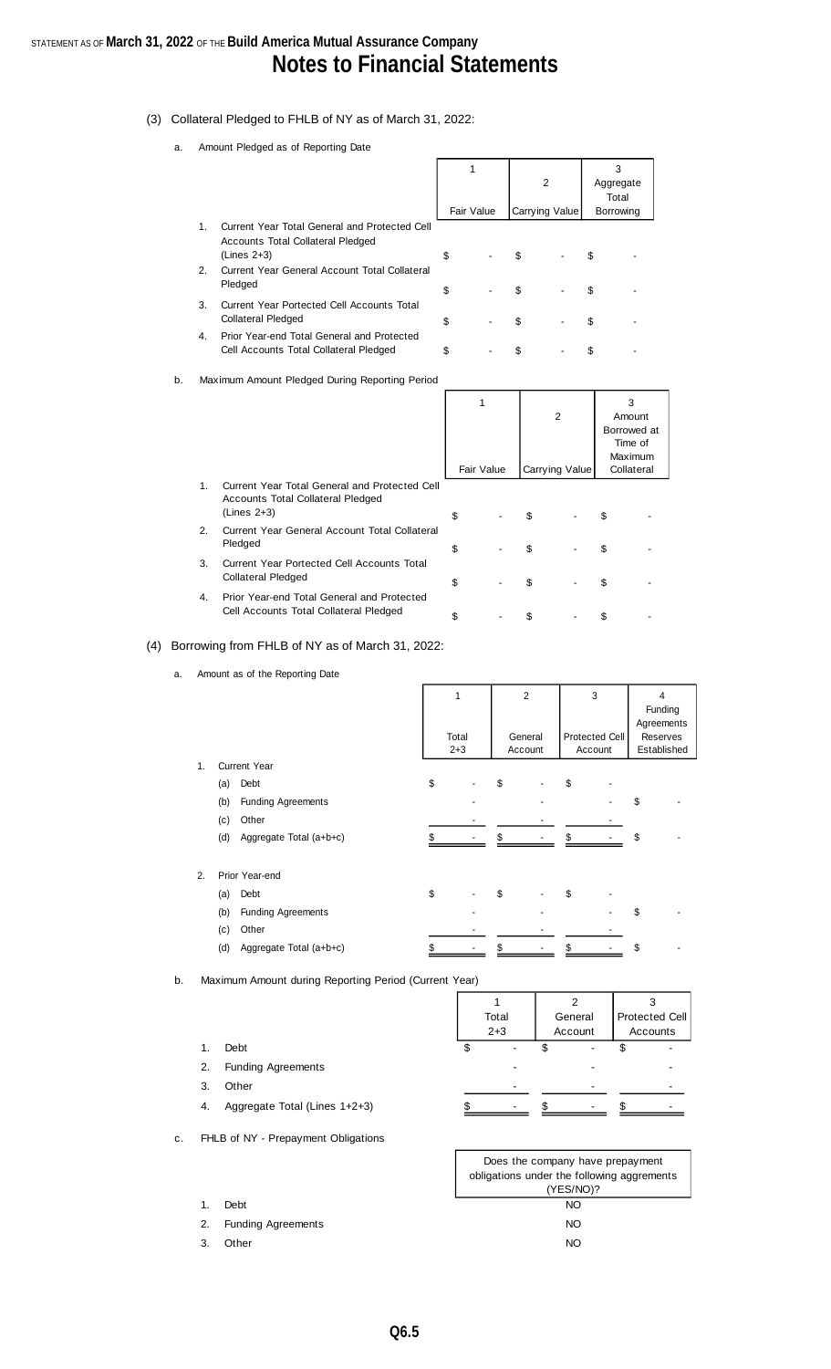STATEMENT AS OF **March 31, 2022** OF THE **Build America Mutual Assurance Company**

# Notes to Financial Statements

(3) Collateral Pledged to FHLB of NY as of March 31, 2022:

a. Amount Pledged as of Reporting Date

| | 1<br>Fair Value | 2<br>Carrying Value | 3<br>Aggregate Total Borrowing |
|---|---|---|---|
| 1. Current Year Total General and Protected Cell Accounts Total Collateral Pledged (Lines 2+3) | $ - | $ - | $ - |
| 2. Current Year General Account Total Collateral Pledged | $ - | $ - | $ - |
| 3. Current Year Portected Cell Accounts Total Collateral Pledged | $ - | $ - | $ - |
| 4. Prior Year-end Total General and Protected Cell Accounts Total Collateral Pledged | $ - | $ - | $ - |

b. Maximum Amount Pledged During Reporting Period

| | 1<br>Fair Value | 2<br>Carrying Value | 3<br>Amount Borrowed at Time of Maximum Collateral |
|---|---|---|---|
| 1. Current Year Total General and Protected Cell Accounts Total Collateral Pledged (Lines 2+3) | $ - | $ - | $ - |
| 2. Current Year General Account Total Collateral Pledged | $ - | $ - | $ - |
| 3. Current Year Portected Cell Accounts Total Collateral Pledged | $ - | $ - | $ - |
| 4. Prior Year-end Total General and Protected Cell Accounts Total Collateral Pledged | $ - | $ - | $ - |

(4) Borrowing from FHLB of NY as of March 31, 2022:

a. Amount as of the Reporting Date

| | 1<br>Total 2+3 | 2<br>General Account | 3<br>Protected Cell Account | 4<br>Funding Agreements Reserves Established |
|---|---|---|---|---|
| 1. Current Year | | | | |
| (a) Debt | $ - | $ - | $ - | |
| (b) Funding Agreements | - | - | - | $ - |
| (c) Other | - | - | - | |
| (d) Aggregate Total (a+b+c) | $ - | $ - | $ - | $ - |
| 2. Prior Year-end | | | | |
| (a) Debt | $ - | $ - | $ - | |
| (b) Funding Agreements | - | - | - | $ - |
| (c) Other | - | - | - | |
| (d) Aggregate Total (a+b+c) | $ - | $ - | $ - | $ - |

b. Maximum Amount during Reporting Period (Current Year)

| | 1<br>Total 2+3 | 2<br>General Account | 3<br>Protected Cell Accounts |
|---|---|---|---|
| 1. Debt | $ - | $ - | $ - |
| 2. Funding Agreements | - | - | - |
| 3. Other | - | - | - |
| 4. Aggregate Total (Lines 1+2+3) | $ - | $ - | $ - |

c. FHLB of NY - Prepayment Obligations

| | Does the company have prepayment obligations under the following aggrements (YES/NO)? |
|---|---|
| 1. Debt | NO |
| 2. Funding Agreements | NO |
| 3. Other | NO |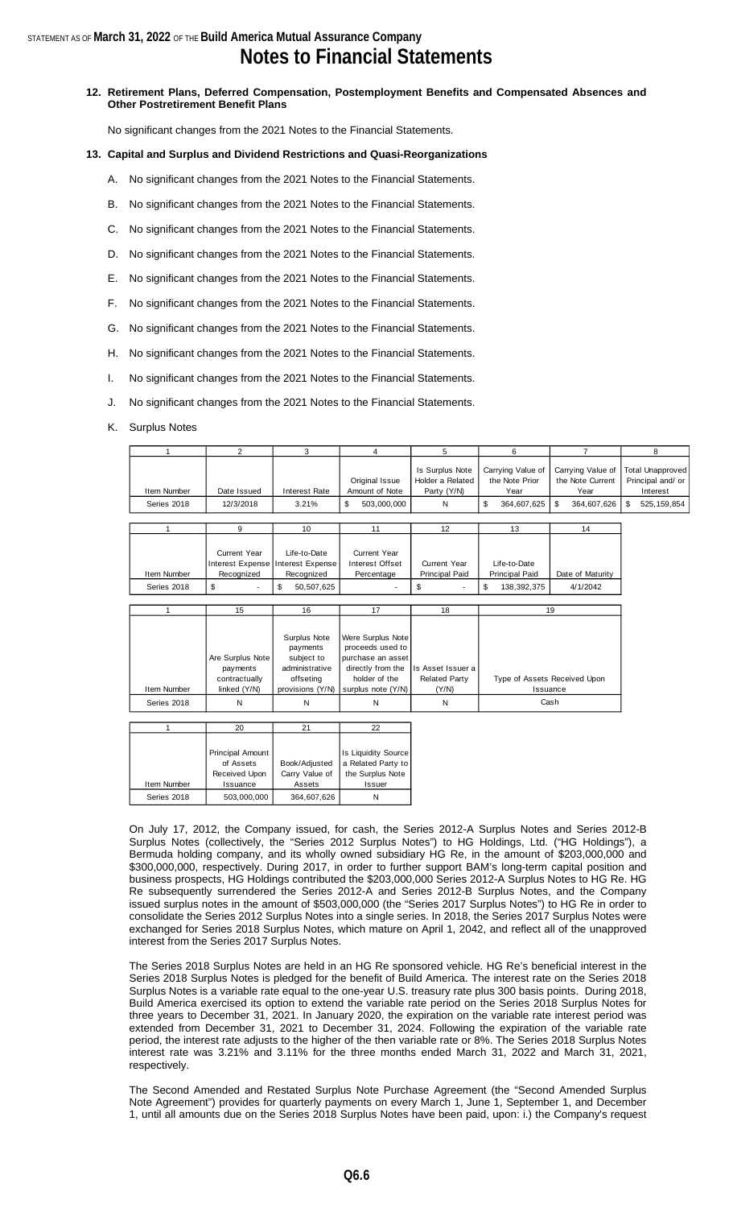## 12. Retirement Plans, Deferred Compensation, Postemployment Benefits and Compensated Absences and Other Postretirement Benefit Plans

No significant changes from the 2021 Notes to the Financial Statements.

## 13. Capital and Surplus and Dividend Restrictions and Quasi-Reorganizations

A. No significant changes from the 2021 Notes to the Financial Statements.

B. No significant changes from the 2021 Notes to the Financial Statements.

C. No significant changes from the 2021 Notes to the Financial Statements.

D. No significant changes from the 2021 Notes to the Financial Statements.

E. No significant changes from the 2021 Notes to the Financial Statements.

F. No significant changes from the 2021 Notes to the Financial Statements.

G. No significant changes from the 2021 Notes to the Financial Statements.

H. No significant changes from the 2021 Notes to the Financial Statements.

I. No significant changes from the 2021 Notes to the Financial Statements.

J. No significant changes from the 2021 Notes to the Financial Statements.

K. Surplus Notes

| 1 | 2 | 3 | 4 | 5 | 6 | 7 | 8 |
|---|---|---|---|---|---|---|---|
| Item Number | Date Issued | Interest Rate | Original Issue Amount of Note | Is Surplus Note Holder a Related Party (Y/N) | Carrying Value of the Note Prior Year | Carrying Value of the Note Current Year | Total Unapproved Principal and/ or Interest |
| Series 2018 | 12/3/2018 | 3.21% | $ 503,000,000 | N | $ 364,607,625 | $ 364,607,626 | $ 525,159,854 |

| 1 | 9 | 10 | 11 | 12 | 13 | 14 |
|---|---|---|---|---|---|---|
| Item Number | Current Year Interest Expense Recognized | Life-to-Date Interest Expense Recognized | Current Year Interest Offset Percentage | Current Year Principal Paid | Life-to-Date Principal Paid | Date of Maturity |
| Series 2018 | $ - | $ 50,507,625 | - | $ - | $ 138,392,375 | 4/1/2042 |

| 1 | 15 | 16 | 17 | 18 | 19 |
|---|---|---|---|---|---|
| Item Number | Are Surplus Note payments contractually linked (Y/N) | Surplus Note payments subject to administrative offsetting provisions (Y/N) | Were Surplus Note proceeds used to purchase an asset directly from the holder of the surplus note (Y/N) | Is Asset Issuer a Related Party (Y/N) | Type of Assets Received Upon Issuance |
| Series 2018 | N | N | N | N | Cash |

| 1 | 20 | 21 | 22 |
|---|---|---|---|
| Item Number | Principal Amount of Assets Received Upon Issuance | Book/Adjusted Carry Value of Assets | Is Liquidity Source a Related Party to the Surplus Note Issuer |
| Series 2018 | 503,000,000 | 364,607,626 | N |

On July 17, 2012, the Company issued, for cash, the Series 2012-A Surplus Notes and Series 2012-B Surplus Notes (collectively, the "Series 2012 Surplus Notes") to HG Holdings, Ltd. ("HG Holdings"), a Bermuda holding company, and its wholly owned subsidiary HG Re, in the amount of $203,000,000 and $300,000,000, respectively. During 2017, in order to further support BAM's long-term capital position and business prospects, HG Holdings contributed the $203,000,000 Series 2012-A Surplus Notes to HG Re. HG Re subsequently surrendered the Series 2012-A and Series 2012-B Surplus Notes, and the Company issued surplus notes in the amount of $503,000,000 (the "Series 2017 Surplus Notes") to HG Re in order to consolidate the Series 2012 Surplus Notes into a single series. In 2018, the Series 2017 Surplus Notes were exchanged for Series 2018 Surplus Notes, which mature on April 1, 2042, and reflect all of the unapproved interest from the Series 2017 Surplus Notes.

The Series 2018 Surplus Notes are held in an HG Re sponsored vehicle. HG Re's beneficial interest in the Series 2018 Surplus Notes is pledged for the benefit of Build America. The interest rate on the Series 2018 Surplus Notes is a variable rate equal to the one-year U.S. treasury rate plus 300 basis points. During 2018, Build America exercised its option to extend the variable rate period on the Series 2018 Surplus Notes for three years to December 31, 2021. In January 2020, the expiration on the variable rate interest period was extended from December 31, 2021 to December 31, 2024. Following the expiration of the variable rate period, the interest rate adjusts to the higher of the then variable rate or 8%. The Series 2018 Surplus Notes interest rate was 3.21% and 3.11% for the three months ended March 31, 2022 and March 31, 2021, respectively.

The Second Amended and Restated Surplus Note Purchase Agreement (the "Second Amended Surplus Note Agreement") provides for quarterly payments on every March 1, June 1, September 1, and December 1, until all amounts due on the Series 2018 Surplus Notes have been paid, upon: i.) the Company's request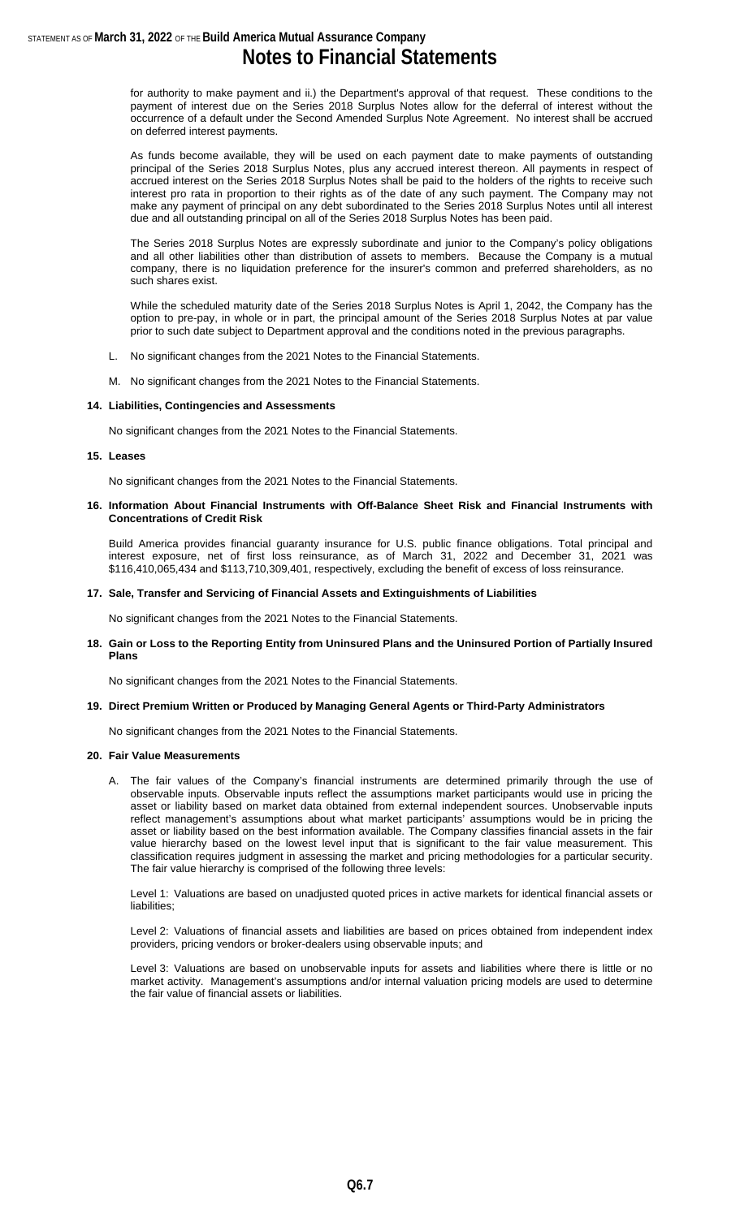for authority to make payment and ii.) the Department's approval of that request. These conditions to the payment of interest due on the Series 2018 Surplus Notes allow for the deferral of interest without the occurrence of a default under the Second Amended Surplus Note Agreement. No interest shall be accrued on deferred interest payments.

As funds become available, they will be used on each payment date to make payments of outstanding principal of the Series 2018 Surplus Notes, plus any accrued interest thereon. All payments in respect of accrued interest on the Series 2018 Surplus Notes shall be paid to the holders of the rights to receive such interest pro rata in proportion to their rights as of the date of any such payment. The Company may not make any payment of principal on any debt subordinated to the Series 2018 Surplus Notes until all interest due and all outstanding principal on all of the Series 2018 Surplus Notes has been paid.

The Series 2018 Surplus Notes are expressly subordinate and junior to the Company's policy obligations and all other liabilities other than distribution of assets to members. Because the Company is a mutual company, there is no liquidation preference for the insurer's common and preferred shareholders, as no such shares exist.

While the scheduled maturity date of the Series 2018 Surplus Notes is April 1, 2042, the Company has the option to pre-pay, in whole or in part, the principal amount of the Series 2018 Surplus Notes at par value prior to such date subject to Department approval and the conditions noted in the previous paragraphs.

L. No significant changes from the 2021 Notes to the Financial Statements.

M. No significant changes from the 2021 Notes to the Financial Statements.

**14. Liabilities, Contingencies and Assessments**

No significant changes from the 2021 Notes to the Financial Statements.

**15. Leases**

No significant changes from the 2021 Notes to the Financial Statements.

**16. Information About Financial Instruments with Off-Balance Sheet Risk and Financial Instruments with Concentrations of Credit Risk**

Build America provides financial guaranty insurance for U.S. public finance obligations. Total principal and interest exposure, net of first loss reinsurance, as of March 31, 2022 and December 31, 2021 was $116,410,065,434 and $113,710,309,401, respectively, excluding the benefit of excess of loss reinsurance.

**17. Sale, Transfer and Servicing of Financial Assets and Extinguishments of Liabilities**

No significant changes from the 2021 Notes to the Financial Statements.

**18. Gain or Loss to the Reporting Entity from Uninsured Plans and the Uninsured Portion of Partially Insured Plans**

No significant changes from the 2021 Notes to the Financial Statements.

**19. Direct Premium Written or Produced by Managing General Agents or Third-Party Administrators**

No significant changes from the 2021 Notes to the Financial Statements.

**20. Fair Value Measurements**

A. The fair values of the Company's financial instruments are determined primarily through the use of observable inputs. Observable inputs reflect the assumptions market participants would use in pricing the asset or liability based on market data obtained from external independent sources. Unobservable inputs reflect management's assumptions about what market participants' assumptions would be in pricing the asset or liability based on the best information available. The Company classifies financial assets in the fair value hierarchy based on the lowest level input that is significant to the fair value measurement. This classification requires judgment in assessing the market and pricing methodologies for a particular security. The fair value hierarchy is comprised of the following three levels:

Level 1: Valuations are based on unadjusted quoted prices in active markets for identical financial assets or liabilities;

Level 2: Valuations of financial assets and liabilities are based on prices obtained from independent index providers, pricing vendors or broker-dealers using observable inputs; and

Level 3: Valuations are based on unobservable inputs for assets and liabilities where there is little or no market activity. Management's assumptions and/or internal valuation pricing models are used to determine the fair value of financial assets or liabilities.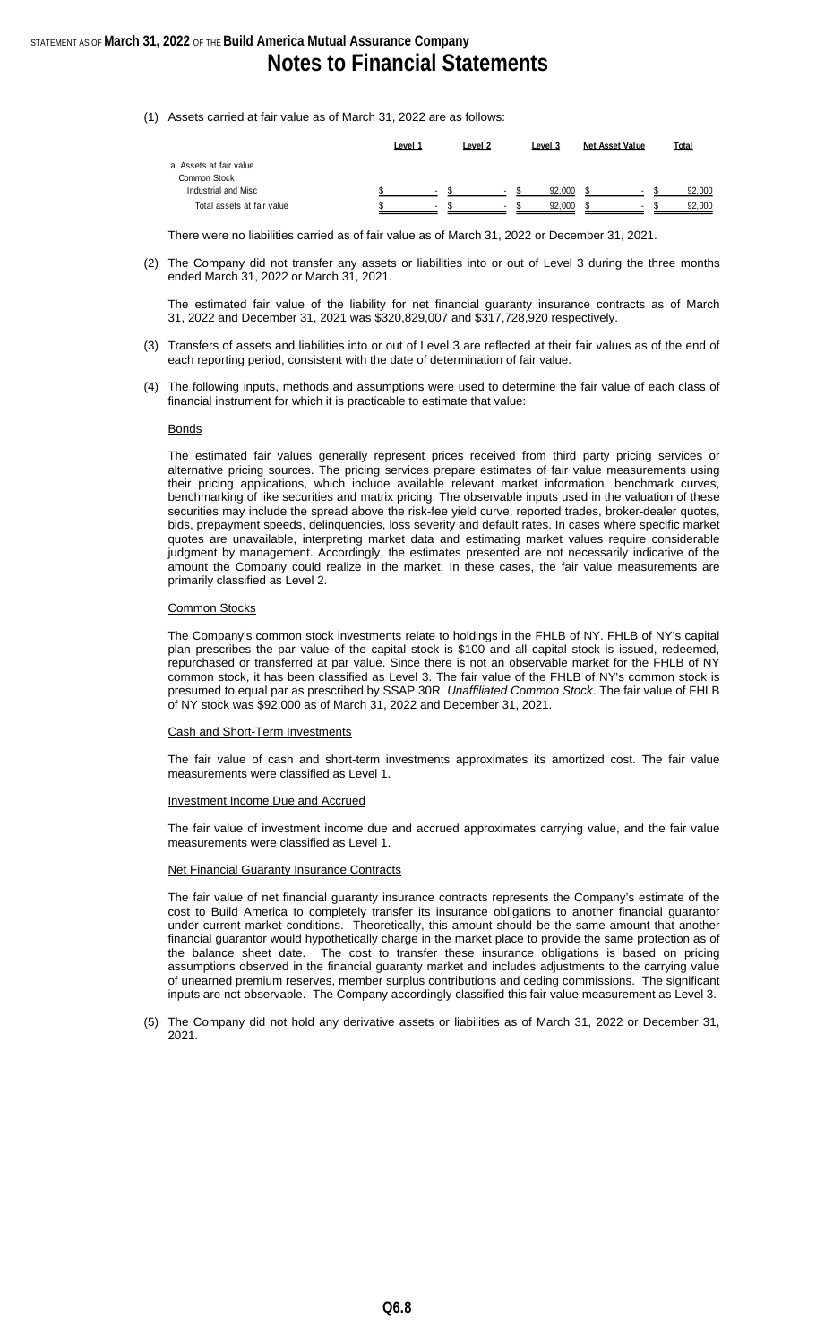# Notes to Financial Statements

(1) Assets carried at fair value as of March 31, 2022 are as follows:

| | Level 1 | Level 2 | Level 3 | Net Asset Value | Total |
|---|---|---|---|---|---|
| a. Assets at fair value | | | | | |
| Common Stock | | | | | |
| Industrial and Misc | $ - | $ - | $ 92,000 | $ - | $ 92,000 |
| Total assets at fair value | $ - | $ - | $ 92,000 | $ - | $ 92,000 |

There were no liabilities carried as of fair value as of March 31, 2022 or December 31, 2021.

(2) The Company did not transfer any assets or liabilities into or out of Level 3 during the three months ended March 31, 2022 or March 31, 2021.

The estimated fair value of the liability for net financial guaranty insurance contracts as of March 31, 2022 and December 31, 2021 was $320,829,007 and $317,728,920 respectively.

(3) Transfers of assets and liabilities into or out of Level 3 are reflected at their fair values as of the end of each reporting period, consistent with the date of determination of fair value.

(4) The following inputs, methods and assumptions were used to determine the fair value of each class of financial instrument for which it is practicable to estimate that value:

Bonds

The estimated fair values generally represent prices received from third party pricing services or alternative pricing sources. The pricing services prepare estimates of fair value measurements using their pricing applications, which include available relevant market information, benchmark curves, benchmarking of like securities and matrix pricing. The observable inputs used in the valuation of these securities may include the spread above the risk-fee yield curve, reported trades, broker-dealer quotes, bids, prepayment speeds, delinquencies, loss severity and default rates. In cases where specific market quotes are unavailable, interpreting market data and estimating market values require considerable judgment by management. Accordingly, the estimates presented are not necessarily indicative of the amount the Company could realize in the market. In these cases, the fair value measurements are primarily classified as Level 2.

Common Stocks

The Company's common stock investments relate to holdings in the FHLB of NY. FHLB of NY's capital plan prescribes the par value of the capital stock is $100 and all capital stock is issued, redeemed, repurchased or transferred at par value. Since there is not an observable market for the FHLB of NY common stock, it has been classified as Level 3. The fair value of the FHLB of NY's common stock is presumed to equal par as prescribed by SSAP 30R, *Unaffiliated Common Stock*. The fair value of FHLB of NY stock was $92,000 as of March 31, 2022 and December 31, 2021.

Cash and Short-Term Investments

The fair value of cash and short-term investments approximates its amortized cost. The fair value measurements were classified as Level 1.

Investment Income Due and Accrued

The fair value of investment income due and accrued approximates carrying value, and the fair value measurements were classified as Level 1.

Net Financial Guaranty Insurance Contracts

The fair value of net financial guaranty insurance contracts represents the Company's estimate of the cost to Build America to completely transfer its insurance obligations to another financial guarantor under current market conditions. Theoretically, this amount should be the same amount that another financial guarantor would hypothetically charge in the market place to provide the same protection as of the balance sheet date. The cost to transfer these insurance obligations is based on pricing assumptions observed in the financial guaranty market and includes adjustments to the carrying value of unearned premium reserves, member surplus contributions and ceding commissions. The significant inputs are not observable. The Company accordingly classified this fair value measurement as Level 3.

(5) The Company did not hold any derivative assets or liabilities as of March 31, 2022 or December 31, 2021.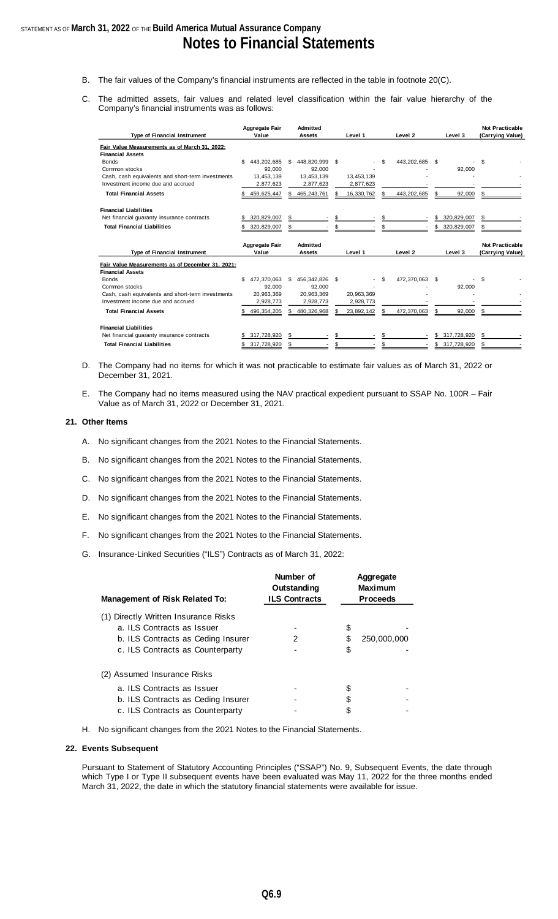B. The fair values of the Company's financial instruments are reflected in the table in footnote 20(C).

C. The admitted assets, fair values and related level classification within the fair value hierarchy of the Company's financial instruments was as follows:

| Type of Financial Instrument | Aggregate Fair Value | Admitted Assets | Level 1 | Level 2 | Level 3 | Not Practicable (Carrying Value) |
|---|---|---|---|---|---|---|
| **Fair Value Measurements as of March 31, 2022:** | | | | | | |
| **Financial Assets** | | | | | | |
| Bonds | $ 443,202,685 | $ 448,820,999 | $ - | $ 443,202,685 | $ - | $ - |
| Common stocks | 92,000 | 92,000 | - | - | 92,000 | |
| Cash, cash equivalents and short-term investments | 13,453,139 | 13,453,139 | 13,453,139 | - | - | - |
| Investment income due and accrued | 2,877,623 | 2,877,623 | 2,877,623 | - | - | - |
| **Total Financial Assets** | $ 459,625,447 | $ 465,243,761 | $ 16,330,762 | $ 443,202,685 | $ 92,000 | $ - |
| **Financial Liabilities** | | | | | | |
| Net financial guaranty insurance contracts | $ 320,829,007 | $ - | $ - | $ - | $ 320,829,007 | $ - |
| **Total Financial Liabilities** | $ 320,829,007 | $ - | $ - | $ - | $ 320,829,007 | $ - |

| Type of Financial Instrument | Aggregate Fair Value | Admitted Assets | Level 1 | Level 2 | Level 3 | Not Practicable (Carrying Value) |
|---|---|---|---|---|---|---|
| **Fair Value Measurements as of December 31, 2021:** | | | | | | |
| **Financial Assets** | | | | | | |
| Bonds | $ 472,370,063 | $ 456,342,826 | $ - | $ 472,370,063 | $ - | $ - |
| Common stocks | 92,000 | 92,000 | - | - | 92,000 | |
| Cash, cash equivalents and short-term investments | 20,963,369 | 20,963,369 | 20,963,369 | - | - | - |
| Investment income due and accrued | 2,928,773 | 2,928,773 | 2,928,773 | - | - | - |
| **Total Financial Assets** | $ 496,354,205 | $ 480,326,968 | $ 23,892,142 | $ 472,370,063 | $ 92,000 | $ - |
| **Financial Liabilities** | | | | | | |
| Net financial guaranty insurance contracts | $ 317,728,920 | $ - | $ - | $ - | $ 317,728,920 | $ - |
| **Total Financial Liabilities** | $ 317,728,920 | $ - | $ - | $ - | $ 317,728,920 | $ - |

D. The Company had no items for which it was not practicable to estimate fair values as of March 31, 2022 or December 31, 2021.

E. The Company had no items measured using the NAV practical expedient pursuant to SSAP No. 100R – Fair Value as of March 31, 2022 or December 31, 2021.

**21. Other Items**

A. No significant changes from the 2021 Notes to the Financial Statements.

B. No significant changes from the 2021 Notes to the Financial Statements.

C. No significant changes from the 2021 Notes to the Financial Statements.

D. No significant changes from the 2021 Notes to the Financial Statements.

E. No significant changes from the 2021 Notes to the Financial Statements.

F. No significant changes from the 2021 Notes to the Financial Statements.

G. Insurance-Linked Securities ("ILS") Contracts as of March 31, 2022:

| Management of Risk Related To: | Number of Outstanding ILS Contracts | Aggregate Maximum Proceeds |
|---|---|---|
| (1) Directly Written Insurance Risks | | |
| a. ILS Contracts as Issuer | - | $ - |
| b. ILS Contracts as Ceding Insurer | 2 | $ 250,000,000 |
| c. ILS Contracts as Counterparty | - | $ - |
| (2) Assumed Insurance Risks | | |
| a. ILS Contracts as Issuer | - | $ - |
| b. ILS Contracts as Ceding Insurer | - | $ - |
| c. ILS Contracts as Counterparty | - | $ - |

H. No significant changes from the 2021 Notes to the Financial Statements.

**22. Events Subsequent**

Pursuant to Statement of Statutory Accounting Principles ("SSAP") No. 9, Subsequent Events, the date through which Type I or Type II subsequent events have been evaluated was May 11, 2022 for the three months ended March 31, 2022, the date in which the statutory financial statements were available for issue.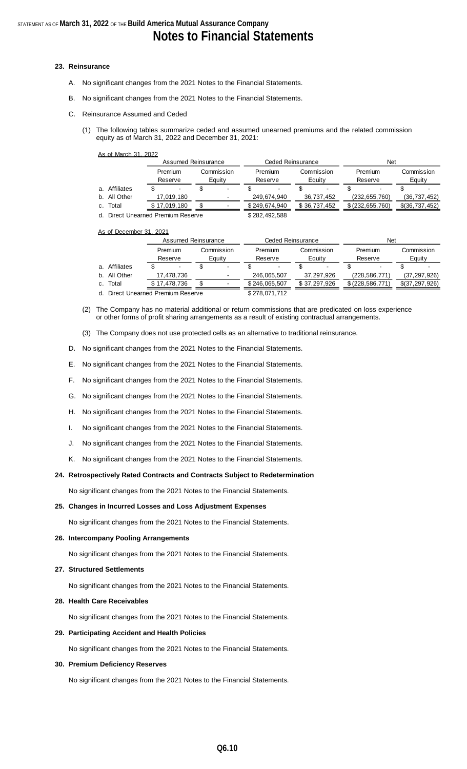# Notes to Financial Statements

## 23. Reinsurance

A. No significant changes from the 2021 Notes to the Financial Statements.

B. No significant changes from the 2021 Notes to the Financial Statements.

C. Reinsurance Assumed and Ceded

(1) The following tables summarize ceded and assumed unearned premiums and the related commission equity as of March 31, 2022 and December 31, 2021:

As of March 31, 2022

| | Assumed Reinsurance | | Ceded Reinsurance | | Net | |
|---|---|---|---|---|---|---|
| | Premium Reserve | Commission Equity | Premium Reserve | Commission Equity | Premium Reserve | Commission Equity |
| a. Affiliates | $ - | $ - | $ - | $ - | $ - | $ - |
| b. All Other | 17,019,180 | - | 249,674,940 | 36,737,452 | (232,655,760) | (36,737,452) |
| c. Total | $ 17,019,180 | $ - | $ 249,674,940 | $ 36,737,452 | $ (232,655,760) | $(36,737,452) |
| d. Direct Unearned Premium Reserve | | | $ 282,492,588 | | | |

As of December 31, 2021

| | Assumed Reinsurance | | Ceded Reinsurance | | Net | |
|---|---|---|---|---|---|---|
| | Premium Reserve | Commission Equity | Premium Reserve | Commission Equity | Premium Reserve | Commission Equity |
| a. Affiliates | $ - | $ - | $ - | $ - | $ - | $ - |
| b. All Other | 17,478,736 | - | 246,065,507 | 37,297,926 | (228,586,771) | (37,297,926) |
| c. Total | $ 17,478,736 | $ - | $ 246,065,507 | $ 37,297,926 | $ (228,586,771) | $(37,297,926) |
| d. Direct Unearned Premium Reserve | | | $ 278,071,712 | | | |

(2) The Company has no material additional or return commissions that are predicated on loss experience or other forms of profit sharing arrangements as a result of existing contractual arrangements.

(3) The Company does not use protected cells as an alternative to traditional reinsurance.

D. No significant changes from the 2021 Notes to the Financial Statements.

E. No significant changes from the 2021 Notes to the Financial Statements.

F. No significant changes from the 2021 Notes to the Financial Statements.

G. No significant changes from the 2021 Notes to the Financial Statements.

H. No significant changes from the 2021 Notes to the Financial Statements.

I. No significant changes from the 2021 Notes to the Financial Statements.

J. No significant changes from the 2021 Notes to the Financial Statements.

K. No significant changes from the 2021 Notes to the Financial Statements.

## 24. Retrospectively Rated Contracts and Contracts Subject to Redetermination

No significant changes from the 2021 Notes to the Financial Statements.

## 25. Changes in Incurred Losses and Loss Adjustment Expenses

No significant changes from the 2021 Notes to the Financial Statements.

## 26. Intercompany Pooling Arrangements

No significant changes from the 2021 Notes to the Financial Statements.

## 27. Structured Settlements

No significant changes from the 2021 Notes to the Financial Statements.

## 28. Health Care Receivables

No significant changes from the 2021 Notes to the Financial Statements.

## 29. Participating Accident and Health Policies

No significant changes from the 2021 Notes to the Financial Statements.

## 30. Premium Deficiency Reserves

No significant changes from the 2021 Notes to the Financial Statements.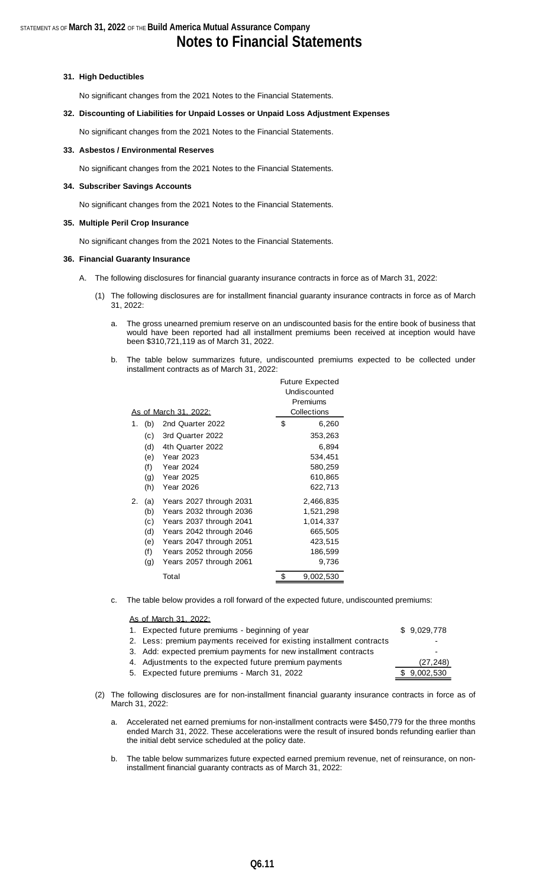**31. High Deductibles**

No significant changes from the 2021 Notes to the Financial Statements.

**32. Discounting of Liabilities for Unpaid Losses or Unpaid Loss Adjustment Expenses**

No significant changes from the 2021 Notes to the Financial Statements.

**33. Asbestos / Environmental Reserves**

No significant changes from the 2021 Notes to the Financial Statements.

**34. Subscriber Savings Accounts**

No significant changes from the 2021 Notes to the Financial Statements.

**35. Multiple Peril Crop Insurance**

No significant changes from the 2021 Notes to the Financial Statements.

**36. Financial Guaranty Insurance**

A. The following disclosures for financial guaranty insurance contracts in force as of March 31, 2022:

(1) The following disclosures are for installment financial guaranty insurance contracts in force as of March 31, 2022:

a. The gross unearned premium reserve on an undiscounted basis for the entire book of business that would have been reported had all installment premiums been received at inception would have been $310,721,119 as of March 31, 2022.

b. The table below summarizes future, undiscounted premiums expected to be collected under installment contracts as of March 31, 2022:

| | | As of March 31, 2022: | Future Expected Undiscounted Premiums Collections |
|---|---|---|---|
| 1. | (b) | 2nd Quarter 2022 | $ 6,260 |
| | (c) | 3rd Quarter 2022 | 353,263 |
| | (d) | 4th Quarter 2022 | 6,894 |
| | (e) | Year 2023 | 534,451 |
| | (f) | Year 2024 | 580,259 |
| | (g) | Year 2025 | 610,865 |
| | (h) | Year 2026 | 622,713 |
| 2. | (a) | Years 2027 through 2031 | 2,466,835 |
| | (b) | Years 2032 through 2036 | 1,521,298 |
| | (c) | Years 2037 through 2041 | 1,014,337 |
| | (d) | Years 2042 through 2046 | 665,505 |
| | (e) | Years 2047 through 2051 | 423,515 |
| | (f) | Years 2052 through 2056 | 186,599 |
| | (g) | Years 2057 through 2061 | 9,736 |
| | | Total | $ 9,002,530 |

c. The table below provides a roll forward of the expected future, undiscounted premiums:

| As of March 31, 2022: | |
|---|---|
| 1. Expected future premiums - beginning of year | $ 9,029,778 |
| 2. Less: premium payments received for existing installment contracts | - |
| 3. Add: expected premium payments for new installment contracts | - |
| 4. Adjustments to the expected future premium payments | (27,248) |
| 5. Expected future premiums - March 31, 2022 | $ 9,002,530 |

(2) The following disclosures are for non-installment financial guaranty insurance contracts in force as of March 31, 2022:

a. Accelerated net earned premiums for non-installment contracts were $450,779 for the three months ended March 31, 2022. These accelerations were the result of insured bonds refunding earlier than the initial debt service scheduled at the policy date.

b. The table below summarizes future expected earned premium revenue, net of reinsurance, on non-installment financial guaranty contracts as of March 31, 2022: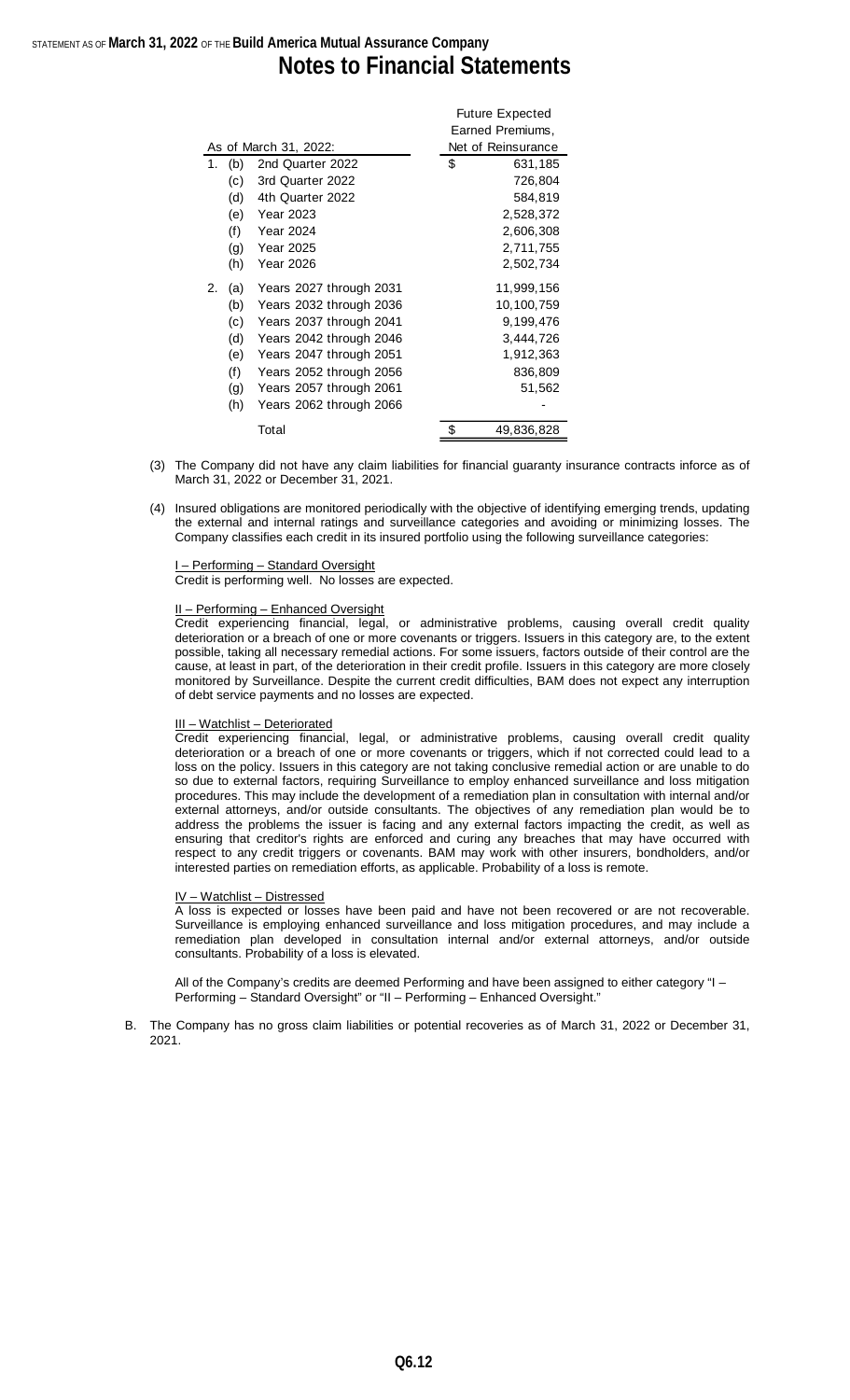| As of March 31, 2022: | | | Future Expected Earned Premiums, Net of Reinsurance |
|---|---|---|---|
| 1. | (b) | 2nd Quarter 2022 | $ 631,185 |
| | (c) | 3rd Quarter 2022 | 726,804 |
| | (d) | 4th Quarter 2022 | 584,819 |
| | (e) | Year 2023 | 2,528,372 |
| | (f) | Year 2024 | 2,606,308 |
| | (g) | Year 2025 | 2,711,755 |
| | (h) | Year 2026 | 2,502,734 |
| 2. | (a) | Years 2027 through 2031 | 11,999,156 |
| | (b) | Years 2032 through 2036 | 10,100,759 |
| | (c) | Years 2037 through 2041 | 9,199,476 |
| | (d) | Years 2042 through 2046 | 3,444,726 |
| | (e) | Years 2047 through 2051 | 1,912,363 |
| | (f) | Years 2052 through 2056 | 836,809 |
| | (g) | Years 2057 through 2061 | 51,562 |
| | (h) | Years 2062 through 2066 | - |
| | | Total | $ 49,836,828 |

(3) The Company did not have any claim liabilities for financial guaranty insurance contracts inforce as of March 31, 2022 or December 31, 2021.

(4) Insured obligations are monitored periodically with the objective of identifying emerging trends, updating the external and internal ratings and surveillance categories and avoiding or minimizing losses. The Company classifies each credit in its insured portfolio using the following surveillance categories:

I – Performing – Standard Oversight
Credit is performing well. No losses are expected.

II – Performing – Enhanced Oversight
Credit experiencing financial, legal, or administrative problems, causing overall credit quality deterioration or a breach of one or more covenants or triggers. Issuers in this category are, to the extent possible, taking all necessary remedial actions. For some issuers, factors outside of their control are the cause, at least in part, of the deterioration in their credit profile. Issuers in this category are more closely monitored by Surveillance. Despite the current credit difficulties, BAM does not expect any interruption of debt service payments and no losses are expected.

III – Watchlist – Deteriorated
Credit experiencing financial, legal, or administrative problems, causing overall credit quality deterioration or a breach of one or more covenants or triggers, which if not corrected could lead to a loss on the policy. Issuers in this category are not taking conclusive remedial action or are unable to do so due to external factors, requiring Surveillance to employ enhanced surveillance and loss mitigation procedures. This may include the development of a remediation plan in consultation with internal and/or external attorneys, and/or outside consultants. The objectives of any remediation plan would be to address the problems the issuer is facing and any external factors impacting the credit, as well as ensuring that creditor's rights are enforced and curing any breaches that may have occurred with respect to any credit triggers or covenants. BAM may work with other insurers, bondholders, and/or interested parties on remediation efforts, as applicable. Probability of a loss is remote.

IV – Watchlist – Distressed
A loss is expected or losses have been paid and have not been recovered or are not recoverable. Surveillance is employing enhanced surveillance and loss mitigation procedures, and may include a remediation plan developed in consultation internal and/or external attorneys, and/or outside consultants. Probability of a loss is elevated.

All of the Company's credits are deemed Performing and have been assigned to either category "I – Performing – Standard Oversight" or "II – Performing – Enhanced Oversight."

B. The Company has no gross claim liabilities or potential recoveries as of March 31, 2022 or December 31, 2021.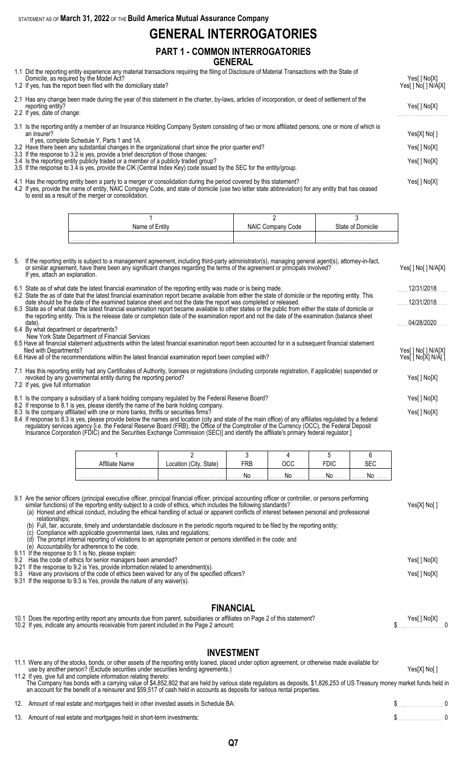STATEMENT AS OF **March 31, 2022** OF THE **Build America Mutual Assurance Company**

# GENERAL INTERROGATORIES

## PART 1 - COMMON INTERROGATORIES

### GENERAL

1.1 Did the reporting entity experience any material transactions requiring the filing of Disclosure of Material Transactions with the State of Domicile, as required by the Model Act? Yes[ ] No[X]

1.2 If yes, has the report been filed with the domiciliary state? Yes[ ] No[ ] N/A[X]

2.1 Has any change been made during the year of this statement in the charter, by-laws, articles of incorporation, or deed of settlement of the reporting entity? Yes[ ] No[X]

2.2 If yes, date of change:

3.1 Is the reporting entity a member of an Insurance Holding Company System consisting of two or more affiliated persons, one or more of which is an insurer? Yes[X] No[ ]
If yes, complete Schedule Y, Parts 1 and 1A.

3.2 Have there been any substantial changes in the organizational chart since the prior quarter end? Yes[ ] No[X]

3.3 If the response to 3.2 is yes, provide a brief description of those changes:

3.4 Is the reporting entity publicly traded or a member of a publicly traded group? Yes[ ] No[X]

3.5 If the response to 3.4 is yes, provide the CIK (Central Index Key) code issued by the SEC for the entity/group.

4.1 Has the reporting entity been a party to a merger or consolidation during the period covered by this statement? Yes[ ] No[X]

4.2 If yes, provide the name of entity, NAIC Company Code, and state of domicile (use two letter state abbreviation) for any entity that has ceased to exist as a result of the merger or consolidation.

| 1<br>Name of Entity | 2<br>NAIC Company Code | 3<br>State of Domicile |
|---|---|---|
| | | |

5. If the reporting entity is subject to a management agreement, including third-party administrator(s), managing general agent(s), attorney-in-fact, or similar agreement, have there been any significant changes regarding the terms of the agreement or principals involved? Yes[ ] No[ ] N/A[X]
If yes, attach an explanation.

6.1 State as of what date the latest financial examination of the reporting entity was made or is being made. 12/31/2018

6.2 State the as of date that the latest financial examination report became available from either the state of domicile or the reporting entity. This date should be the date of the examined balance sheet and not the date the report was completed or released. 12/31/2018

6.3 State as of what date the latest financial examination report became available to other states or the public from either the state of domicile or the reporting entity. This is the release date or completion date of the examination report and not the date of the examination (balance sheet date). 04/28/2020

6.4 By what department or departments?
New York State Department of Financial Services

6.5 Have all financial statement adjustments within the latest financial examination report been accounted for in a subsequent financial statement filed with Departments? Yes[ ] No[ ] N/A[X]

6.6 Have all of the recommendations within the latest financial examination report been complied with? Yes[ ] No[X] N/A[ ]

7.1 Has this reporting entity had any Certificates of Authority, licenses or registrations (including corporate registration, if applicable) suspended or revoked by any governmental entity during the reporting period? Yes[ ] No[X]

7.2 If yes, give full information

8.1 Is the company a subsidiary of a bank holding company regulated by the Federal Reserve Board? Yes[ ] No[X]

8.2 If response to 8.1 is yes, please identify the name of the bank holding company.

8.3 Is the company affiliated with one or more banks, thrifts or securities firms? Yes[ ] No[X]

8.4 If response to 8.3 is yes, please provide below the names and location (city and state of the main office) of any affiliates regulated by a federal regulatory services agency [i.e. the Federal Reserve Board (FRB), the Office of the Comptroller of the Currency (OCC), the Federal Deposit Insurance Corporation (FDIC) and the Securities Exchange Commission (SEC)] and identify the affiliate's primary federal regulator.]

| 1<br>Affiliate Name | 2<br>Location (City, State) | 3<br>FRB | 4<br>OCC | 5<br>FDIC | 6<br>SEC |
|---|---|---|---|---|---|
| | | No | No | No | No |

9.1 Are the senior officers (principal executive officer, principal financial officer, principal accounting officer or controller, or persons performing similar functions) of the reporting entity subject to a code of ethics, which includes the following standards? Yes[X] No[ ]
(a) Honest and ethical conduct, including the ethical handling of actual or apparent conflicts of interest between personal and professional relationships;
(b) Full, fair, accurate, timely and understandable disclosure in the periodic reports required to be filed by the reporting entity;
(c) Compliance with applicable governmental laws, rules and regulations;
(d) The prompt internal reporting of violations to an appropriate person or persons identified in the code; and
(e) Accountability for adherence to the code.

9.11 If the response to 9.1 is No, please explain:

9.2 Has the code of ethics for senior managers been amended? Yes[ ] No[X]

9.21 If the response to 9.2 is Yes, provide information related to amendment(s).

9.3 Have any provisions of the code of ethics been waived for any of the specified officers? Yes[ ] No[X]

9.31 If the response to 9.3 is Yes, provide the nature of any waiver(s).

### FINANCIAL

10.1 Does the reporting entity report any amounts due from parent, subsidiaries or affiliates on Page 2 of this statement? Yes[ ] No[X]

10.2 If yes, indicate any amounts receivable from parent included in the Page 2 amount: $ 0

### INVESTMENT

11.1 Were any of the stocks, bonds, or other assets of the reporting entity loaned, placed under option agreement, or otherwise made available for use by another person? (Exclude securities under securities lending agreements.) Yes[X] No[ ]

11.2 If yes, give full and complete information relating thereto:
The Company has bonds with a carrying value of $4,852,802 that are held by various state regulators as deposits, $1,826,253 of US Treasury money market funds held in an account for the benefit of a reinsurer and $59,517 of cash held in accounts as deposits for various rental properties.

12. Amount of real estate and mortgages held in other invested assets in Schedule BA: $ 0

13. Amount of real estate and mortgages held in short-term investments: $ 0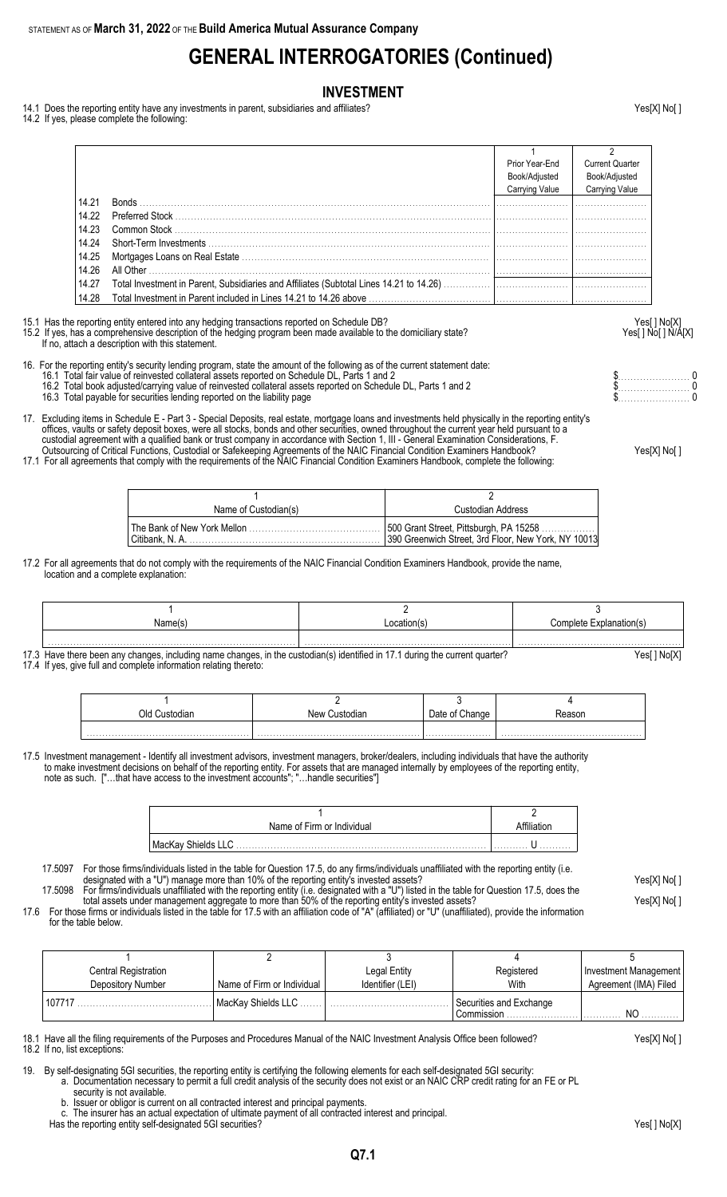STATEMENT AS OF **March 31, 2022** OF THE **Build America Mutual Assurance Company**

# GENERAL INTERROGATORIES (Continued)

## INVESTMENT

14.1 Does the reporting entity have any investments in parent, subsidiaries and affiliates? Yes[X] No[ ]

14.2 If yes, please complete the following:

| | | 1<br>Prior Year-End<br>Book/Adjusted<br>Carrying Value | 2<br>Current Quarter<br>Book/Adjusted<br>Carrying Value |
|---|---|---|---|
| 14.21 | Bonds | | |
| 14.22 | Preferred Stock | | |
| 14.23 | Common Stock | | |
| 14.24 | Short-Term Investments | | |
| 14.25 | Mortgages Loans on Real Estate | | |
| 14.26 | All Other | | |
| 14.27 | Total Investment in Parent, Subsidiaries and Affiliates (Subtotal Lines 14.21 to 14.26) | | |
| 14.28 | Total Investment in Parent included in Lines 14.21 to 14.26 above | | |

15.1 Has the reporting entity entered into any hedging transactions reported on Schedule DB? Yes[ ] No[X]

15.2 If yes, has a comprehensive description of the hedging program been made available to the domiciliary state? Yes[ ] No[ ] N/A[X]
If no, attach a description with this statement.

16. For the reporting entity's security lending program, state the amount of the following as of the current statement date:
    16.1 Total fair value of reinvested collateral assets reported on Schedule DL, Parts 1 and 2 $ 0
    16.2 Total book adjusted/carrying value of reinvested collateral assets reported on Schedule DL, Parts 1 and 2 $ 0
    16.3 Total payable for securities lending reported on the liability page $ 0

17. Excluding items in Schedule E - Part 3 - Special Deposits, real estate, mortgage loans and investments held physically in the reporting entity's offices, vaults or safety deposit boxes, were all stocks, bonds and other securities, owned throughout the current year held pursuant to a custodial agreement with a qualified bank or trust company in accordance with Section 1, III - General Examination Considerations, F. Outsourcing of Critical Functions, Custodial or Safekeeping Agreements of the NAIC Financial Condition Examiners Handbook? Yes[X] No[ ]

17.1 For all agreements that comply with the requirements of the NAIC Financial Condition Examiners Handbook, complete the following:

| 1<br>Name of Custodian(s) | 2<br>Custodian Address |
|---|---|
| The Bank of New York Mellon | 500 Grant Street, Pittsburgh, PA 15258 |
| Citibank, N. A. | 390 Greenwich Street, 3rd Floor, New York, NY 10013 |

17.2 For all agreements that do not comply with the requirements of the NAIC Financial Condition Examiners Handbook, provide the name, location and a complete explanation:

| 1<br>Name(s) | 2<br>Location(s) | 3<br>Complete Explanation(s) |
|---|---|---|
| | | |

17.3 Have there been any changes, including name changes, in the custodian(s) identified in 17.1 during the current quarter? Yes[ ] No[X]

17.4 If yes, give full and complete information relating thereto:

| 1<br>Old Custodian | 2<br>New Custodian | 3<br>Date of Change | 4<br>Reason |
|---|---|---|---|
| | | | |

17.5 Investment management - Identify all investment advisors, investment managers, broker/dealers, including individuals that have the authority to make investment decisions on behalf of the reporting entity. For assets that are managed internally by employees of the reporting entity, note as such. ["…that have access to the investment accounts"; "…handle securities"]

| 1<br>Name of Firm or Individual | 2<br>Affiliation |
|---|---|
| MacKay Shields LLC | U |

17.5097 For those firms/individuals listed in the table for Question 17.5, do any firms/individuals unaffiliated with the reporting entity (i.e. designated with a "U") manage more than 10% of the reporting entity's invested assets? Yes[X] No[ ]

17.5098 For firms/individuals unaffiliated with the reporting entity (i.e. designated with a "U") listed in the table for Question 17.5, does the total assets under management aggregate to more than 50% of the reporting entity's invested assets? Yes[X] No[ ]

17.6 For those firms or individuals listed in the table for 17.5 with an affiliation code of "A" (affiliated) or "U" (unaffiliated), provide the information for the table below.

| 1<br>Central Registration Depository Number | 2<br>Name of Firm or Individual | 3<br>Legal Entity Identifier (LEI) | 4<br>Registered With | 5<br>Investment Management Agreement (IMA) Filed |
|---|---|---|---|---|
| 107717 | MacKay Shields LLC | | Securities and Exchange Commission | NO |

18.1 Have all the filing requirements of the Purposes and Procedures Manual of the NAIC Investment Analysis Office been followed? Yes[X] No[ ]

18.2 If no, list exceptions:

19. By self-designating 5GI securities, the reporting entity is certifying the following elements for each self-designated 5GI security:
    a. Documentation necessary to permit a full credit analysis of the security does not exist or an NAIC CRP credit rating for an FE or PL security is not available.
    b. Issuer or obligor is current on all contracted interest and principal payments.
    c. The insurer has an actual expectation of ultimate payment of all contracted interest and principal.

    Has the reporting entity self-designated 5GI securities? Yes[ ] No[X]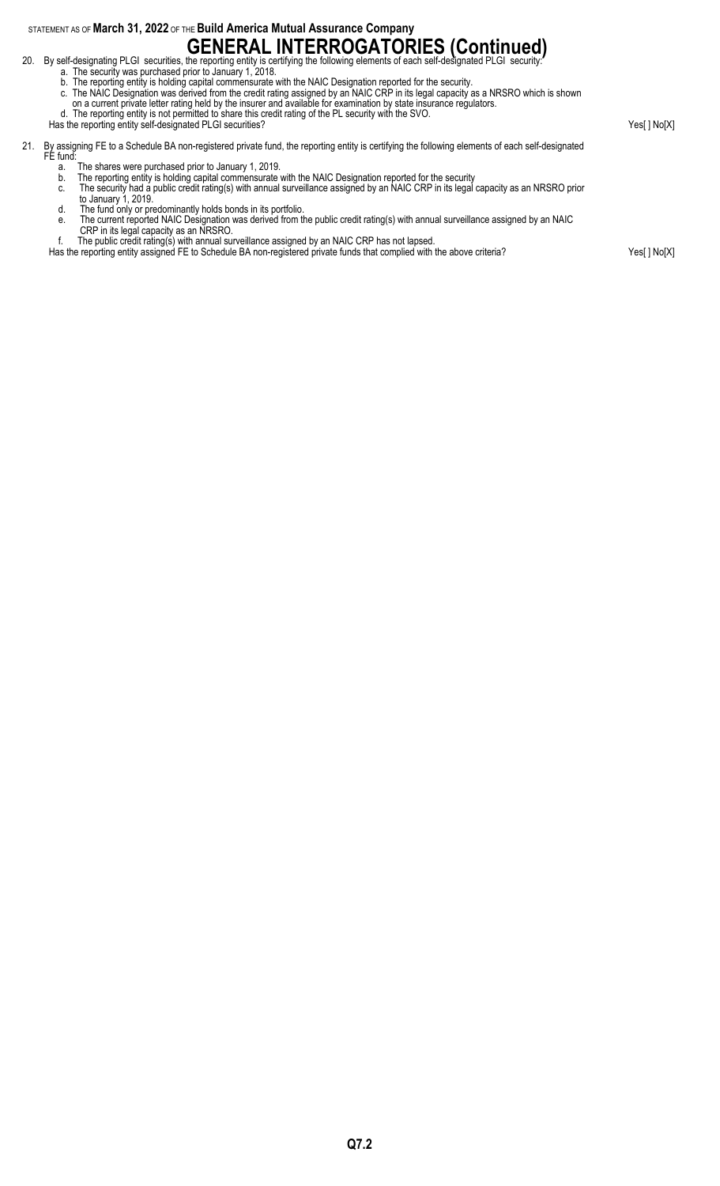# GENERAL INTERROGATORIES (Continued)

20. By self-designating PLGI securities, the reporting entity is certifying the following elements of each self-designated PLGI security:
    a. The security was purchased prior to January 1, 2018.
    b. The reporting entity is holding capital commensurate with the NAIC Designation reported for the security.
    c. The NAIC Designation was derived from the credit rating assigned by an NAIC CRP in its legal capacity as a NRSRO which is shown on a current private letter rating held by the insurer and available for examination by state insurance regulators.
    d. The reporting entity is not permitted to share this credit rating of the PL security with the SVO.

    Has the reporting entity self-designated PLGI securities? Yes[ ] No[X]

21. By assigning FE to a Schedule BA non-registered private fund, the reporting entity is certifying the following elements of each self-designated FE fund:
    a. The shares were purchased prior to January 1, 2019.
    b. The reporting entity is holding capital commensurate with the NAIC Designation reported for the security
    c. The security had a public credit rating(s) with annual surveillance assigned by an NAIC CRP in its legal capacity as an NRSRO prior to January 1, 2019.
    d. The fund only or predominantly holds bonds in its portfolio.
    e. The current reported NAIC Designation was derived from the public credit rating(s) with annual surveillance assigned by an NAIC CRP in its legal capacity as an NRSRO.
    f. The public credit rating(s) with annual surveillance assigned by an NAIC CRP has not lapsed.

    Has the reporting entity assigned FE to Schedule BA non-registered private funds that complied with the above criteria? Yes[ ] No[X]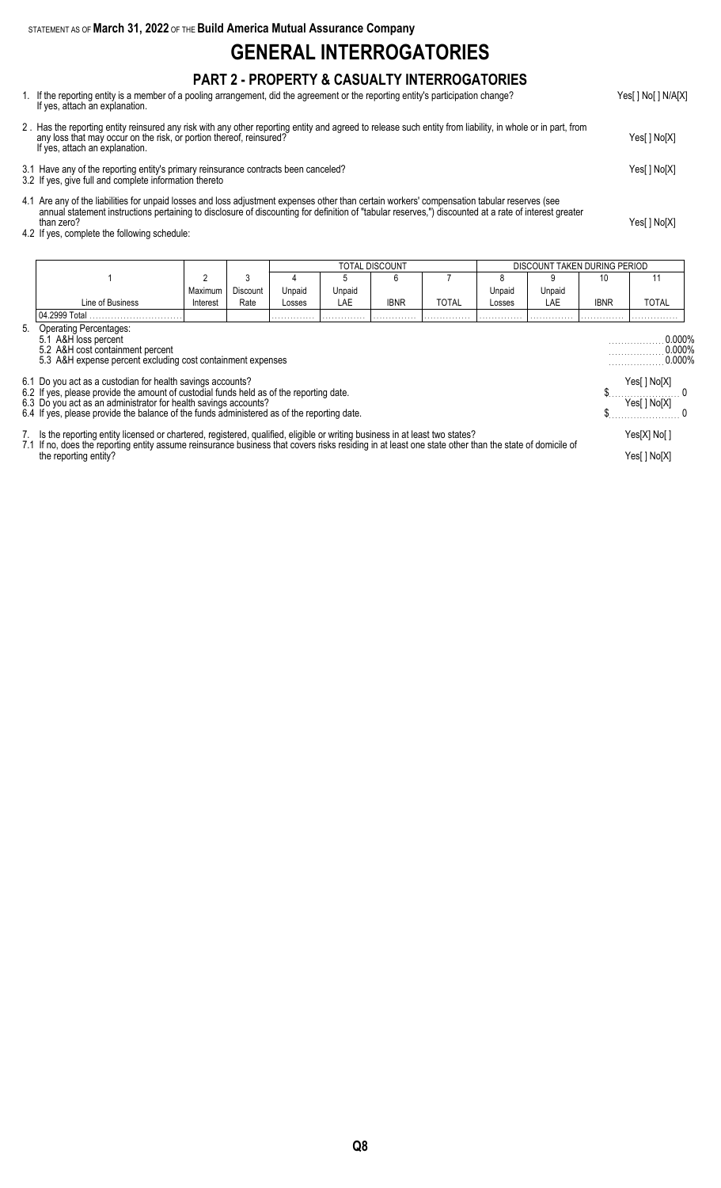STATEMENT AS OF **March 31, 2022** OF THE **Build America Mutual Assurance Company**

# GENERAL INTERROGATORIES

## PART 2 - PROPERTY & CASUALTY INTERROGATORIES

1. If the reporting entity is a member of a pooling arrangement, did the agreement or the reporting entity's participation change? If yes, attach an explanation. Yes[ ] No[ ] N/A[X]

2 . Has the reporting entity reinsured any risk with any other reporting entity and agreed to release such entity from liability, in whole or in part, from any loss that may occur on the risk, or portion thereof, reinsured? If yes, attach an explanation. Yes[ ] No[X]

3.1 Have any of the reporting entity's primary reinsurance contracts been canceled? Yes[ ] No[X]

3.2 If yes, give full and complete information thereto

4.1 Are any of the liabilities for unpaid losses and loss adjustment expenses other than certain workers' compensation tabular reserves (see annual statement instructions pertaining to disclosure of discounting for definition of "tabular reserves,") discounted at a rate of interest greater than zero? Yes[ ] No[X]

4.2 If yes, complete the following schedule:

| | | | TOTAL DISCOUNT | | | | DISCOUNT TAKEN DURING PERIOD | | | |
|---|---|---|---|---|---|---|---|---|---|---|
| 1 | 2 | 3 | 4 | 5 | 6 | 7 | 8 | 9 | 10 | 11 |
| Line of Business | Maximum Interest | Discount Rate | Unpaid Losses | Unpaid LAE | IBNR | TOTAL | Unpaid Losses | Unpaid LAE | IBNR | TOTAL |
| 04.2999 Total | | | | | | | | | | |

5. Operating Percentages:

| | |
|---|---|
| 5.1 A&H loss percent | 0.000% |
| 5.2 A&H cost containment percent | 0.000% |
| 5.3 A&H expense percent excluding cost containment expenses | 0.000% |

6.1 Do you act as a custodian for health savings accounts? Yes[ ] No[X]

6.2 If yes, please provide the amount of custodial funds held as of the reporting date. $ 0

6.3 Do you act as an administrator for health savings accounts? Yes[ ] No[X]

6.4 If yes, please provide the balance of the funds administered as of the reporting date. $ 0

7. Is the reporting entity licensed or chartered, registered, qualified, eligible or writing business in at least two states? Yes[X] No[ ]

7.1 If no, does the reporting entity assume reinsurance business that covers risks residing in at least one state other than the state of domicile of the reporting entity? Yes[ ] No[X]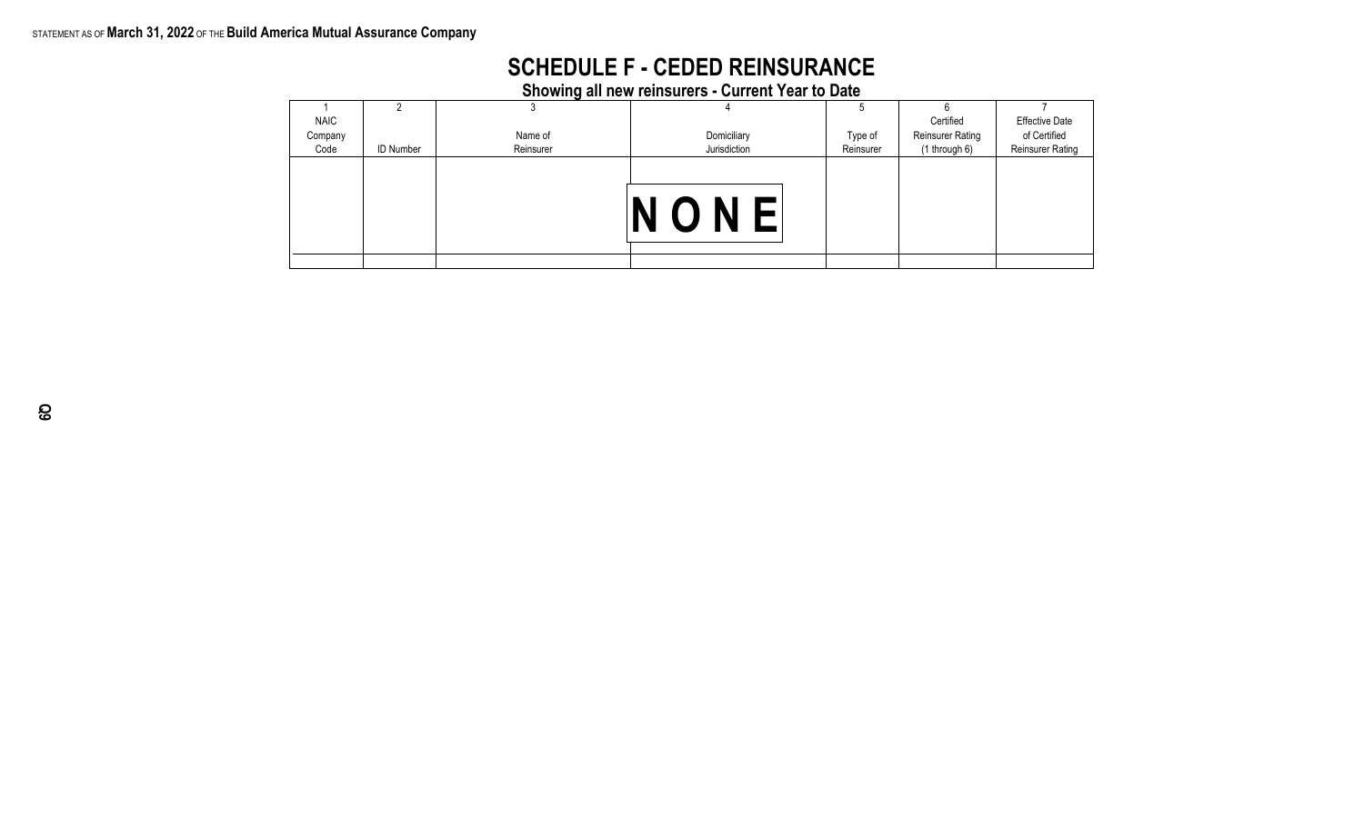STATEMENT AS OF **March 31, 2022** OF THE **Build America Mutual Assurance Company**

# SCHEDULE F - CEDED REINSURANCE

## Showing all new reinsurers - Current Year to Date

| 1<br>NAIC Company Code | 2<br>ID Number | 3<br>Name of Reinsurer | 4<br>Domiciliary Jurisdiction | 5<br>Type of Reinsurer | 6<br>Certified Reinsurer Rating (1 through 6) | 7<br>Effective Date of Certified Reinsurer Rating |
|---|---|---|---|---|---|---|
| | | | NONE | | | |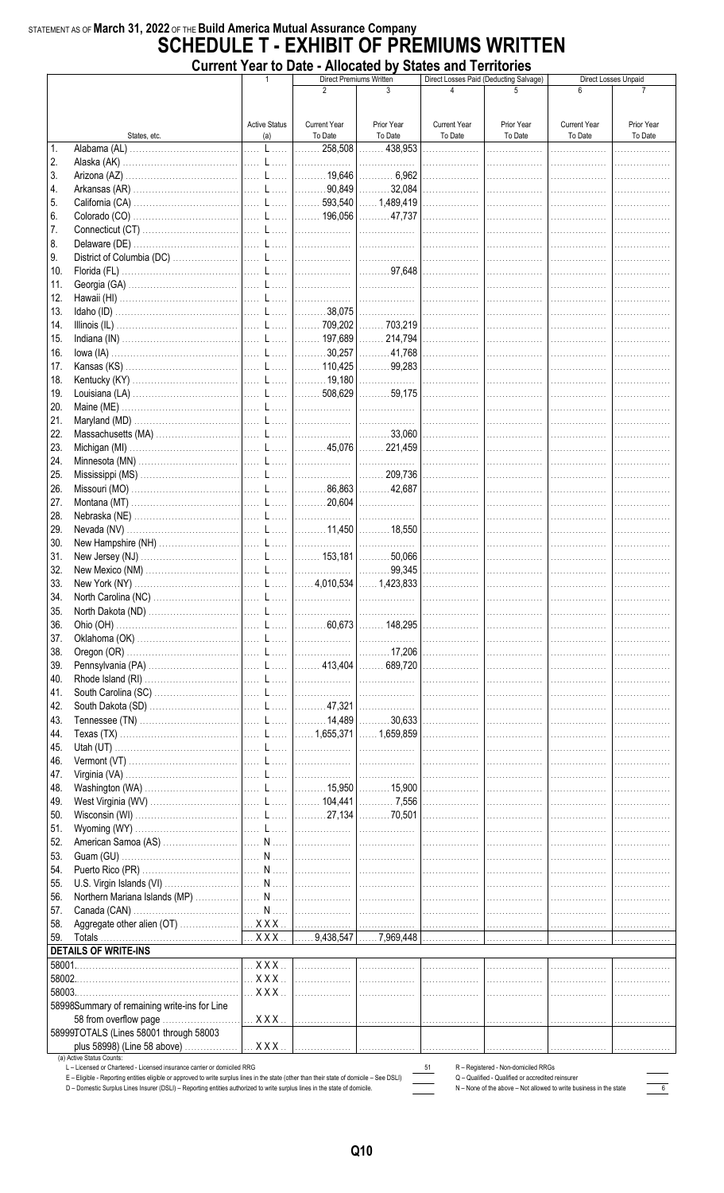STATEMENT AS OF **March 31, 2022** OF THE **Build America Mutual Assurance Company**

# SCHEDULE T - EXHIBIT OF PREMIUMS WRITTEN

## Current Year to Date - Allocated by States and Territories

| | States, etc. | 1 Active Status (a) | Direct Premiums Written 2 Current Year To Date | 3 Prior Year To Date | Direct Losses Paid (Deducting Salvage) 4 Current Year To Date | 5 Prior Year To Date | Direct Losses Unpaid 6 Current Year To Date | 7 Prior Year To Date |
|---|---|---|---|---|---|---|---|---|
| 1. | Alabama (AL) | L | 258,508 | 438,953 | | | | |
| 2. | Alaska (AK) | L | | | | | | |
| 3. | Arizona (AZ) | L | 19,646 | 6,962 | | | | |
| 4. | Arkansas (AR) | L | 90,849 | 32,084 | | | | |
| 5. | California (CA) | L | 593,540 | 1,489,419 | | | | |
| 6. | Colorado (CO) | L | 196,056 | 47,737 | | | | |
| 7. | Connecticut (CT) | L | | | | | | |
| 8. | Delaware (DE) | L | | | | | | |
| 9. | District of Columbia (DC) | L | | | | | | |
| 10. | Florida (FL) | L | | 97,648 | | | | |
| 11. | Georgia (GA) | L | | | | | | |
| 12. | Hawaii (HI) | L | | | | | | |
| 13. | Idaho (ID) | L | 38,075 | | | | | |
| 14. | Illinois (IL) | L | 709,202 | 703,219 | | | | |
| 15. | Indiana (IN) | L | 197,689 | 214,794 | | | | |
| 16. | Iowa (IA) | L | 30,257 | 41,768 | | | | |
| 17. | Kansas (KS) | L | 110,425 | 99,283 | | | | |
| 18. | Kentucky (KY) | L | 19,180 | | | | | |
| 19. | Louisiana (LA) | L | 508,629 | 59,175 | | | | |
| 20. | Maine (ME) | L | | | | | | |
| 21. | Maryland (MD) | L | | | | | | |
| 22. | Massachusetts (MA) | L | | 33,060 | | | | |
| 23. | Michigan (MI) | L | 45,076 | 221,459 | | | | |
| 24. | Minnesota (MN) | L | | | | | | |
| 25. | Mississippi (MS) | L | | 209,736 | | | | |
| 26. | Missouri (MO) | L | 86,863 | 42,687 | | | | |
| 27. | Montana (MT) | L | 20,604 | | | | | |
| 28. | Nebraska (NE) | L | | | | | | |
| 29. | Nevada (NV) | L | 11,450 | 18,550 | | | | |
| 30. | New Hampshire (NH) | L | | | | | | |
| 31. | New Jersey (NJ) | L | 153,181 | 50,066 | | | | |
| 32. | New Mexico (NM) | L | | 99,345 | | | | |
| 33. | New York (NY) | L | 4,010,534 | 1,423,833 | | | | |
| 34. | North Carolina (NC) | L | | | | | | |
| 35. | North Dakota (ND) | L | | | | | | |
| 36. | Ohio (OH) | L | 60,673 | 148,295 | | | | |
| 37. | Oklahoma (OK) | L | | | | | | |
| 38. | Oregon (OR) | L | | 17,206 | | | | |
| 39. | Pennsylvania (PA) | L | 413,404 | 689,720 | | | | |
| 40. | Rhode Island (RI) | L | | | | | | |
| 41. | South Carolina (SC) | L | | | | | | |
| 42. | South Dakota (SD) | L | 47,321 | | | | | |
| 43. | Tennessee (TN) | L | 14,489 | 30,633 | | | | |
| 44. | Texas (TX) | L | 1,655,371 | 1,659,859 | | | | |
| 45. | Utah (UT) | L | | | | | | |
| 46. | Vermont (VT) | L | | | | | | |
| 47. | Virginia (VA) | L | | | | | | |
| 48. | Washington (WA) | L | 15,950 | 15,900 | | | | |
| 49. | West Virginia (WV) | L | 104,441 | 7,556 | | | | |
| 50. | Wisconsin (WI) | L | 27,134 | 70,501 | | | | |
| 51. | Wyoming (WY) | L | | | | | | |
| 52. | American Samoa (AS) | N | | | | | | |
| 53. | Guam (GU) | N | | | | | | |
| 54. | Puerto Rico (PR) | N | | | | | | |
| 55. | U.S. Virgin Islands (VI) | N | | | | | | |
| 56. | Northern Mariana Islands (MP) | N | | | | | | |
| 57. | Canada (CAN) | N | | | | | | |
| 58. | Aggregate other alien (OT) | XXX | | | | | | |
| 59. | Totals | XXX | 9,438,547 | 7,969,448 | | | | |
| | **DETAILS OF WRITE-INS** | | | | | | | |
| 58001. | | XXX | | | | | | |
| 58002. | | XXX | | | | | | |
| 58003. | | XXX | | | | | | |
| 58998. | Summary of remaining write-ins for Line 58 from overflow page | XXX | | | | | | |
| 58999. | TOTALS (Lines 58001 through 58003 plus 58998) (Line 58 above) | XXX | | | | | | |

(a) Active Status Counts:

L – Licensed or Chartered - Licensed insurance carrier or domiciled RRG ..... 51
R – Registered - Non-domiciled RRGs ..... 
E – Eligible - Reporting entities eligible or approved to write surplus lines in the state (other than their state of domicile – See DSLI) ..... 
Q – Qualified - Qualified or accredited reinsurer ..... 
D – Domestic Surplus Lines Insurer (DSLI) – Reporting entities authorized to write surplus lines in the state of domicile. ..... 
N – None of the above – Not allowed to write business in the state ..... 6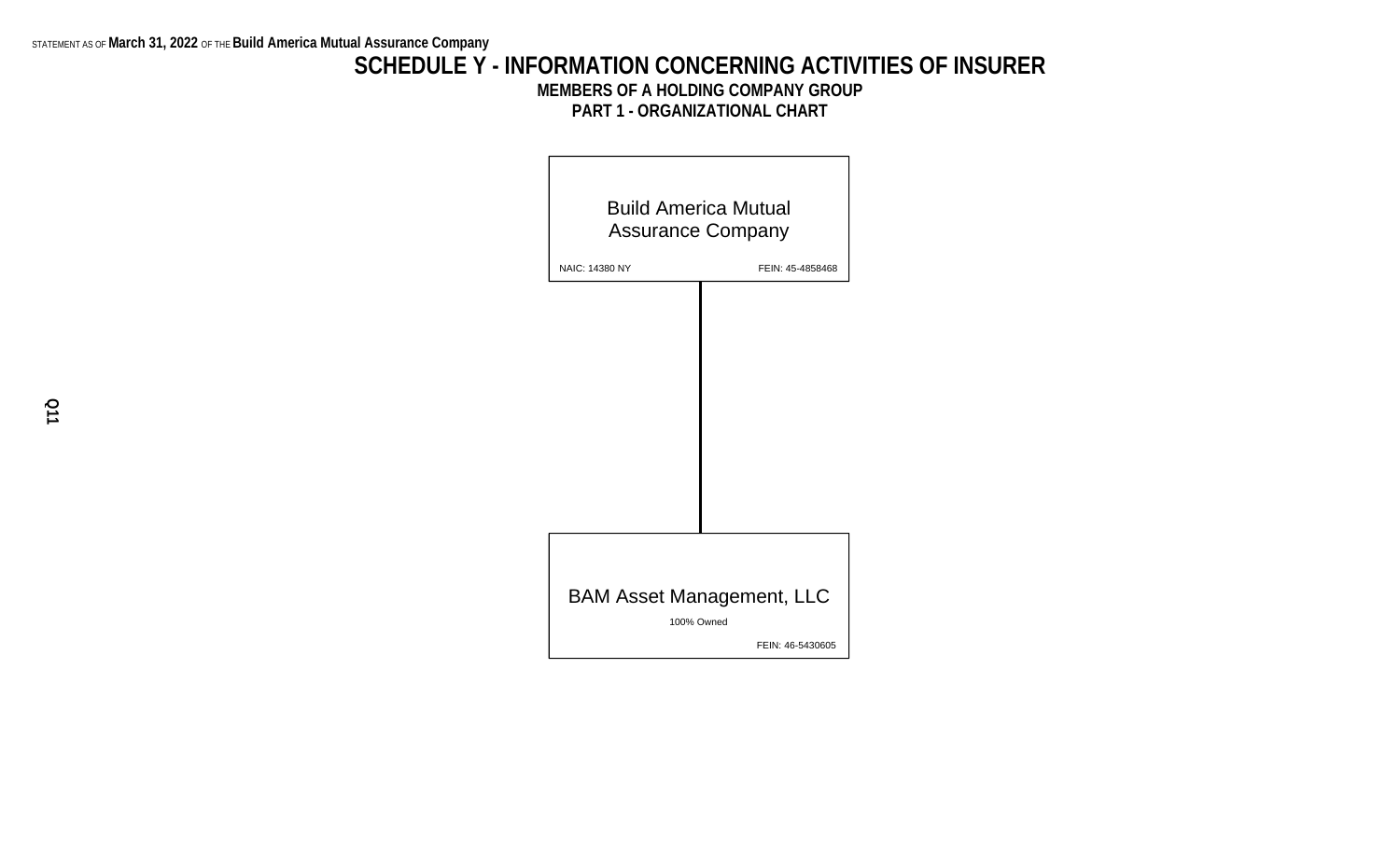# SCHEDULE Y - INFORMATION CONCERNING ACTIVITIES OF INSURER

## MEMBERS OF A HOLDING COMPANY GROUP

## PART 1 - ORGANIZATIONAL CHART

**Build America Mutual Assurance Company**
NAIC: 14380 NY
FEIN: 45-4858468

**BAM Asset Management, LLC**
100% Owned
FEIN: 46-5430605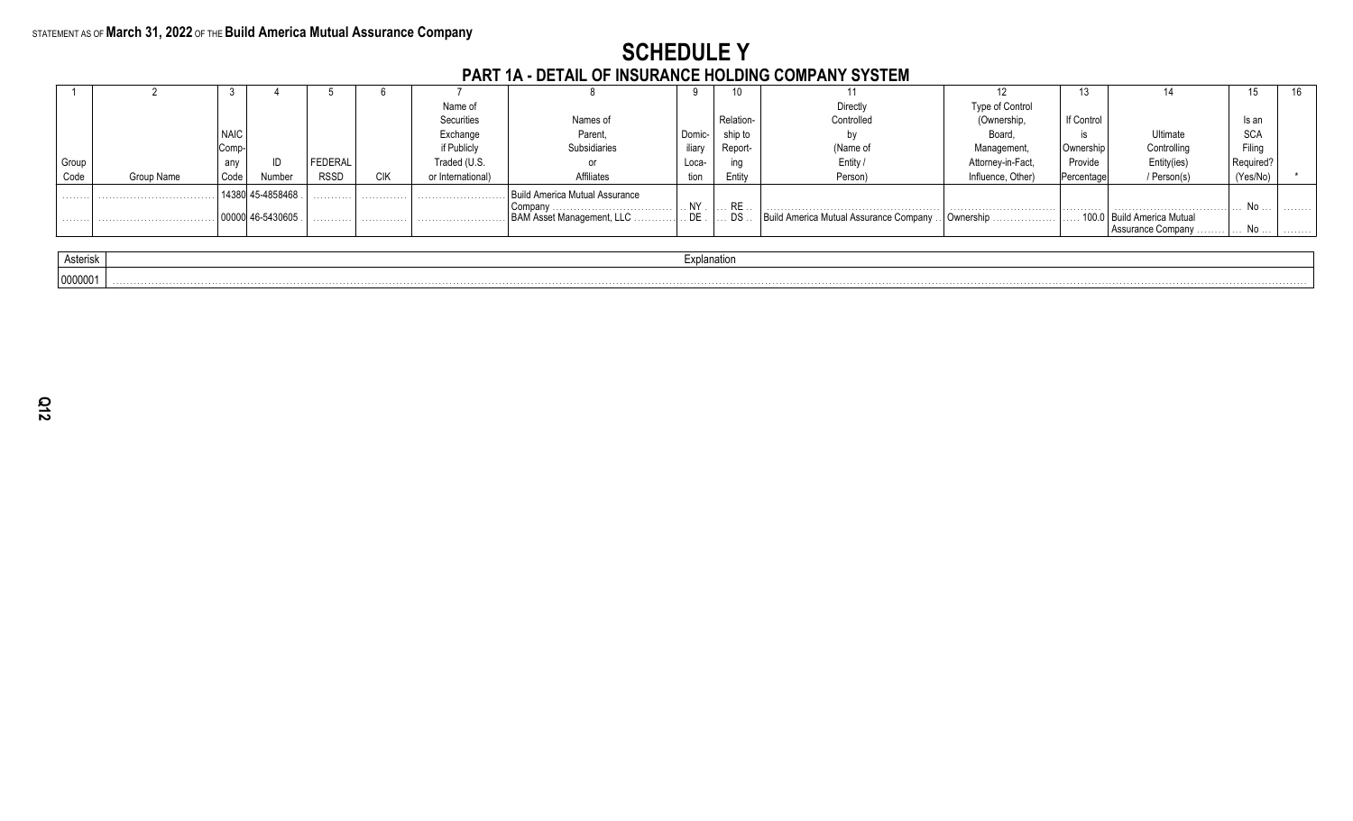STATEMENT AS OF **March 31, 2022** OF THE **Build America Mutual Assurance Company**

# SCHEDULE Y

## PART 1A - DETAIL OF INSURANCE HOLDING COMPANY SYSTEM

| 1 | 2 | 3 | 4 | 5 | 6 | 7 | 8 | 9 | 10 | 11 | 12 | 13 | 14 | 15 | 16 |
|---|---|---|---|---|---|---|---|---|---|---|---|---|---|---|---|
| Group Code | Group Name | NAIC Company Code | ID Number | FEDERAL RSSD | CIK | Name of Securities Exchange if Publicly Traded (U.S. or International) | Names of Parent, Subsidiaries or Affiliates | Domiciliary Location | Relationship to Reporting Entity | Directly Controlled by (Name of Entity / Person) | Type of Control (Ownership, Board, Management, Attorney-in-Fact, Influence, Other) | If Control is Ownership Provide Percentage | Ultimate Controlling Entity(ies) / Person(s) | Is an SCA Filing Required? (Yes/No) | * |
| | | 14380 | 45-4858468 | | | | Build America Mutual Assurance Company | NY | RE | | | | | No | |
| | | 00000 | 46-5430605 | | | | BAM Asset Management, LLC | DE | DS | Build America Mutual Assurance Company | Ownership | 100.0 | Build America Mutual Assurance Company | No | |

| Asterisk | Explanation |
|---|---|
| 0000001 | |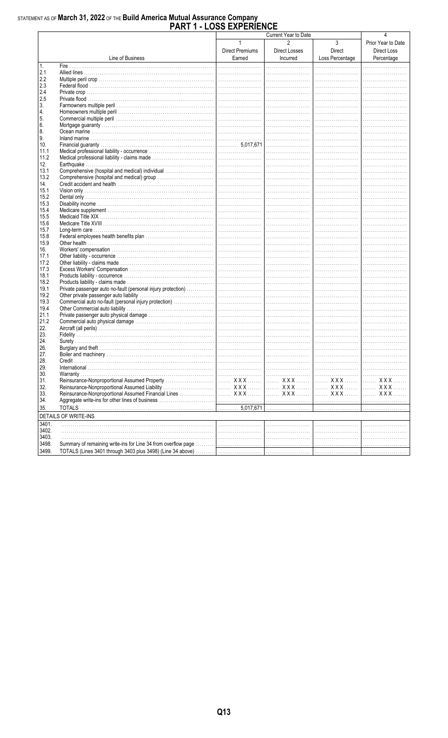STATEMENT AS OF **March 31, 2022** OF THE **Build America Mutual Assurance Company**

# PART 1 - LOSS EXPERIENCE

| | Line of Business | Current Year to Date 1 Direct Premiums Earned | 2 Direct Losses Incurred | 3 Direct Loss Percentage | 4 Prior Year to Date Direct Loss Percentage |
|---|---|---|---|---|---|
| 1. | Fire | | | | |
| 2.1 | Allied lines | | | | |
| 2.2 | Multiple peril crop | | | | |
| 2.3 | Federal flood | | | | |
| 2.4 | Private crop | | | | |
| 2.5 | Private flood | | | | |
| 3. | Farmowners multiple peril | | | | |
| 4. | Homeowners multiple peril | | | | |
| 5. | Commercial multiple peril | | | | |
| 6. | Mortgage guaranty | | | | |
| 8. | Ocean marine | | | | |
| 9. | Inland marine | | | | |
| 10. | Financial guaranty | 5,017,671 | | | |
| 11.1 | Medical professional liability - occurrence | | | | |
| 11.2 | Medical professional liability - claims made | | | | |
| 12. | Earthquake | | | | |
| 13.1 | Comprehensive (hospital and medical) individual | | | | |
| 13.2 | Comprehensive (hospital and medical) group | | | | |
| 14. | Credit accident and health | | | | |
| 15.1 | Vision only | | | | |
| 15.2 | Dental only | | | | |
| 15.3 | Disability income | | | | |
| 15.4 | Medicare supplement | | | | |
| 15.5 | Medicaid Title XIX | | | | |
| 15.6 | Medicare Title XVIII | | | | |
| 15.7 | Long-term care | | | | |
| 15.8 | Federal employees health benefits plan | | | | |
| 15.9 | Other health | | | | |
| 16. | Workers' compensation | | | | |
| 17.1 | Other liability - occurrence | | | | |
| 17.2 | Other liability - claims made | | | | |
| 17.3 | Excess Workers' Compensation | | | | |
| 18.1 | Products liability - occurrence | | | | |
| 18.2 | Products liability - claims made | | | | |
| 19.1 | Private passenger auto no-fault (personal injury protection) | | | | |
| 19.2 | Other private passenger auto liability | | | | |
| 19.3 | Commercial auto no-fault (personal injury protection) | | | | |
| 19.4 | Other Commercial auto liability | | | | |
| 21.1 | Private passenger auto physical damage | | | | |
| 21.2 | Commercial auto physical damage | | | | |
| 22. | Aircraft (all perils) | | | | |
| 23. | Fidelity | | | | |
| 24. | Surety | | | | |
| 26. | Burglary and theft | | | | |
| 27. | Boiler and machinery | | | | |
| 28. | Credit | | | | |
| 29. | International | | | | |
| 30. | Warranty | | | | |
| 31. | Reinsurance-Nonproportional Assumed Property | XXX | XXX | XXX | XXX |
| 32. | Reinsurance-Nonproportional Assumed Liability | XXX | XXX | XXX | XXX |
| 33. | Reinsurance-Nonproportional Assumed Financial Lines | XXX | XXX | XXX | XXX |
| 34. | Aggregate write-ins for other lines of business | | | | |
| 35. | TOTALS | 5,017,671 | | | |
| | DETAILS OF WRITE-INS | | | | |
| 3401. | | | | | |
| 3402. | | | | | |
| 3403. | | | | | |
| 3498. | Summary of remaining write-ins for Line 34 from overflow page | | | | |
| 3499. | TOTALS (Lines 3401 through 3403 plus 3498) (Line 34 above) | | | | |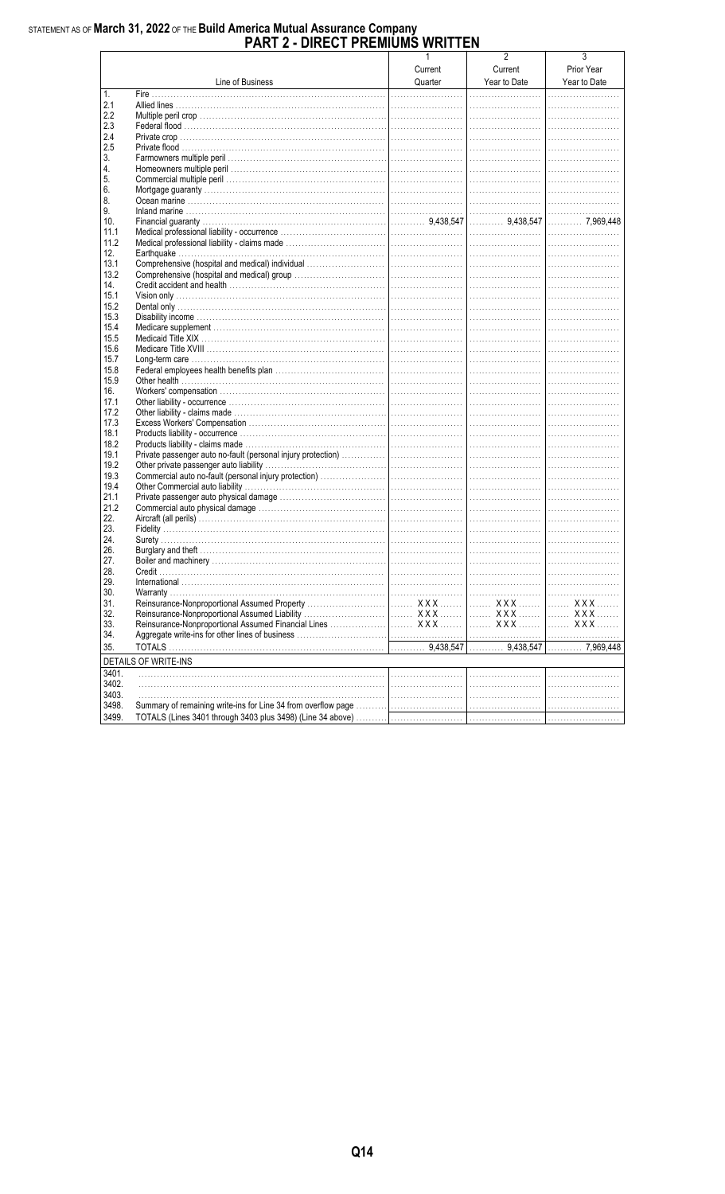STATEMENT AS OF **March 31, 2022** OF THE **Build America Mutual Assurance Company**

# PART 2 - DIRECT PREMIUMS WRITTEN

| | Line of Business | 1<br>Current<br>Quarter | 2<br>Current<br>Year to Date | 3<br>Prior Year<br>Year to Date |
|---|---|---|---|---|
| 1. | Fire | | | |
| 2.1 | Allied lines | | | |
| 2.2 | Multiple peril crop | | | |
| 2.3 | Federal flood | | | |
| 2.4 | Private crop | | | |
| 2.5 | Private flood | | | |
| 3. | Farmowners multiple peril | | | |
| 4. | Homeowners multiple peril | | | |
| 5. | Commercial multiple peril | | | |
| 6. | Mortgage guaranty | | | |
| 8. | Ocean marine | | | |
| 9. | Inland marine | | | |
| 10. | Financial guaranty | 9,438,547 | 9,438,547 | 7,969,448 |
| 11.1 | Medical professional liability - occurrence | | | |
| 11.2 | Medical professional liability - claims made | | | |
| 12. | Earthquake | | | |
| 13.1 | Comprehensive (hospital and medical) individual | | | |
| 13.2 | Comprehensive (hospital and medical) group | | | |
| 14. | Credit accident and health | | | |
| 15.1 | Vision only | | | |
| 15.2 | Dental only | | | |
| 15.3 | Disability income | | | |
| 15.4 | Medicare supplement | | | |
| 15.5 | Medicaid Title XIX | | | |
| 15.6 | Medicare Title XVIII | | | |
| 15.7 | Long-term care | | | |
| 15.8 | Federal employees health benefits plan | | | |
| 15.9 | Other health | | | |
| 16. | Workers' compensation | | | |
| 17.1 | Other liability - occurrence | | | |
| 17.2 | Other liability - claims made | | | |
| 17.3 | Excess Workers' Compensation | | | |
| 18.1 | Products liability - occurrence | | | |
| 18.2 | Products liability - claims made | | | |
| 19.1 | Private passenger auto no-fault (personal injury protection) | | | |
| 19.2 | Other private passenger auto liability | | | |
| 19.3 | Commercial auto no-fault (personal injury protection) | | | |
| 19.4 | Other Commercial auto liability | | | |
| 21.1 | Private passenger auto physical damage | | | |
| 21.2 | Commercial auto physical damage | | | |
| 22. | Aircraft (all perils) | | | |
| 23. | Fidelity | | | |
| 24. | Surety | | | |
| 26. | Burglary and theft | | | |
| 27. | Boiler and machinery | | | |
| 28. | Credit | | | |
| 29. | International | | | |
| 30. | Warranty | | | |
| 31. | Reinsurance-Nonproportional Assumed Property | XXX | XXX | XXX |
| 32. | Reinsurance-Nonproportional Assumed Liability | XXX | XXX | XXX |
| 33. | Reinsurance-Nonproportional Assumed Financial Lines | XXX | XXX | XXX |
| 34. | Aggregate write-ins for other lines of business | | | |
| 35. | TOTALS | 9,438,547 | 9,438,547 | 7,969,448 |
| | DETAILS OF WRITE-INS | | | |
| 3401. | | | | |
| 3402. | | | | |
| 3403. | | | | |
| 3498. | Summary of remaining write-ins for Line 34 from overflow page | | | |
| 3499. | TOTALS (Lines 3401 through 3403 plus 3498) (Line 34 above) | | | |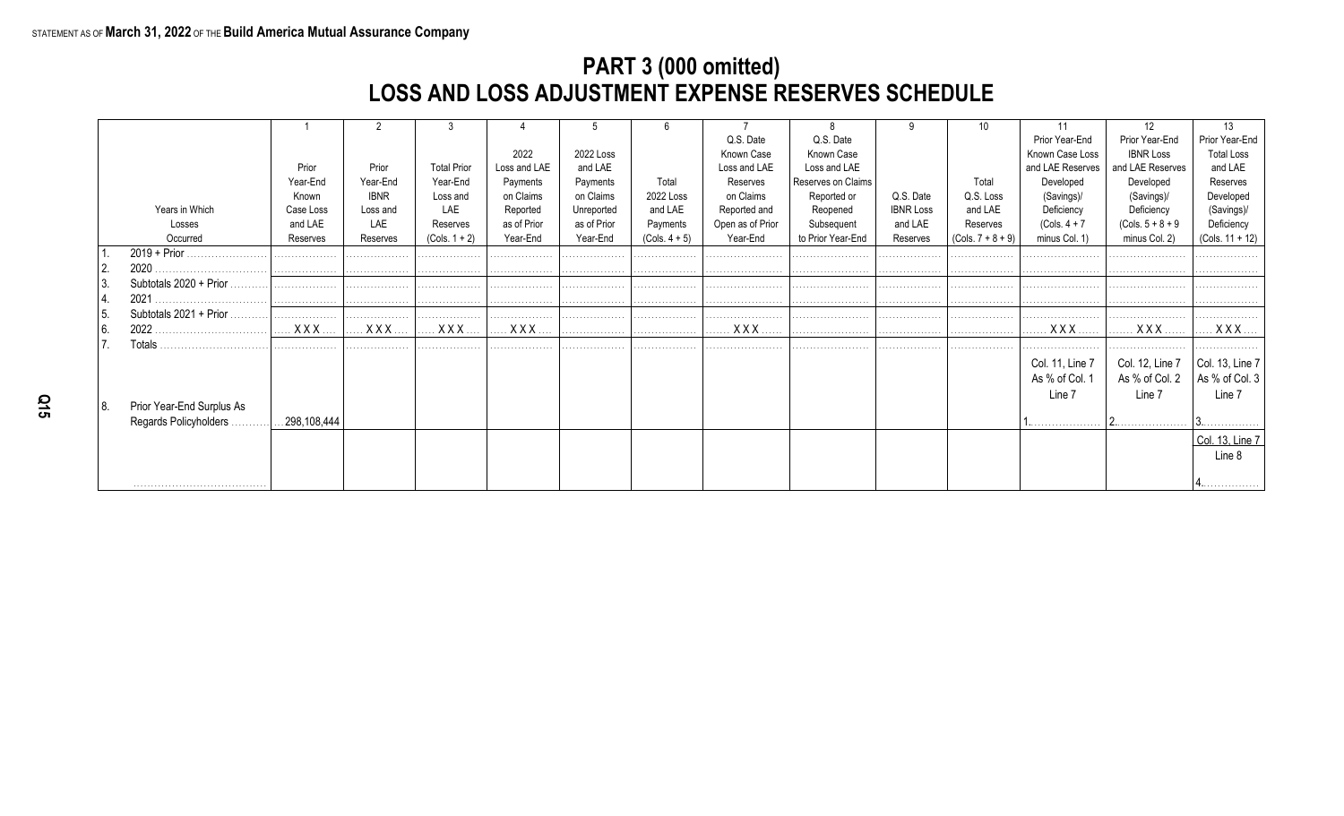STATEMENT AS OF **March 31, 2022** OF THE **Build America Mutual Assurance Company**

# PART 3 (000 omitted)
# LOSS AND LOSS ADJUSTMENT EXPENSE RESERVES SCHEDULE

| | 1 | 2 | 3 | 4 | 5 | 6 | 7 | 8 | 9 | 10 | 11 | 12 | 13 |
|---|---|---|---|---|---|---|---|---|---|---|---|---|---|
| Years in Which Losses Occurred | Prior Year-End Known Case Loss and LAE Reserves | Prior Year-End IBNR Loss and LAE Reserves | Total Prior Year-End Loss and LAE Reserves (Cols. 1 + 2) | 2022 Loss and LAE Payments on Claims Reported as of Prior Year-End | 2022 Loss and LAE Payments on Claims Unreported as of Prior Year-End | Total 2022 Loss and LAE Payments (Cols. 4 + 5) | Q.S. Date Known Case Loss and LAE Reserves on Claims Reported and Open as of Prior Year-End | Q.S. Date Known Case Loss and LAE Reserves on Claims Reopened or Reported Subsequent to Prior Year-End | Q.S. Date IBNR Loss and LAE Reserves | Total Q.S. Loss and LAE Reserves (Cols. 7 + 8 + 9) | Prior Year-End Known Case Loss and LAE Reserves Developed (Savings)/ Deficiency (Cols. 4 + 7 minus Col. 1) | Prior Year-End IBNR Loss and LAE Reserves Developed (Savings)/ Deficiency (Cols. 5 + 8 + 9 minus Col. 2) | Prior Year-End Total Loss and LAE Reserves Developed (Savings)/ Deficiency (Cols. 11 + 12) |
| 1. 2019 + Prior | | | | | | | | | | | | | |
| 2. 2020 | | | | | | | | | | | | | |
| 3. Subtotals 2020 + Prior | | | | | | | | | | | | | |
| 4. 2021 | | | | | | | | | | | | | |
| 5. Subtotals 2021 + Prior | | | | | | | | | | | | | |
| 6. 2022 | XXX | XXX | XXX | XXX | | | XXX | | | | XXX | XXX | XXX |
| 7. Totals | | | | | | | | | | | | | |
| | | | | | | | | | | | Col. 11, Line 7 As % of Col. 1 Line 7 | Col. 12, Line 7 As % of Col. 2 Line 7 | Col. 13, Line 7 As % of Col. 3 Line 7 |
| 8. Prior Year-End Surplus As Regards Policyholders | 298,108,444 | | | | | | | | | | 1. | 2. | 3. |
| | | | | | | | | | | | | | Col. 13, Line 7 Line 8 |
| | | | | | | | | | | | | | 4. |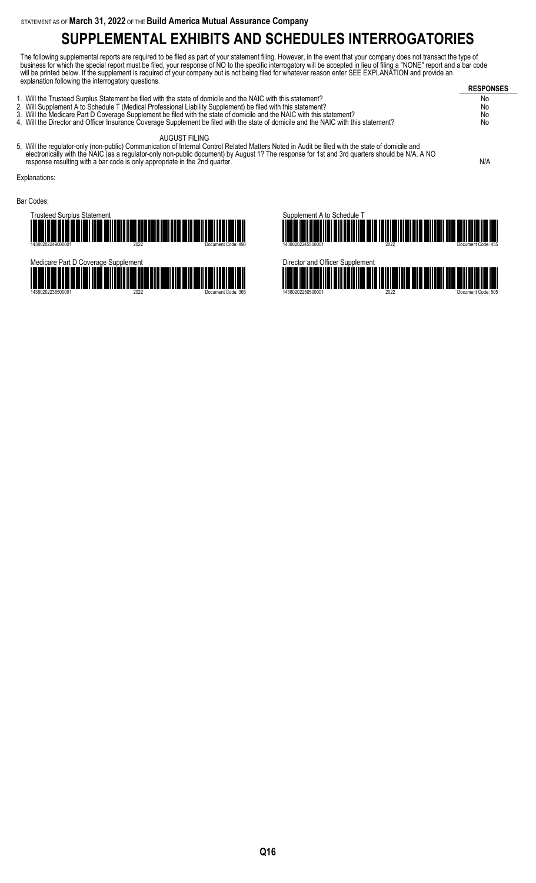STATEMENT AS OF **March 31, 2022** OF THE **Build America Mutual Assurance Company**

# SUPPLEMENTAL EXHIBITS AND SCHEDULES INTERROGATORIES

The following supplemental reports are required to be filed as part of your statement filing. However, in the event that your company does not transact the type of business for which the special report must be filed, your response of NO to the specific interrogatory will be accepted in lieu of filing a "NONE" report and a bar code will be printed below. If the supplement is required of your company but is not being filed for whatever reason enter SEE EXPLANATION and provide an explanation following the interrogatory questions.

| | RESPONSES |
|---|---|
| 1. Will the Trusteed Surplus Statement be filed with the state of domicile and the NAIC with this statement? | No |
| 2. Will Supplement A to Schedule T (Medical Professional Liability Supplement) be filed with this statement? | No |
| 3. Will the Medicare Part D Coverage Supplement be filed with the state of domicile and the NAIC with this statement? | No |
| 4. Will the Director and Officer Insurance Coverage Supplement be filed with the state of domicile and the NAIC with this statement? | No |
| AUGUST FILING | |
| 5. Will the regulator-only (non-public) Communication of Internal Control Related Matters Noted in Audit be filed with the state of domicile and electronically with the NAIC (as a regulator-only non-public document) by August 1? The response for 1st and 3rd quarters should be N/A. A NO response resulting with a bar code is only appropriate in the 2nd quarter. | N/A |

Explanations:

Bar Codes:

Trusteed Surplus Statement
14380202249000001 2022 Document Code: 490

Supplement A to Schedule T
14380202245500001 2022 Document Code: 455

Medicare Part D Coverage Supplement
14380202236500001 2022 Document Code: 365

Director and Officer Supplement
14380202250500001 2022 Document Code: 505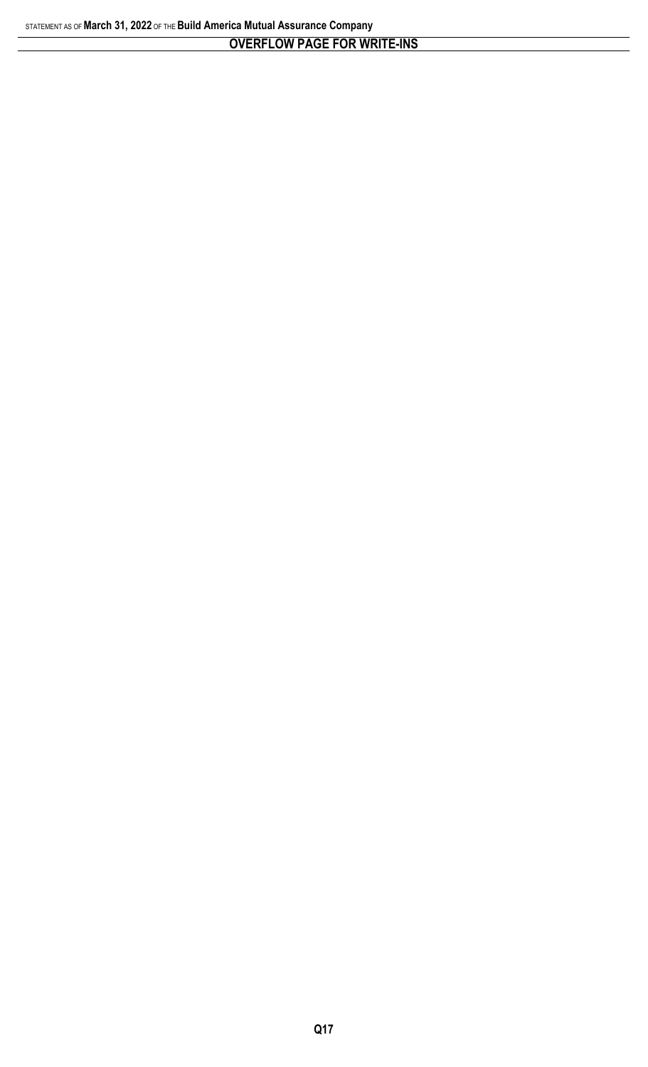## OVERFLOW PAGE FOR WRITE-INS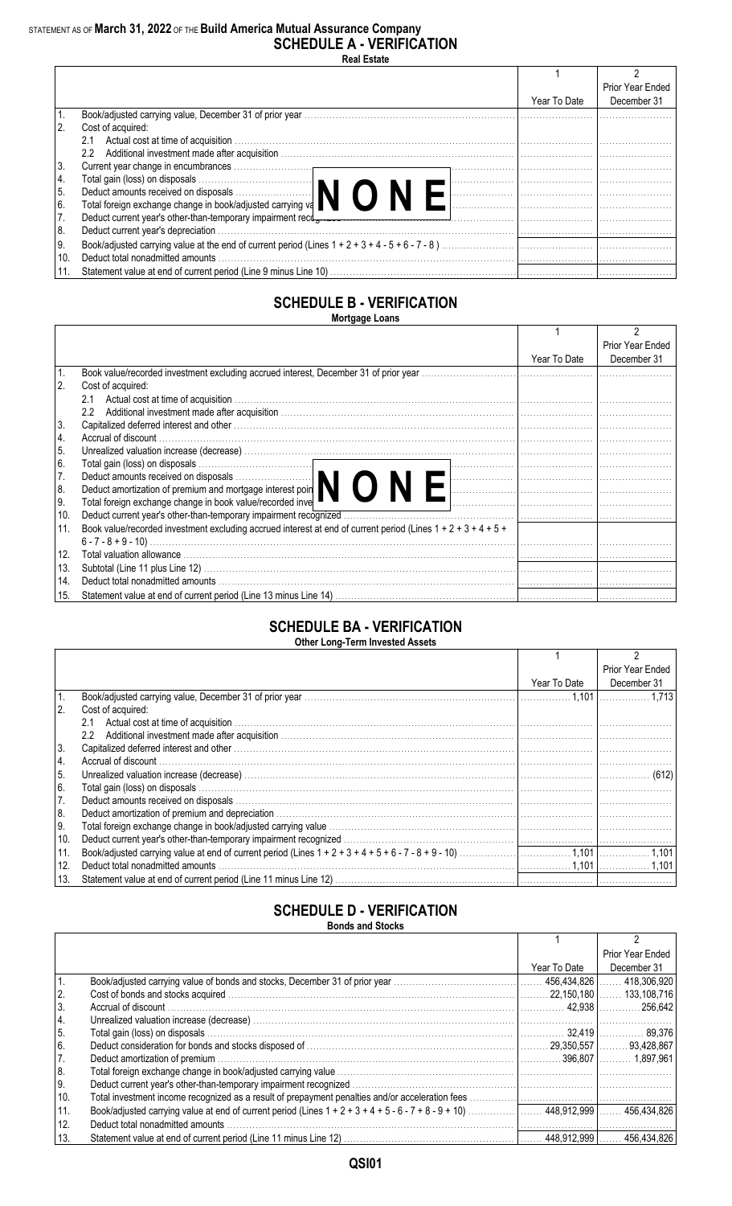STATEMENT AS OF **March 31, 2022** OF THE **Build America Mutual Assurance Company**

# SCHEDULE A - VERIFICATION

**Real Estate**

| | | 1<br>Year To Date | 2<br>Prior Year Ended December 31 |
|---|---|---|---|
| 1. | Book/adjusted carrying value, December 31 of prior year | | |
| 2. | Cost of acquired: | | |
| | 2.1 Actual cost at time of acquisition | | |
| | 2.2 Additional investment made after acquisition | | |
| 3. | Current year change in encumbrances | | |
| 4. | Total gain (loss) on disposals | | |
| 5. | Deduct amounts received on disposals | | |
| 6. | Total foreign exchange change in book/adjusted carrying value | | |
| 7. | Deduct current year's other-than-temporary impairment recognized | | |
| 8. | Deduct current year's depreciation | | |
| 9. | Book/adjusted carrying value at the end of current period (Lines 1 + 2 + 3 + 4 - 5 + 6 - 7 - 8 ) | | |
| 10. | Deduct total nonadmitted amounts | | |
| 11. | Statement value at end of current period (Line 9 minus Line 10) | | |

**NONE**

# SCHEDULE B - VERIFICATION

**Mortgage Loans**

| | | 1<br>Year To Date | 2<br>Prior Year Ended December 31 |
|---|---|---|---|
| 1. | Book value/recorded investment excluding accrued interest, December 31 of prior year | | |
| 2. | Cost of acquired: | | |
| | 2.1 Actual cost at time of acquisition | | |
| | 2.2 Additional investment made after acquisition | | |
| 3. | Capitalized deferred interest and other | | |
| 4. | Accrual of discount | | |
| 5. | Unrealized valuation increase (decrease) | | |
| 6. | Total gain (loss) on disposals | | |
| 7. | Deduct amounts received on disposals | | |
| 8. | Deduct amortization of premium and mortgage interest points and commitment fees | | |
| 9. | Total foreign exchange change in book value/recorded investment excluding accrued interest | | |
| 10. | Deduct current year's other-than-temporary impairment recognized | | |
| 11. | Book value/recorded investment excluding accrued interest at end of current period (Lines 1 + 2 + 3 + 4 + 5 + 6 - 7 - 8 + 9 - 10) | | |
| 12. | Total valuation allowance | | |
| 13. | Subtotal (Line 11 plus Line 12) | | |
| 14. | Deduct total nonadmitted amounts | | |
| 15. | Statement value at end of current period (Line 13 minus Line 14) | | |

**NONE**

# SCHEDULE BA - VERIFICATION

**Other Long-Term Invested Assets**

| | | 1<br>Year To Date | 2<br>Prior Year Ended December 31 |
|---|---|---|---|
| 1. | Book/adjusted carrying value, December 31 of prior year | 1,101 | 1,713 |
| 2. | Cost of acquired: | | |
| | 2.1 Actual cost at time of acquisition | | |
| | 2.2 Additional investment made after acquisition | | |
| 3. | Capitalized deferred interest and other | | |
| 4. | Accrual of discount | | |
| 5. | Unrealized valuation increase (decrease) | | (612) |
| 6. | Total gain (loss) on disposals | | |
| 7. | Deduct amounts received on disposals | | |
| 8. | Deduct amortization of premium and depreciation | | |
| 9. | Total foreign exchange change in book/adjusted carrying value | | |
| 10. | Deduct current year's other-than-temporary impairment recognized | | |
| 11. | Book/adjusted carrying value at end of current period (Lines 1 + 2 + 3 + 4 + 5 + 6 - 7 - 8 + 9 - 10) | 1,101 | 1,101 |
| 12. | Deduct total nonadmitted amounts | 1,101 | 1,101 |
| 13. | Statement value at end of current period (Line 11 minus Line 12) | | |

# SCHEDULE D - VERIFICATION

**Bonds and Stocks**

| | | 1<br>Year To Date | 2<br>Prior Year Ended December 31 |
|---|---|---|---|
| 1. | Book/adjusted carrying value of bonds and stocks, December 31 of prior year | 456,434,826 | 418,306,920 |
| 2. | Cost of bonds and stocks acquired | 22,150,180 | 133,108,716 |
| 3. | Accrual of discount | 42,938 | 256,642 |
| 4. | Unrealized valuation increase (decrease) | | |
| 5. | Total gain (loss) on disposals | 32,419 | 89,376 |
| 6. | Deduct consideration for bonds and stocks disposed of | 29,350,557 | 93,428,867 |
| 7. | Deduct amortization of premium | 396,807 | 1,897,961 |
| 8. | Total foreign exchange change in book/adjusted carrying value | | |
| 9. | Deduct current year's other-than-temporary impairment recognized | | |
| 10. | Total investment income recognized as a result of prepayment penalties and/or acceleration fees | | |
| 11. | Book/adjusted carrying value at end of current period (Lines 1 + 2 + 3 + 4 + 5 - 6 - 7 + 8 - 9 + 10) | 448,912,999 | 456,434,826 |
| 12. | Deduct total nonadmitted amounts | | |
| 13. | Statement value at end of current period (Line 11 minus Line 12) | 448,912,999 | 456,434,826 |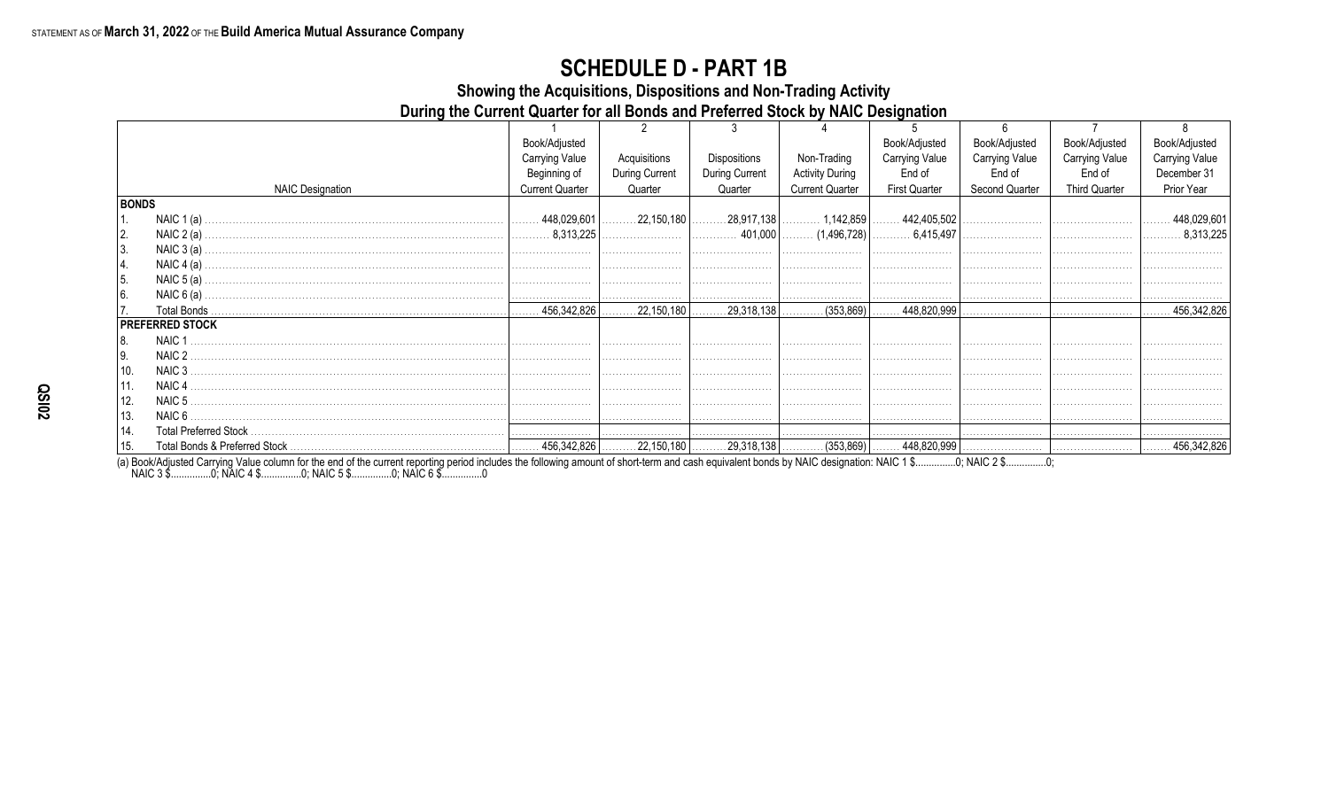STATEMENT AS OF **March 31, 2022** OF THE **Build America Mutual Assurance Company**

# SCHEDULE D - PART 1B

## Showing the Acquisitions, Dispositions and Non-Trading Activity During the Current Quarter for all Bonds and Preferred Stock by NAIC Designation

| | NAIC Designation | 1<br>Book/Adjusted Carrying Value Beginning of Current Quarter | 2<br>Acquisitions During Current Quarter | 3<br>Dispositions During Current Quarter | 4<br>Non-Trading Activity During Current Quarter | 5<br>Book/Adjusted Carrying Value End of First Quarter | 6<br>Book/Adjusted Carrying Value End of Second Quarter | 7<br>Book/Adjusted Carrying Value End of Third Quarter | 8<br>Book/Adjusted Carrying Value December 31 Prior Year |
|---|---|---|---|---|---|---|---|---|---|
| **BONDS** | | | | | | | | | |
| 1. | NAIC 1 (a) | 448,029,601 | 22,150,180 | 28,917,138 | 1,142,859 | 442,405,502 | | | 448,029,601 |
| 2. | NAIC 2 (a) | 8,313,225 | | 401,000 | (1,496,728) | 6,415,497 | | | 8,313,225 |
| 3. | NAIC 3 (a) | | | | | | | | |
| 4. | NAIC 4 (a) | | | | | | | | |
| 5. | NAIC 5 (a) | | | | | | | | |
| 6. | NAIC 6 (a) | | | | | | | | |
| 7. | Total Bonds | 456,342,826 | 22,150,180 | 29,318,138 | (353,869) | 448,820,999 | | | 456,342,826 |
| **PREFERRED STOCK** | | | | | | | | | |
| 8. | NAIC 1 | | | | | | | | |
| 9. | NAIC 2 | | | | | | | | |
| 10. | NAIC 3 | | | | | | | | |
| 11. | NAIC 4 | | | | | | | | |
| 12. | NAIC 5 | | | | | | | | |
| 13. | NAIC 6 | | | | | | | | |
| 14. | Total Preferred Stock | | | | | | | | |
| 15. | Total Bonds & Preferred Stock | 456,342,826 | 22,150,180 | 29,318,138 | (353,869) | 448,820,999 | | | 456,342,826 |

(a) Book/Adjusted Carrying Value column for the end of the current reporting period includes the following amount of short-term and cash equivalent bonds by NAIC designation: NAIC 1 $...............0; NAIC 2 $...............0; NAIC 3 $...............0; NAIC 4 $...............0; NAIC 5 $...............0; NAIC 6 $...............0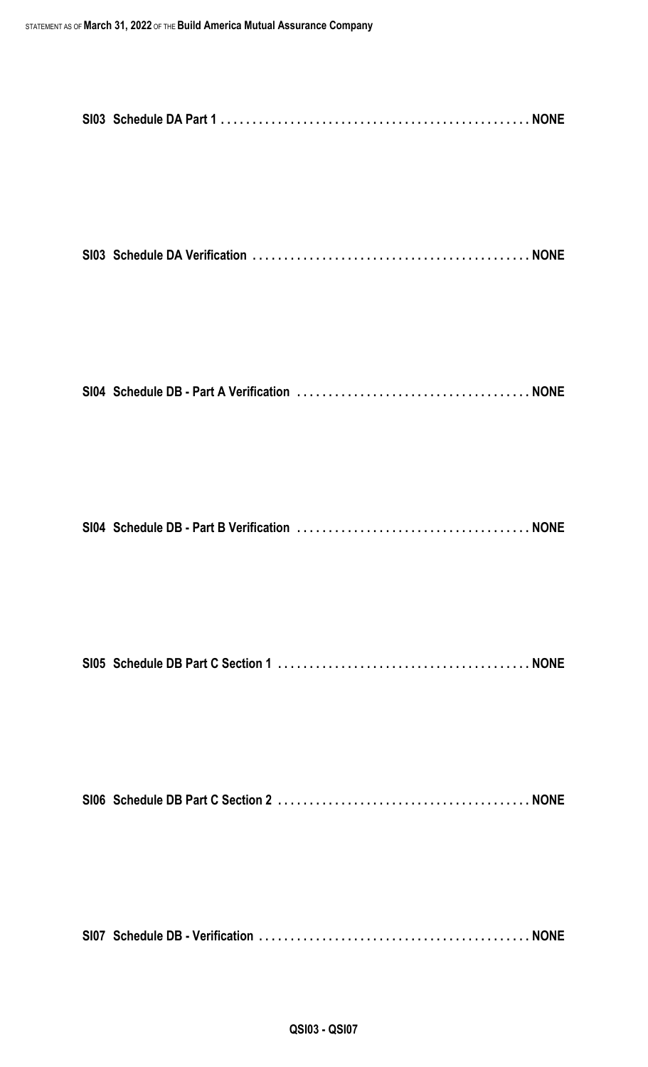**SI03 Schedule DA Part 1 . . . . . . . . . . . . . . . . . . . . . . . . . . . . . . . . . . . . . . . . . . . . . . . . NONE**

**SI03 Schedule DA Verification . . . . . . . . . . . . . . . . . . . . . . . . . . . . . . . . . . . . . . . . . . . NONE**

**SI04 Schedule DB - Part A Verification . . . . . . . . . . . . . . . . . . . . . . . . . . . . . . . . . . . . NONE**

**SI04 Schedule DB - Part B Verification . . . . . . . . . . . . . . . . . . . . . . . . . . . . . . . . . . . . NONE**

**SI05 Schedule DB Part C Section 1 . . . . . . . . . . . . . . . . . . . . . . . . . . . . . . . . . . . . . . . NONE**

**SI06 Schedule DB Part C Section 2 . . . . . . . . . . . . . . . . . . . . . . . . . . . . . . . . . . . . . . . NONE**

**SI07 Schedule DB - Verification . . . . . . . . . . . . . . . . . . . . . . . . . . . . . . . . . . . . . . . . . . NONE**

**QSI03 - QSI07**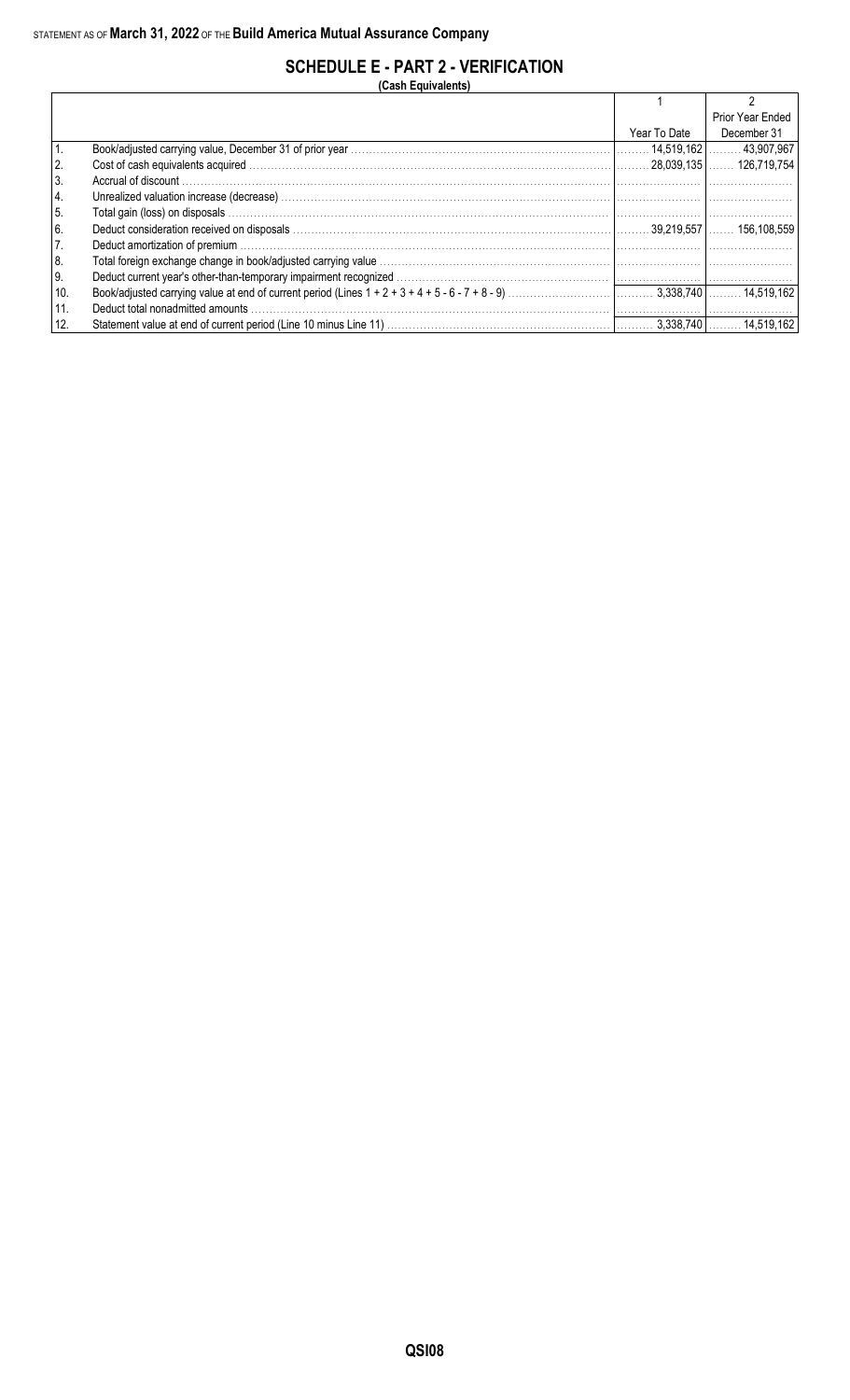STATEMENT AS OF **March 31, 2022** OF THE **Build America Mutual Assurance Company**

## SCHEDULE E - PART 2 - VERIFICATION

**(Cash Equivalents)**

| | | 1 | 2 |
|---|---|---|---|
| | | Year To Date | Prior Year Ended December 31 |
| 1. | Book/adjusted carrying value, December 31 of prior year | 14,519,162 | 43,907,967 |
| 2. | Cost of cash equivalents acquired | 28,039,135 | 126,719,754 |
| 3. | Accrual of discount | | |
| 4. | Unrealized valuation increase (decrease) | | |
| 5. | Total gain (loss) on disposals | | |
| 6. | Deduct consideration received on disposals | 39,219,557 | 156,108,559 |
| 7. | Deduct amortization of premium | | |
| 8. | Total foreign exchange change in book/adjusted carrying value | | |
| 9. | Deduct current year's other-than-temporary impairment recognized | | |
| 10. | Book/adjusted carrying value at end of current period (Lines 1 + 2 + 3 + 4 + 5 - 6 - 7 + 8 - 9) | 3,338,740 | 14,519,162 |
| 11. | Deduct total nonadmitted amounts | | |
| 12. | Statement value at end of current period (Line 10 minus Line 11) | 3,338,740 | 14,519,162 |

QSI08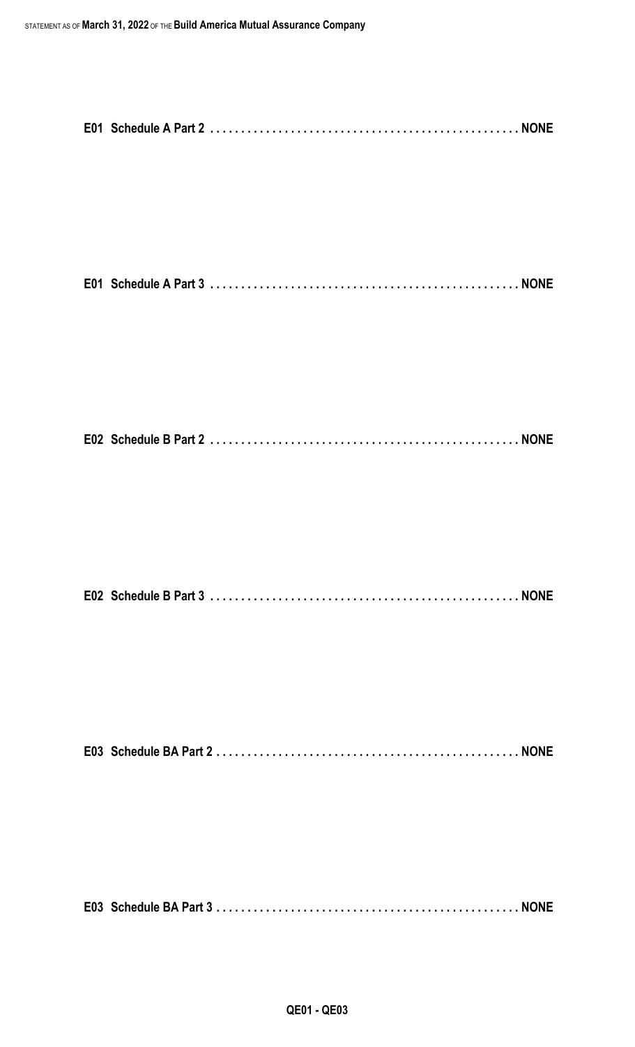**E01 Schedule A Part 2 . . . . . . . . . . . . . . . . . . . . . . . . . . . . . . . . . . . . . . . . . . . . . . . . NONE**

**E01 Schedule A Part 3 . . . . . . . . . . . . . . . . . . . . . . . . . . . . . . . . . . . . . . . . . . . . . . . . NONE**

**E02 Schedule B Part 2 . . . . . . . . . . . . . . . . . . . . . . . . . . . . . . . . . . . . . . . . . . . . . . . . NONE**

**E02 Schedule B Part 3 . . . . . . . . . . . . . . . . . . . . . . . . . . . . . . . . . . . . . . . . . . . . . . . . NONE**

**E03 Schedule BA Part 2 . . . . . . . . . . . . . . . . . . . . . . . . . . . . . . . . . . . . . . . . . . . . . . . NONE**

**E03 Schedule BA Part 3 . . . . . . . . . . . . . . . . . . . . . . . . . . . . . . . . . . . . . . . . . . . . . . . NONE**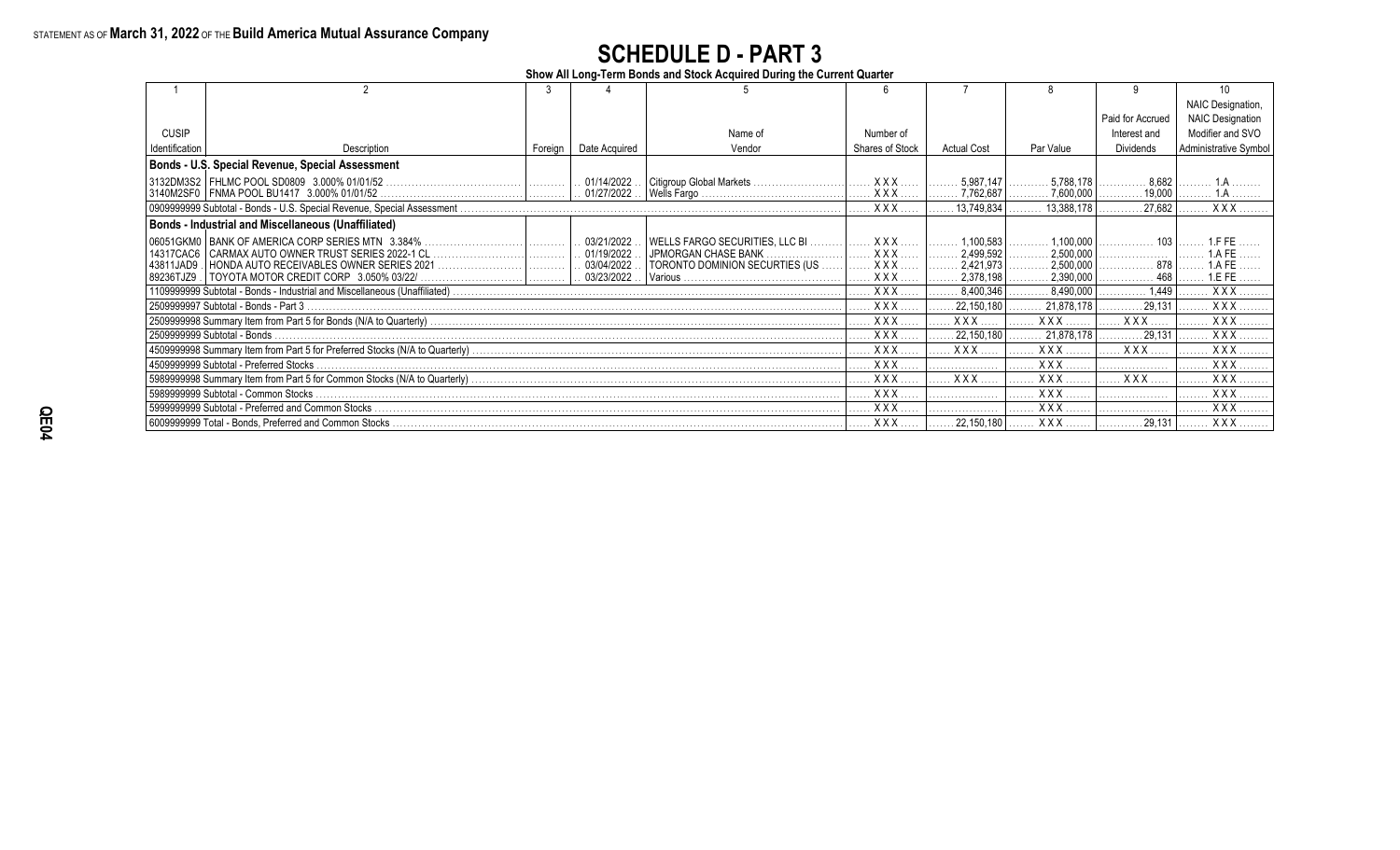STATEMENT AS OF **March 31, 2022** OF THE **Build America Mutual Assurance Company**

# SCHEDULE D - PART 3

**Show All Long-Term Bonds and Stock Acquired During the Current Quarter**

| 1 | 2 | 3 | 4 | 5 | 6 | 7 | 8 | 9 | 10 |
|---|---|---|---|---|---|---|---|---|---|
| CUSIP Identification | Description | Foreign | Date Acquired | Name of Vendor | Number of Shares of Stock | Actual Cost | Par Value | Paid for Accrued Interest and Dividends | NAIC Designation, NAIC Designation Modifier and SVO Administrative Symbol |
| **Bonds - U.S. Special Revenue, Special Assessment** | | | | | | | | | |
| 3132DM3S2 | FHLMC POOL SD0809 3.000% 01/01/52 | | 01/14/2022 | Citigroup Global Markets | XXX | 5,987,147 | 5,788,178 | 8,682 | 1.A |
| 3140M2SF0 | FNMA POOL BU1417 3.000% 01/01/52 | | 01/27/2022 | Wells Fargo | XXX | 7,762,687 | 7,600,000 | 19,000 | 1.A |
| 0909999999 Subtotal - Bonds - U.S. Special Revenue, Special Assessment | | | | | XXX | 13,749,834 | 13,388,178 | 27,682 | XXX |
| **Bonds - Industrial and Miscellaneous (Unaffiliated)** | | | | | | | | | |
| 06051GKM0 | BANK OF AMERICA CORP SERIES MTN 3.384% | | 03/21/2022 | WELLS FARGO SECURITIES, LLC BI | XXX | 1,100,583 | 1,100,000 | 103 | 1.F FE |
| 14317CAC6 | CARMAX AUTO OWNER TRUST SERIES 2022-1 CL | | 01/19/2022 | JPMORGAN CHASE BANK | XXX | 2,499,592 | 2,500,000 | | 1.A FE |
| 43811JAD9 | HONDA AUTO RECEIVABLES OWNER SERIES 2021 | | 03/04/2022 | TORONTO DOMINION SECURTIES (US | XXX | 2,421,973 | 2,500,000 | 878 | 1.A FE |
| 89236TJZ9 | TOYOTA MOTOR CREDIT CORP 3.050% 03/22/ | | 03/23/2022 | Various | XXX | 2,378,198 | 2,390,000 | 468 | 1.E FE |
| 1109999999 Subtotal - Bonds - Industrial and Miscellaneous (Unaffiliated) | | | | | XXX | 8,400,346 | 8,490,000 | 1,449 | XXX |
| 2509999997 Subtotal - Bonds - Part 3 | | | | | XXX | 22,150,180 | 21,878,178 | 29,131 | XXX |
| 2509999998 Summary Item from Part 5 for Bonds (N/A to Quarterly) | | | | | XXX | XXX | XXX | XXX | XXX |
| 2509999999 Subtotal - Bonds | | | | | XXX | 22,150,180 | 21,878,178 | 29,131 | XXX |
| 4509999998 Summary Item from Part 5 for Preferred Stocks (N/A to Quarterly) | | | | | XXX | XXX | XXX | XXX | XXX |
| 4509999999 Subtotal - Preferred Stocks | | | | | XXX | | XXX | | XXX |
| 5989999998 Summary Item from Part 5 for Common Stocks (N/A to Quarterly) | | | | | XXX | XXX | XXX | XXX | XXX |
| 5989999999 Subtotal - Common Stocks | | | | | XXX | | XXX | | XXX |
| 5999999999 Subtotal - Preferred and Common Stocks | | | | | XXX | | XXX | | XXX |
| 6009999999 Total - Bonds, Preferred and Common Stocks | | | | | XXX | 22,150,180 | XXX | 29,131 | XXX |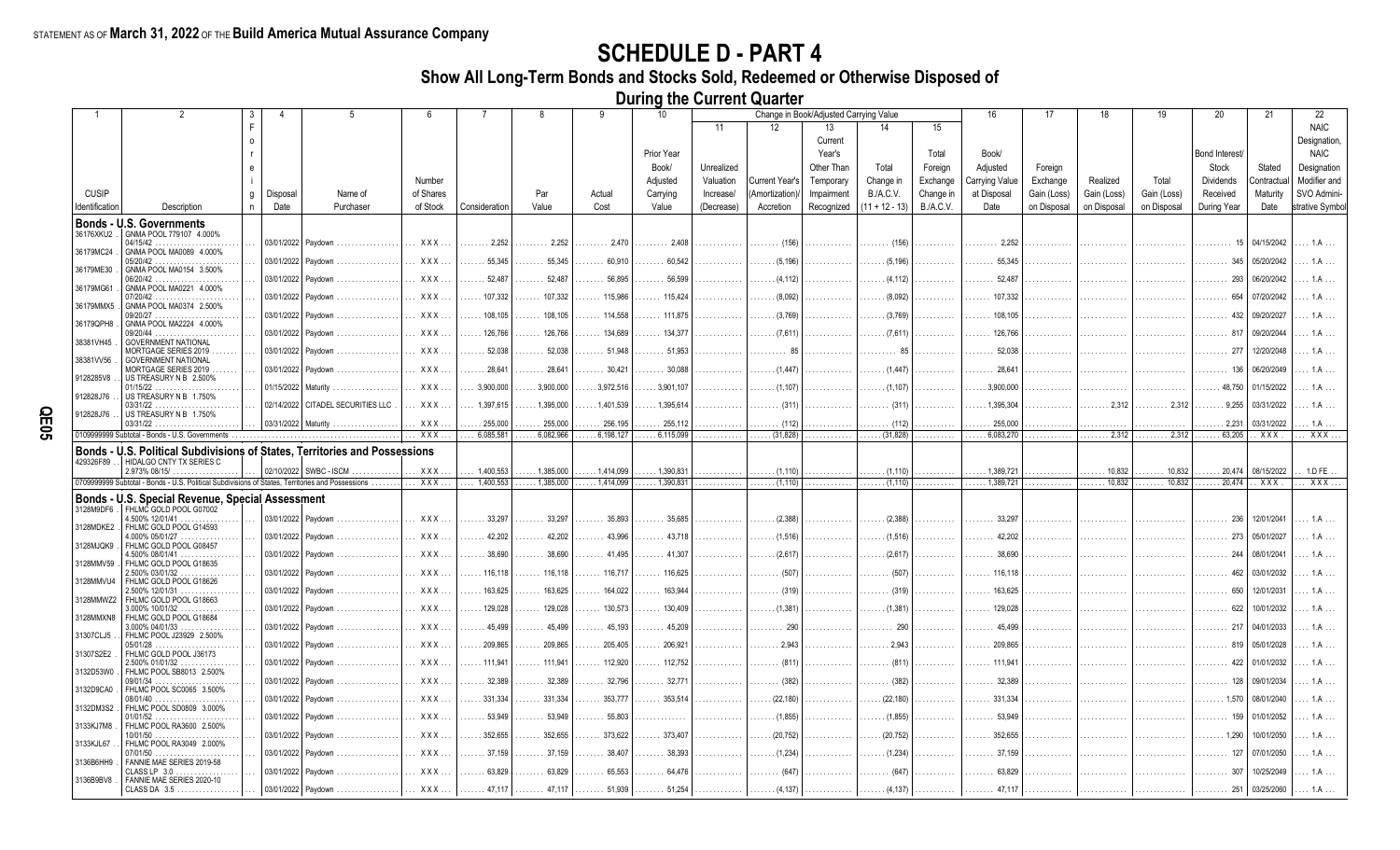STATEMENT AS OF **March 31, 2022** OF THE **Build America Mutual Assurance Company**

# SCHEDULE D - PART 4

## Show All Long-Term Bonds and Stocks Sold, Redeemed or Otherwise Disposed of During the Current Quarter

| 1 | 2 | 3 | 4 | 5 | 6 | 7 | 8 | 9 | 10 | Change in Book/Adjusted Carrying Value | | | | | 16 | 17 | 18 | 19 | 20 | 21 | 22 |
|---|---|---|---|---|---|---|---|---|---|---|---|---|---|---|---|---|---|---|---|---|---|
| | | | | | | | | | | 11 | 12 | 13 | 14 | 15 | | | | | | | |
| CUSIP Identification | Description | Foreign | Disposal Date | Name of Purchaser | Number of Shares of Stock | Consideration | Par Value | Actual Cost | Prior Year Book/ Adjusted Carrying Value | Unrealized Valuation Increase/ (Decrease) | Current Year's (Amortization)/ Accretion | Current Year's Other Than Temporary Impairment Recognized | Total Change in B./A.C.V. (11 + 12 - 13) | Total Foreign Exchange Change in B./A.C.V. | Book/ Adjusted Carrying Value at Disposal Date | Foreign Exchange Gain (Loss) on Disposal | Realized Gain (Loss) on Disposal | Total Gain (Loss) on Disposal | Bond Interest/ Stock Dividends Received During Year | Stated Contractual Maturity Date | NAIC Designation, NAIC Designation Modifier and SVO Administrative Symbol |
| **Bonds - U.S. Governments** | | | | | | | | | | | | | | | | | | | | | |
| 36176XKU2 | GNMA POOL 779107 4.000% 04/15/42 | | 03/01/2022 | Paydown | XXX | 2,252 | 2,252 | 2,470 | 2,408 | | (156) | | (156) | | 2,252 | | | | 15 | 04/15/2042 | 1.A |
| 36179MC24 | GNMA POOL MA0089 4.000% 05/20/42 | | 03/01/2022 | Paydown | XXX | 55,345 | 55,345 | 60,910 | 60,542 | | (5,196) | | (5,196) | | 55,345 | | | | 345 | 05/20/2042 | 1.A |
| 36179ME30 | GNMA POOL MA0154 3.500% 06/20/42 | | 03/01/2022 | Paydown | XXX | 52,487 | 52,487 | 56,895 | 56,599 | | (4,112) | | (4,112) | | 52,487 | | | | 293 | 06/20/2042 | 1.A |
| 36179MG61 | GNMA POOL MA0221 4.000% 07/20/42 | | 03/01/2022 | Paydown | XXX | 107,332 | 107,332 | 115,986 | 115,424 | | (8,092) | | (8,092) | | 107,332 | | | | 654 | 07/20/2042 | 1.A |
| 36179MMX5 | GNMA POOL MA0374 2.500% 09/20/27 | | 03/01/2022 | Paydown | XXX | 108,105 | 108,105 | 114,558 | 111,875 | | (3,769) | | (3,769) | | 108,105 | | | | 432 | 09/20/2027 | 1.A |
| 36179QPH8 | GNMA POOL MA2224 4.000% 09/20/44 | | 03/01/2022 | Paydown | XXX | 126,766 | 126,766 | 134,689 | 134,377 | | (7,611) | | (7,611) | | 126,766 | | | | 817 | 09/20/2044 | 1.A |
| 38381VH45 | GOVERNMENT NATIONAL MORTGAGE SERIES 2019 | | 03/01/2022 | Paydown | XXX | 52,038 | 52,038 | 51,948 | 51,953 | | 85 | | 85 | | 52,038 | | | | 277 | 12/20/2048 | 1.A |
| 38381VV56 | GOVERNMENT NATIONAL MORTGAGE SERIES 2019 | | 03/01/2022 | Paydown | XXX | 28,641 | 28,641 | 30,421 | 30,088 | | (1,447) | | (1,447) | | 28,641 | | | | 136 | 06/20/2049 | 1.A |
| 9128285V8 | US TREASURY N B 2.500% 01/15/22 | | 01/15/2022 | Maturity | XXX | 3,900,000 | 3,900,000 | 3,972,516 | 3,901,107 | | (1,107) | | (1,107) | | 3,900,000 | | | | 48,750 | 01/15/2022 | 1.A |
| 912828J76 | US TREASURY N B 1.750% 03/31/22 | | 02/14/2022 | CITADEL SECURITIES LLC | XXX | 1,397,615 | 1,395,000 | 1,401,539 | 1,395,614 | | (311) | | (311) | | 1,395,304 | | 2,312 | 2,312 | 9,255 | 03/31/2022 | 1.A |
| 912828J76 | US TREASURY N B 1.750% 03/31/22 | | 03/31/2022 | Maturity | XXX | 255,000 | 255,000 | 256,195 | 255,112 | | (112) | | (112) | | 255,000 | | | | 2,231 | 03/31/2022 | 1.A |
| 0109999999 Subtotal - Bonds - U.S. Governments | | | | | XXX | 6,085,581 | 6,082,966 | 6,198,127 | 6,115,099 | | (31,828) | | (31,828) | | 6,083,270 | | 2,312 | 2,312 | 63,205 | XXX | XXX |
| **Bonds - U.S. Political Subdivisions of States, Territories and Possessions** | | | | | | | | | | | | | | | | | | | | | |
| 429326F89 | HIDALGO CNTY TX SERIES C 2.973% 08/15/ | | 02/10/2022 | SWBC - ISCM | XXX | 1,400,553 | 1,385,000 | 1,414,099 | 1,390,831 | | (1,110) | | (1,110) | | 1,389,721 | | 10,832 | 10,832 | 20,474 | 08/15/2022 | 1.D FE |
| 0709999999 Subtotal - Bonds - U.S. Political Subdivisions of States, Territories and Possessions | | | | | XXX | 1,400,553 | 1,385,000 | 1,414,099 | 1,390,831 | | (1,110) | | (1,110) | | 1,389,721 | | 10,832 | 10,832 | 20,474 | XXX | XXX |
| **Bonds - U.S. Special Revenue, Special Assessment** | | | | | | | | | | | | | | | | | | | | | |
| 3128M9DF6 | FHLMC GOLD POOL G07002 4.500% 12/01/41 | | 03/01/2022 | Paydown | XXX | 33,297 | 33,297 | 35,893 | 35,685 | | (2,388) | | (2,388) | | 33,297 | | | | 236 | 12/01/2041 | 1.A |
| 3128MDKE2 | FHLMC GOLD POOL G14593 4.000% 05/01/27 | | 03/01/2022 | Paydown | XXX | 42,202 | 42,202 | 43,996 | 43,718 | | (1,516) | | (1,516) | | 42,202 | | | | 273 | 05/01/2027 | 1.A |
| 3128MJQK9 | FHLMC GOLD POOL G08457 4.500% 08/01/41 | | 03/01/2022 | Paydown | XXX | 38,690 | 38,690 | 41,495 | 41,307 | | (2,617) | | (2,617) | | 38,690 | | | | 244 | 08/01/2041 | 1.A |
| 3128MMV59 | FHLMC GOLD POOL G18635 2.500% 03/01/32 | | 03/01/2022 | Paydown | XXX | 116,118 | 116,118 | 116,717 | 116,625 | | (507) | | (507) | | 116,118 | | | | 462 | 03/01/2032 | 1.A |
| 3128MMVU4 | FHLMC GOLD POOL G18626 2.500% 12/01/31 | | 03/01/2022 | Paydown | XXX | 163,625 | 163,625 | 164,022 | 163,944 | | (319) | | (319) | | 163,625 | | | | 650 | 12/01/2031 | 1.A |
| 3128MMWZ2 | FHLMC GOLD POOL G18663 3.000% 10/01/32 | | 03/01/2022 | Paydown | XXX | 129,028 | 129,028 | 130,573 | 130,409 | | (1,381) | | (1,381) | | 129,028 | | | | 622 | 10/01/2032 | 1.A |
| 3128MMXN8 | FHLMC GOLD POOL G18684 3.000% 04/01/33 | | 03/01/2022 | Paydown | XXX | 45,499 | 45,499 | 45,193 | 45,209 | | 290 | | 290 | | 45,499 | | | | 217 | 04/01/2033 | 1.A |
| 31307CLJ5 | FHLMC POOL J23929 2.500% 05/01/28 | | 03/01/2022 | Paydown | XXX | 209,865 | 209,865 | 205,405 | 206,921 | | 2,943 | | 2,943 | | 209,865 | | | | 819 | 05/01/2028 | 1.A |
| 31307S2E2 | FHLMC GOLD POOL J36173 2.500% 01/01/32 | | 03/01/2022 | Paydown | XXX | 111,941 | 111,941 | 112,920 | 112,752 | | (811) | | (811) | | 111,941 | | | | 422 | 01/01/2032 | 1.A |
| 3132D53W0 | FHLMC POOL SB8013 2.500% 09/01/34 | | 03/01/2022 | Paydown | XXX | 32,389 | 32,389 | 32,796 | 32,771 | | (382) | | (382) | | 32,389 | | | | 128 | 09/01/2034 | 1.A |
| 3132D9CA0 | FHLMC POOL SC0065 3.500% 08/01/40 | | 03/01/2022 | Paydown | XXX | 331,334 | 331,334 | 353,777 | 353,514 | | (22,180) | | (22,180) | | 331,334 | | | | 1,570 | 08/01/2040 | 1.A |
| 3132DM3S2 | FHLMC POOL SD0809 3.000% 01/01/52 | | 03/01/2022 | Paydown | XXX | 53,949 | 53,949 | 55,803 | | | (1,855) | | (1,855) | | 53,949 | | | | 159 | 01/01/2052 | 1.A |
| 3133KJ7M8 | FHLMC POOL RA3600 2.500% 10/01/50 | | 03/01/2022 | Paydown | XXX | 352,655 | 352,655 | 373,622 | 373,407 | | (20,752) | | (20,752) | | 352,655 | | | | 1,290 | 10/01/2050 | 1.A |
| 3133KJL67 | FHLMC POOL RA3049 2.000% 07/01/50 | | 03/01/2022 | Paydown | XXX | 37,159 | 37,159 | 38,407 | 38,393 | | (1,234) | | (1,234) | | 37,159 | | | | 127 | 07/01/2050 | 1.A |
| 3136B6HH9 | FANNIE MAE SERIES 2019-58 CLASS LP 3.0 | | 03/01/2022 | Paydown | XXX | 63,829 | 63,829 | 65,553 | 64,476 | | (647) | | (647) | | 63,829 | | | | 307 | 10/25/2049 | 1.A |
| 3136B9BV8 | FANNIE MAE SERIES 2020-10 CLASS DA 3.5 | | 03/01/2022 | Paydown | XXX | 47,117 | 47,117 | 51,939 | 51,254 | | (4,137) | | (4,137) | | 47,117 | | | | 251 | 03/25/2060 | 1.A |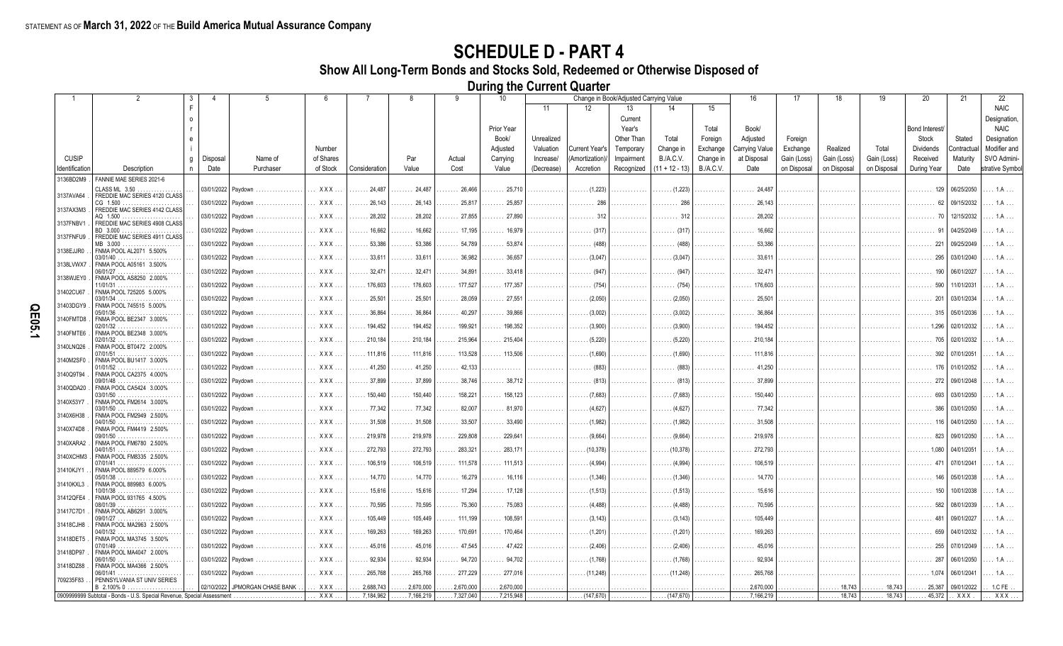STATEMENT AS OF **March 31, 2022** OF THE **Build America Mutual Assurance Company**

# SCHEDULE D - PART 4

## Show All Long-Term Bonds and Stocks Sold, Redeemed or Otherwise Disposed of

### During the Current Quarter

| 1 | 2 | 3 | 4 | 5 | 6 | 7 | 8 | 9 | 10 | 11 | 12 | 13 | 14 | 15 | 16 | 17 | 18 | 19 | 20 | 21 | 22 |
|---|---|---|---|---|---|---|---|---|---|---|---|---|---|---|---|---|---|---|---|---|---|
| | | | | | | | | | | Change in Book/Adjusted Carrying Value | | | | | | | | | | | |
| CUSIP Identification | Description | Foreign | Disposal Date | Name of Purchaser | Number of Shares of Stock | Consideration | Par Value | Actual Cost | Prior Year Book/ Adjusted Carrying Value | Unrealized Valuation Increase/ (Decrease) | Current Year's (Amortization)/ Accretion | Current Year's Other Than Temporary Impairment Recognized | Total Change in B./A.C.V. (11 + 12 - 13) | Total Foreign Exchange Change in B./A.C.V. | Book/ Adjusted Carrying Value at Disposal Date | Foreign Exchange Gain (Loss) on Disposal | Realized Gain (Loss) on Disposal | Total Gain (Loss) on Disposal | Bond Interest/ Stock Dividends Received During Year | Stated Contractual Maturity Date | NAIC Designation, NAIC Designation Modifier and SVO Administrative Symbol |
| 3136BD2M9 | FANNIE MAE SERIES 2021-6 CLASS ML 3.50 | | 03/01/2022 | Paydown | XXX | 24,487 | 24,487 | 26,466 | 25,710 | | (1,223) | | (1,223) | | 24,487 | | | | 129 | 06/25/2050 | 1.A |
| 3137AVA64 | FREDDIE MAC SERIES 4120 CLASS CG 1.500 | | 03/01/2022 | Paydown | XXX | 26,143 | 26,143 | 25,817 | 25,857 | | 286 | | 286 | | 26,143 | | | | 62 | 09/15/2032 | 1.A |
| 3137AX3M3 | FREDDIE MAC SERIES 4142 CLASS AQ 1.500 | | 03/01/2022 | Paydown | XXX | 28,202 | 28,202 | 27,855 | 27,890 | | 312 | | 312 | | 28,202 | | | | 70 | 12/15/2032 | 1.A |
| 3137FNBV1 | FREDDIE MAC SERIES 4908 CLASS BD 3.000 | | 03/01/2022 | Paydown | XXX | 16,662 | 16,662 | 17,195 | 16,979 | | (317) | | (317) | | 16,662 | | | | 91 | 04/25/2049 | 1.A |
| 3137FNFU9 | FREDDIE MAC SERIES 4911 CLASS MB 3.000 | | 03/01/2022 | Paydown | XXX | 53,386 | 53,386 | 54,789 | 53,874 | | (488) | | (488) | | 53,386 | | | | 221 | 09/25/2049 | 1.A |
| 3138EJJR0 | FNMA POOL AL2071 5.500% 03/01/40 | | 03/01/2022 | Paydown | XXX | 33,611 | 33,611 | 36,982 | 36,657 | | (3,047) | | (3,047) | | 33,611 | | | | 295 | 03/01/2040 | 1.A |
| 3138LVWX7 | FNMA POOL A05161 3.500% 06/01/27 | | 03/01/2022 | Paydown | XXX | 32,471 | 32,471 | 34,891 | 33,418 | | (947) | | (947) | | 32,471 | | | | 190 | 06/01/2027 | 1.A |
| 3138WJEY0 | FNMA POOL AS8250 2.000% 11/01/31 | | 03/01/2022 | Paydown | XXX | 176,603 | 176,603 | 177,527 | 177,357 | | (754) | | (754) | | 176,603 | | | | 590 | 11/01/2031 | 1.A |
| 31402CU67 | FNMA POOL 725205 5.000% 03/01/34 | | 03/01/2022 | Paydown | XXX | 25,501 | 25,501 | 28,059 | 27,551 | | (2,050) | | (2,050) | | 25,501 | | | | 201 | 03/01/2034 | 1.A |
| 31403DGY9 | FNMA POOL 745515 5.000% 05/01/36 | | 03/01/2022 | Paydown | XXX | 36,864 | 36,864 | 40,297 | 39,866 | | (3,002) | | (3,002) | | 36,864 | | | | 315 | 05/01/2036 | 1.A |
| 3140FMTD8 | FNMA POOL BE2347 3.000% 02/01/32 | | 03/01/2022 | Paydown | XXX | 194,452 | 194,452 | 199,921 | 198,352 | | (3,900) | | (3,900) | | 194,452 | | | | 1,296 | 02/01/2032 | 1.A |
| 3140FMTE6 | FNMA POOL BE2348 3.000% 02/01/32 | | 03/01/2022 | Paydown | XXX | 210,184 | 210,184 | 215,964 | 215,404 | | (5,220) | | (5,220) | | 210,184 | | | | 705 | 02/01/2032 | 1.A |
| 3140LNQ26 | FNMA POOL BT0472 2.000% 07/01/51 | | 03/01/2022 | Paydown | XXX | 111,816 | 111,816 | 113,528 | 113,506 | | (1,690) | | (1,690) | | 111,816 | | | | 392 | 07/01/2051 | 1.A |
| 3140M2SF0 | FNMA POOL BU1417 3.000% 01/01/52 | | 03/01/2022 | Paydown | XXX | 41,250 | 41,250 | 42,133 | | | (883) | | (883) | | 41,250 | | | | 176 | 01/01/2052 | 1.A |
| 3140Q9T94 | FNMA POOL CA2375 4.000% 09/01/48 | | 03/01/2022 | Paydown | XXX | 37,899 | 37,899 | 38,746 | 38,712 | | (813) | | (813) | | 37,899 | | | | 272 | 09/01/2048 | 1.A |
| 3140QDA20 | FNMA POOL CA5424 3.000% 03/01/50 | | 03/01/2022 | Paydown | XXX | 150,440 | 150,440 | 158,221 | 158,123 | | (7,683) | | (7,683) | | 150,440 | | | | 693 | 03/01/2050 | 1.A |
| 3140X53Y7 | FNMA POOL FM2614 3.000% 03/01/50 | | 03/01/2022 | Paydown | XXX | 77,342 | 77,342 | 82,007 | 81,970 | | (4,627) | | (4,627) | | 77,342 | | | | 386 | 03/01/2050 | 1.A |
| 3140X6H38 | FNMA POOL FM2949 2.500% 04/01/50 | | 03/01/2022 | Paydown | XXX | 31,508 | 31,508 | 33,507 | 33,490 | | (1,982) | | (1,982) | | 31,508 | | | | 116 | 04/01/2050 | 1.A |
| 3140X74D8 | FNMA POOL FM4419 2.500% 09/01/50 | | 03/01/2022 | Paydown | XXX | 219,978 | 219,978 | 229,808 | 229,641 | | (9,664) | | (9,664) | | 219,978 | | | | 823 | 09/01/2050 | 1.A |
| 3140XARA2 | FNMA POOL FM6780 2.500% 04/01/51 | | 03/01/2022 | Paydown | XXX | 272,793 | 272,793 | 283,321 | 283,171 | | (10,378) | | (10,378) | | 272,793 | | | | 1,080 | 04/01/2051 | 1.A |
| 3140XCHM3 | FNMA POOL FM8335 2.500% 07/01/41 | | 03/01/2022 | Paydown | XXX | 106,519 | 106,519 | 111,578 | 111,513 | | (4,994) | | (4,994) | | 106,519 | | | | 471 | 07/01/2041 | 1.A |
| 31410KJY1 | FNMA POOL 889579 6.000% 05/01/38 | | 03/01/2022 | Paydown | XXX | 14,770 | 14,770 | 16,279 | 16,116 | | (1,346) | | (1,346) | | 14,770 | | | | 146 | 05/01/2038 | 1.A |
| 31410KXL3 | FNMA POOL 889983 6.000% 10/01/38 | | 03/01/2022 | Paydown | XXX | 15,616 | 15,616 | 17,294 | 17,128 | | (1,513) | | (1,513) | | 15,616 | | | | 150 | 10/01/2038 | 1.A |
| 31412QFE4 | FNMA POOL 931765 4.500% 08/01/39 | | 03/01/2022 | Paydown | XXX | 70,595 | 70,595 | 75,360 | 75,083 | | (4,488) | | (4,488) | | 70,595 | | | | 582 | 08/01/2039 | 1.A |
| 31417C7D1 | FNMA POOL AB6291 3.000% 09/01/27 | | 03/01/2022 | Paydown | XXX | 105,449 | 105,449 | 111,199 | 108,591 | | (3,143) | | (3,143) | | 105,449 | | | | 481 | 09/01/2027 | 1.A |
| 31418CJH8 | FNMA POOL MA2963 2.500% 04/01/32 | | 03/01/2022 | Paydown | XXX | 169,263 | 169,263 | 170,691 | 170,464 | | (1,201) | | (1,201) | | 169,263 | | | | 659 | 04/01/2032 | 1.A |
| 31418DET5 | FNMA POOL MA3745 3.500% 07/01/49 | | 03/01/2022 | Paydown | XXX | 45,016 | 45,016 | 47,545 | 47,422 | | (2,406) | | (2,406) | | 45,016 | | | | 255 | 07/01/2049 | 1.A |
| 31418DP97 | FNMA POOL MA4047 2.000% 06/01/50 | | 03/01/2022 | Paydown | XXX | 92,934 | 92,934 | 94,720 | 94,702 | | (1,768) | | (1,768) | | 92,934 | | | | 287 | 06/01/2050 | 1.A |
| 31418DZ88 | FNMA POOL MA4366 2.500% 06/01/41 | | 03/01/2022 | Paydown | XXX | 265,768 | 265,768 | 277,229 | 277,016 | | (11,248) | | (11,248) | | 265,768 | | | | 1,074 | 06/01/2041 | 1.A |
| 709235F83 | PENNSYLVANIA ST UNIV SERIES B 2.100% 0 | | 02/10/2022 | JPMORGAN CHASE BANK | XXX | 2,688,743 | 2,670,000 | 2,670,000 | 2,670,000 | | | | | | 2,670,000 | | 18,743 | 18,743 | 25,387 | 09/01/2022 | 1.C FE |
| 0909999999 Subtotal - Bonds - U.S. Special Revenue, Special Assessment | | | | | XXX | 7,184,962 | 7,166,219 | 7,327,040 | 7,215,948 | | (147,670) | | (147,670) | | 7,166,219 | | 18,743 | 18,743 | 45,372 | XXX | XXX |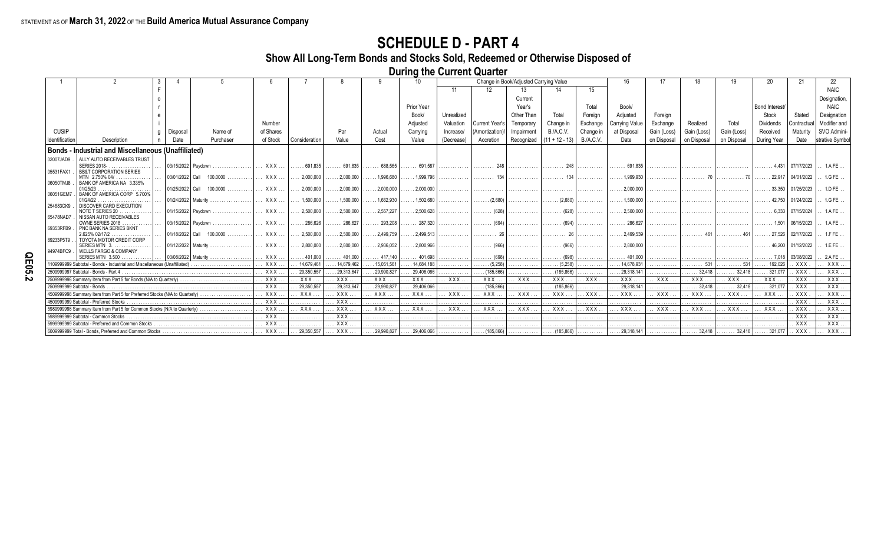STATEMENT AS OF **March 31, 2022** OF THE **Build America Mutual Assurance Company**

# SCHEDULE D - PART 4

## Show All Long-Term Bonds and Stocks Sold, Redeemed or Otherwise Disposed of During the Current Quarter

| 1 | 2 | 3 | 4 | 5 | 6 | 7 | 8 | 9 | 10 | Change in Book/Adjusted Carrying Value | | | | | 16 | 17 | 18 | 19 | 20 | 21 | 22 |
|---|---|---|---|---|---|---|---|---|---|---|---|---|---|---|---|---|---|---|---|---|---|
| | | | | | | | | | | 11 | 12 | 13 | 14 | 15 | | | | | | | |
| CUSIP Identification | Description | Foreign | Disposal Date | Name of Purchaser | Number of Shares of Stock | Consideration | Par Value | Actual Cost | Prior Year Book/ Adjusted Carrying Value | Unrealized Valuation Increase/ (Decrease) | Current Year's (Amortization)/ Accretion | Current Year's Other Than Temporary Impairment Recognized | Total Change in B./A.C.V. (11 + 12 - 13) | Total Foreign Exchange Change in B./A.C.V. | Book/ Adjusted Carrying Value at Disposal Date | Foreign Exchange Gain (Loss) on Disposal | Realized Gain (Loss) on Disposal | Total Gain (Loss) on Disposal | Bond Interest/ Stock Dividends Received During Year | Stated Contractual Maturity Date | NAIC Designation, NAIC Designation Modifier and SVO Administrative Symbol |
| **Bonds - Industrial and Miscellaneous (Unaffiliated)** | | | | | | | | | | | | | | | | | | | | | |
| 02007JAD9 | ALLY AUTO RECEIVABLES TRUST SERIES 2018- | | 03/15/2022 | Paydown | XXX | 691,835 | 691,835 | 688,565 | 691,587 | | 248 | | 248 | | 691,835 | | | | 4,431 | 07/17/2023 | 1.A FE |
| 05531FAX1 | BB&T CORPORATION SERIES MTN 2.750% 04/ | | 03/01/2022 | Call 100.0000 | XXX | 2,000,000 | 2,000,000 | 1,996,680 | 1,999,796 | | 134 | | 134 | | 1,999,930 | | 70 | 70 | 22,917 | 04/01/2022 | 1.G FE |
| 06050TMJ8 | BANK OF AMERICA NA 3.335% 01/25/23 | | 01/25/2022 | Call 100.0000 | XXX | 2,000,000 | 2,000,000 | 2,000,000 | 2,000,000 | | | | | | 2,000,000 | | | | 33,350 | 01/25/2023 | 1.D FE |
| 06051GEM7 | BANK OF AMERICA CORP 5.700% 01/24/22 | | 01/24/2022 | Maturity | XXX | 1,500,000 | 1,500,000 | 1,662,930 | 1,502,680 | | (2,680) | | (2,680) | | 1,500,000 | | | | 42,750 | 01/24/2022 | 1.G FE |
| 254683CK9 | DISCOVER CARD EXECUTION NOTE T SERIES 20 | | 01/15/2022 | Paydown | XXX | 2,500,000 | 2,500,000 | 2,557,227 | 2,500,628 | | (628) | | (628) | | 2,500,000 | | | | 6,333 | 07/15/2024 | 1.A FE |
| 65478NAD7 | NISSAN AUTO RECEIVABLES OWNE SERIES 2018 | | 03/15/2022 | Paydown | XXX | 286,626 | 286,627 | 293,208 | 287,320 | | (694) | | (694) | | 286,627 | | | | 1,501 | 06/15/2023 | 1.A FE |
| 69353RFB9 | PNC BANK NA SERIES BKNT 2.625% 02/17/2 | | 01/18/2022 | Call 100.0000 | XXX | 2,500,000 | 2,500,000 | 2,499,759 | 2,499,513 | | 26 | | 26 | | 2,499,539 | | 461 | 461 | 27,526 | 02/17/2022 | 1.F FE |
| 89233P5T9 | TOYOTA MOTOR CREDIT CORP SERIES MTN 3. | | 01/12/2022 | Maturity | XXX | 2,800,000 | 2,800,000 | 2,936,052 | 2,800,966 | | (966) | | (966) | | 2,800,000 | | | | 46,200 | 01/12/2022 | 1.E FE |
| 94974BFC9 | WELLS FARGO & COMPANY SERIES MTN 3.500 | | 03/08/2022 | Maturity | XXX | 401,000 | 401,000 | 417,140 | 401,698 | | (698) | | (698) | | 401,000 | | | | 7,018 | 03/08/2022 | 2.A FE |
| 1109999999 Subtotal - Bonds - Industrial and Miscellaneous (Unaffiliated) | | | | | XXX | 14,679,461 | 14,679,462 | 15,051,561 | 14,684,188 | | (5,258) | | (5,258) | | 14,678,931 | | 531 | 531 | 192,026 | XXX | XXX |
| 2509999997 Subtotal - Bonds - Part 4 | | | | | XXX | 29,350,557 | 29,313,647 | 29,990,827 | 29,406,066 | | (185,866) | | (185,866) | | 29,318,141 | | 32,418 | 32,418 | 321,077 | XXX | XXX |
| 2509999998 Summary Item from Part 5 for Bonds (N/A to Quarterly) | | | | | XXX | XXX | XXX | XXX | XXX | XXX | XXX | XXX | XXX | XXX | XXX | XXX | XXX | XXX | XXX | XXX | XXX |
| 2509999999 Subtotal - Bonds | | | | | XXX | 29,350,557 | 29,313,647 | 29,990,827 | 29,406,066 | | (185,866) | | (185,866) | | 29,318,141 | | 32,418 | 32,418 | 321,077 | XXX | XXX |
| 4509999998 Summary Item from Part 5 for Preferred Stocks (N/A to Quarterly) | | | | | XXX | XXX | XXX | XXX | XXX | XXX | XXX | XXX | XXX | XXX | XXX | XXX | XXX | XXX | XXX | XXX | XXX |
| 4509999999 Subtotal - Preferred Stocks | | | | | XXX | | XXX | | | | | | | | | | | | | XXX | XXX |
| 5989999998 Summary Item from Part 5 for Common Stocks (N/A to Quarterly) | | | | | XXX | XXX | XXX | XXX | XXX | XXX | XXX | XXX | XXX | XXX | XXX | XXX | XXX | XXX | XXX | XXX | XXX |
| 5989999999 Subtotal - Common Stocks | | | | | XXX | | XXX | | | | | | | | | | | | | XXX | XXX |
| 5999999999 Subtotal - Preferred and Common Stocks | | | | | XXX | | XXX | | | | | | | | | | | | | XXX | XXX |
| 6009999999 Total - Bonds, Preferred and Common Stocks | | | | | XXX | 29,350,557 | XXX | 29,990,827 | 29,406,066 | | (185,866) | | (185,866) | | 29,318,141 | | 32,418 | 32,418 | 321,077 | XXX | XXX |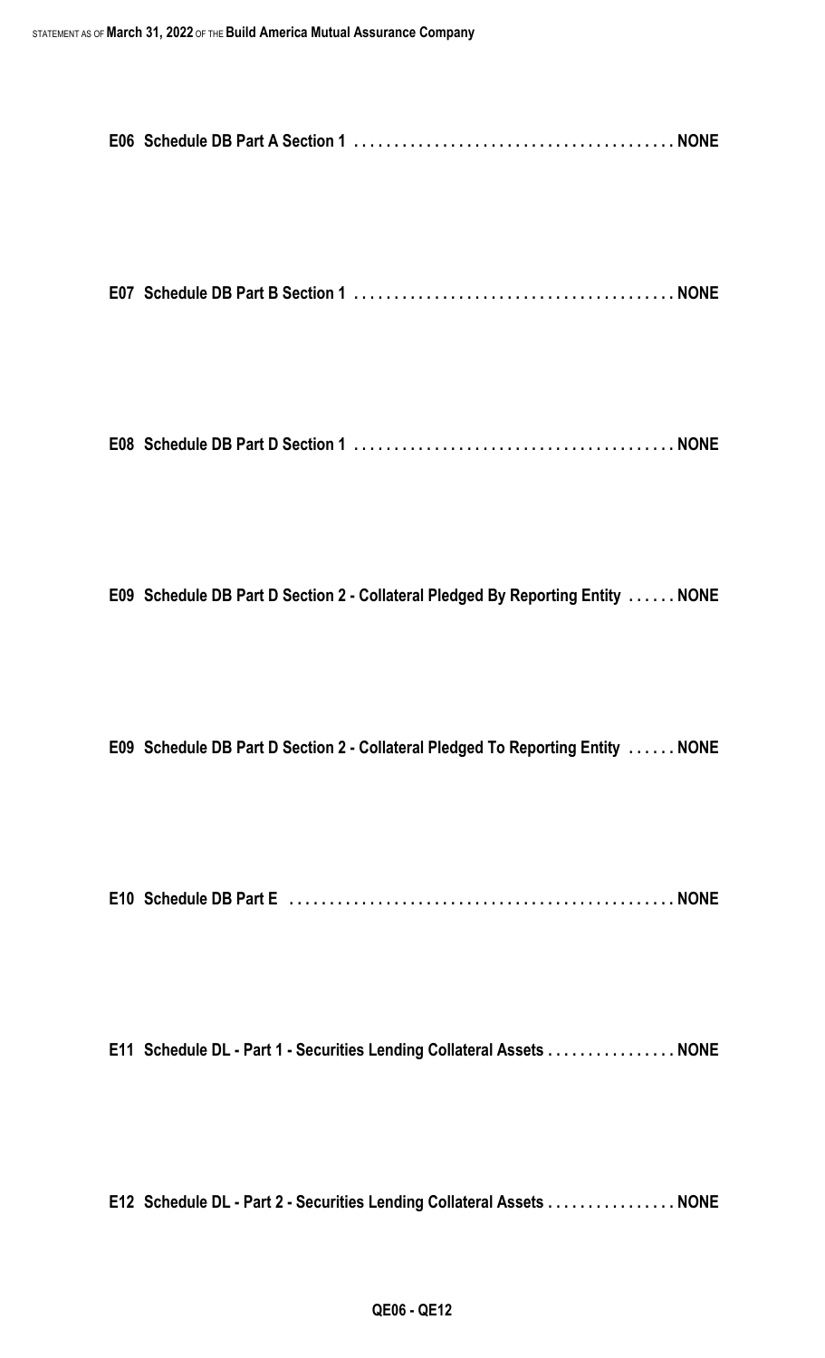**E06 Schedule DB Part A Section 1 . . . . . . . . . . . . . . . . . . . . . . . . . . . . . . . . . . . . . . . NONE**

**E07 Schedule DB Part B Section 1 . . . . . . . . . . . . . . . . . . . . . . . . . . . . . . . . . . . . . . . NONE**

**E08 Schedule DB Part D Section 1 . . . . . . . . . . . . . . . . . . . . . . . . . . . . . . . . . . . . . . . NONE**

**E09 Schedule DB Part D Section 2 - Collateral Pledged By Reporting Entity . . . . . . NONE**

**E09 Schedule DB Part D Section 2 - Collateral Pledged To Reporting Entity . . . . . . NONE**

**E10 Schedule DB Part E . . . . . . . . . . . . . . . . . . . . . . . . . . . . . . . . . . . . . . . . . . . . . . . NONE**

**E11 Schedule DL - Part 1 - Securities Lending Collateral Assets . . . . . . . . . . . . . . . . NONE**

**E12 Schedule DL - Part 2 - Securities Lending Collateral Assets . . . . . . . . . . . . . . . . NONE**

**QE06 - QE12**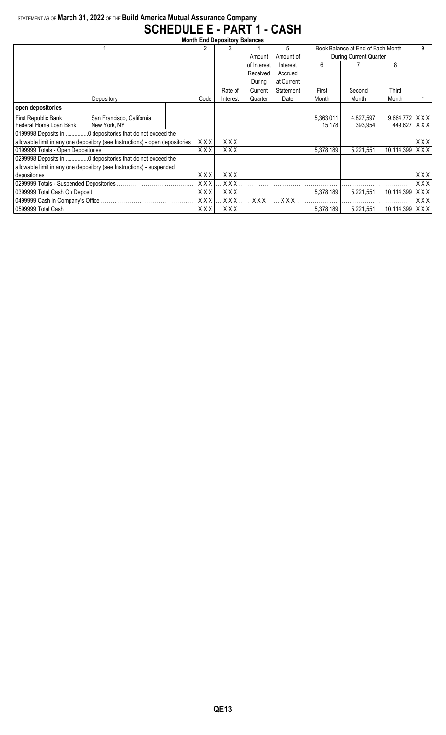STATEMENT AS OF **March 31, 2022** OF THE **Build America Mutual Assurance Company**

# SCHEDULE E - PART 1 - CASH

**Month End Depository Balances**

| 1 | | | 2 | 3 | 4 | 5 | Book Balance at End of Each Month During Current Quarter | | | 9 |
|---|---|---|---|---|---|---|---|---|---|---|
| | | | | | Amount of Interest Received During Current Quarter | Amount of Interest Accrued at Current Statement Date | 6 | 7 | 8 | |
| Depository | | | Code | Rate of Interest | | | First Month | Second Month | Third Month | * |
| **open depositories** | | | | | | | | | | |
| First Republic Bank | San Francisco, California | | | | | | 5,363,011 | 4,827,597 | 9,664,772 | XXX |
| Federal Home Loan Bank | New York, NY | | | | | | 15,178 | 393,954 | 449,627 | XXX |
| 0199998 Deposits in ..............0 depositories that do not exceed the allowable limit in any one depository (see Instructions) - open depositories | | | XXX | XXX | | | | | | XXX |
| 0199999 Totals - Open Depositories | | | XXX | XXX | | | 5,378,189 | 5,221,551 | 10,114,399 | XXX |
| 0299998 Deposits in ..............0 depositories that do not exceed the allowable limit in any one depository (see Instructions) - suspended depositories | | | XXX | XXX | | | | | | XXX |
| 0299999 Totals - Suspended Depositories | | | XXX | XXX | | | | | | XXX |
| 0399999 Total Cash On Deposit | | | XXX | XXX | | | 5,378,189 | 5,221,551 | 10,114,399 | XXX |
| 0499999 Cash in Company's Office | | | XXX | XXX | XXX | XXX | | | | XXX |
| 0599999 Total Cash | | | XXX | XXX | | | 5,378,189 | 5,221,551 | 10,114,399 | XXX |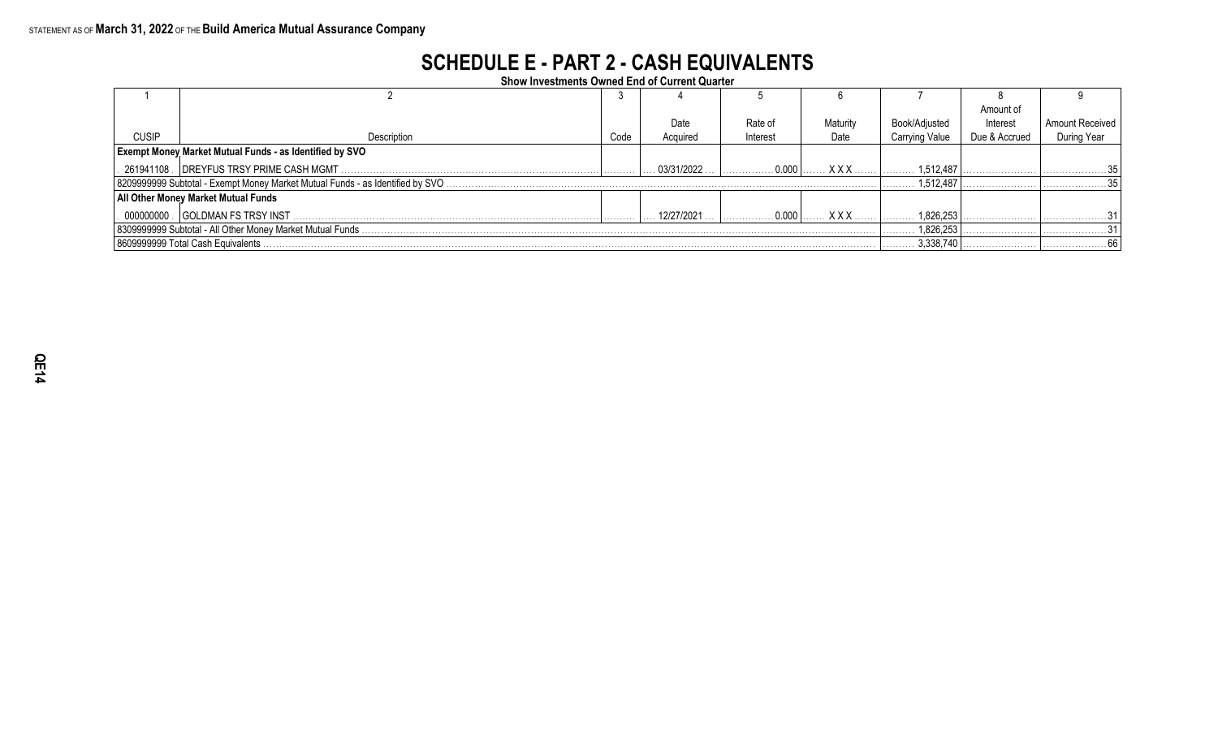STATEMENT AS OF **March 31, 2022** OF THE **Build America Mutual Assurance Company**

# SCHEDULE E - PART 2 - CASH EQUIVALENTS

**Show Investments Owned End of Current Quarter**

| 1 | 2 | 3 | 4 | 5 | 6 | 7 | 8 | 9 |
|---|---|---|---|---|---|---|---|---|
| CUSIP | Description | Code | Date Acquired | Rate of Interest | Maturity Date | Book/Adjusted Carrying Value | Amount of Interest Due & Accrued | Amount Received During Year |
| **Exempt Money Market Mutual Funds - as Identified by SVO** | | | | | | | | |
| 261941108 | DREYFUS TRSY PRIME CASH MGMT | | 03/31/2022 | 0.000 | X X X | 1,512,487 | | 35 |
| 8209999999 Subtotal - Exempt Money Market Mutual Funds - as Identified by SVO | | | | | | 1,512,487 | | 35 |
| **All Other Money Market Mutual Funds** | | | | | | | | |
| 000000000 | GOLDMAN FS TRSY INST | | 12/27/2021 | 0.000 | X X X | 1,826,253 | | 31 |
| 8309999999 Subtotal - All Other Money Market Mutual Funds | | | | | | 1,826,253 | | 31 |
| 8609999999 Total Cash Equivalents | | | | | | 3,338,740 | | 66 |